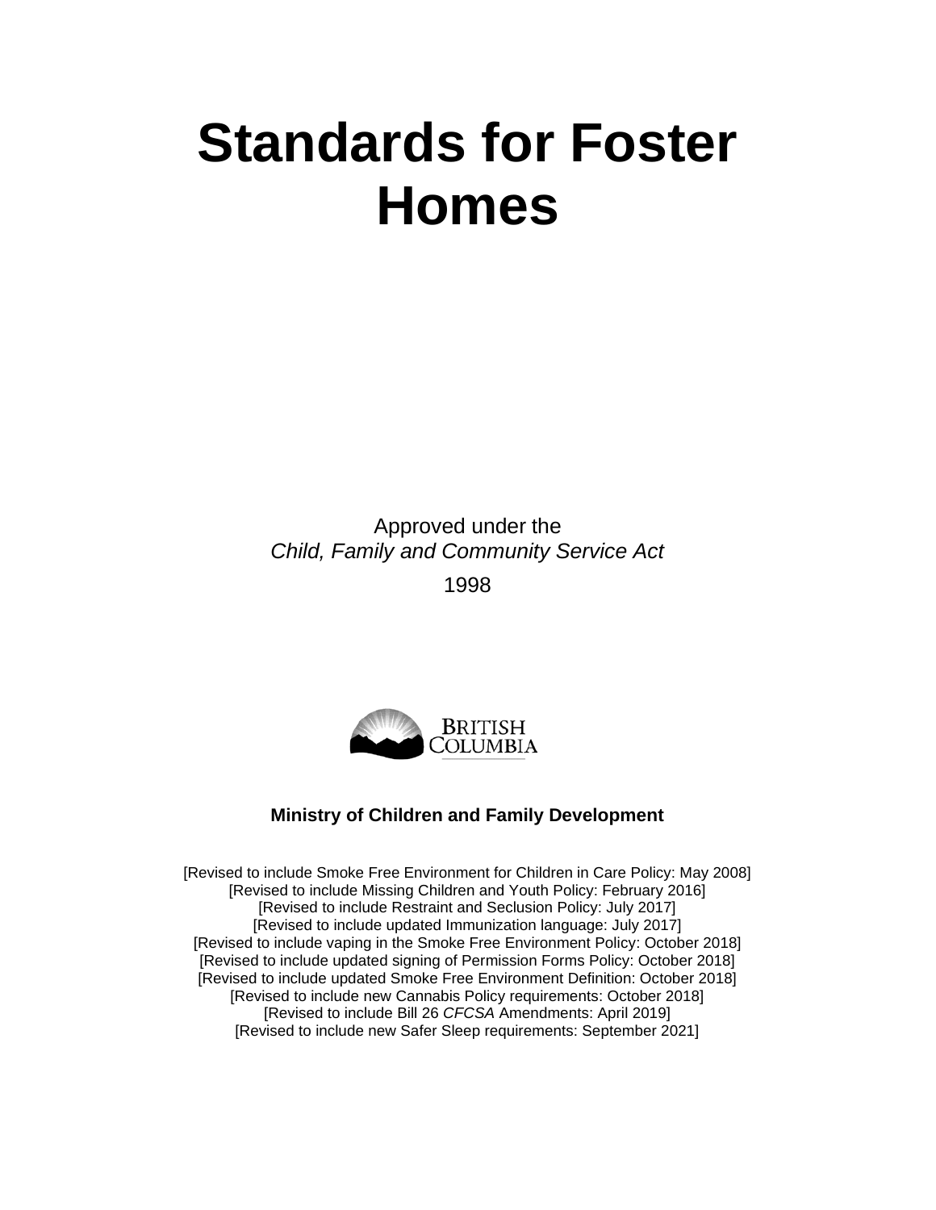# Standards for Foster Homes

Approved under the
*Child, Family and Community Service Act*

1998

BRITISH COLUMBIA

**Ministry of Children and Family Development**

[Revised to include Smoke Free Environment for Children in Care Policy: May 2008]
[Revised to include Missing Children and Youth Policy: February 2016]
[Revised to include Restraint and Seclusion Policy: July 2017]
[Revised to include updated Immunization language: July 2017]
[Revised to include vaping in the Smoke Free Environment Policy: October 2018]
[Revised to include updated signing of Permission Forms Policy: October 2018]
[Revised to include updated Smoke Free Environment Definition: October 2018]
[Revised to include new Cannabis Policy requirements: October 2018]
[Revised to include Bill 26 *CFCSA* Amendments: April 2019]
[Revised to include new Safer Sleep requirements: September 2021]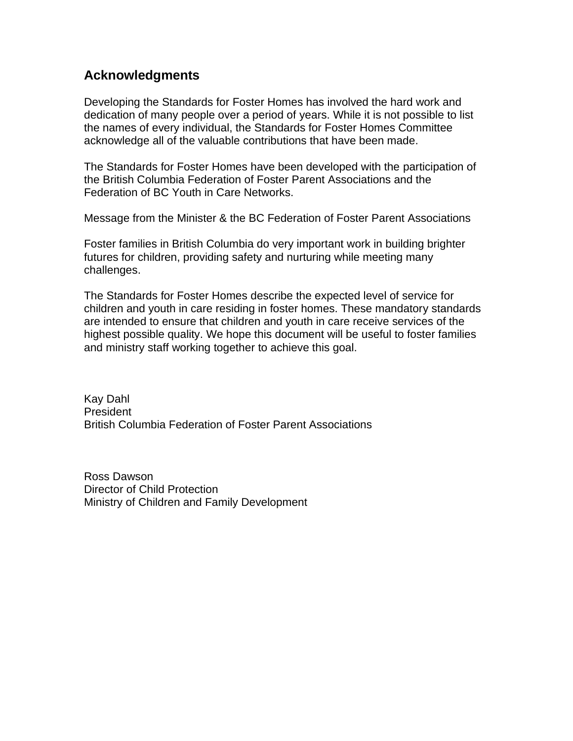## Acknowledgments

Developing the Standards for Foster Homes has involved the hard work and dedication of many people over a period of years. While it is not possible to list the names of every individual, the Standards for Foster Homes Committee acknowledge all of the valuable contributions that have been made.

The Standards for Foster Homes have been developed with the participation of the British Columbia Federation of Foster Parent Associations and the Federation of BC Youth in Care Networks.

Message from the Minister & the BC Federation of Foster Parent Associations

Foster families in British Columbia do very important work in building brighter futures for children, providing safety and nurturing while meeting many challenges.

The Standards for Foster Homes describe the expected level of service for children and youth in care residing in foster homes. These mandatory standards are intended to ensure that children and youth in care receive services of the highest possible quality. We hope this document will be useful to foster families and ministry staff working together to achieve this goal.

Kay Dahl
President
British Columbia Federation of Foster Parent Associations

Ross Dawson
Director of Child Protection
Ministry of Children and Family Development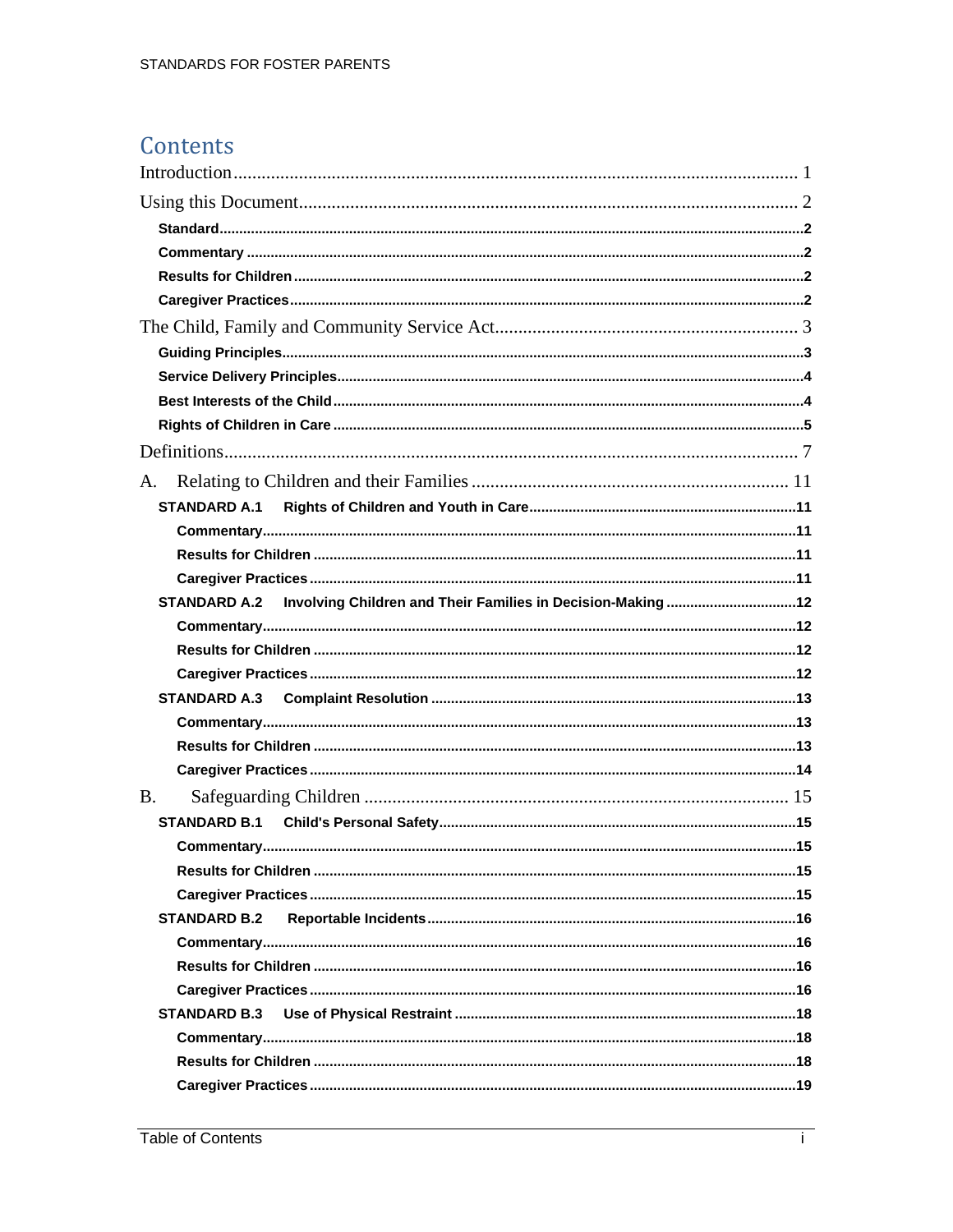# Contents

Introduction .......... 1

Using this Document .......... 2

- **Standard** .......... 2
- **Commentary** .......... 2
- **Results for Children** .......... 2
- **Caregiver Practices** .......... 2

The Child, Family and Community Service Act .......... 3

- **Guiding Principles** .......... 3
- **Service Delivery Principles** .......... 4
- **Best Interests of the Child** .......... 4
- **Rights of Children in Care** .......... 5

Definitions .......... 7

A. Relating to Children and their Families .......... 11

- **STANDARD A.1 Rights of Children and Youth in Care** .......... 11
  - **Commentary** .......... 11
  - **Results for Children** .......... 11
  - **Caregiver Practices** .......... 11
- **STANDARD A.2 Involving Children and Their Families in Decision-Making** .......... 12
  - **Commentary** .......... 12
  - **Results for Children** .......... 12
  - **Caregiver Practices** .......... 12
- **STANDARD A.3 Complaint Resolution** .......... 13
  - **Commentary** .......... 13
  - **Results for Children** .......... 13
  - **Caregiver Practices** .......... 14

B. Safeguarding Children .......... 15

- **STANDARD B.1 Child's Personal Safety** .......... 15
  - **Commentary** .......... 15
  - **Results for Children** .......... 15
  - **Caregiver Practices** .......... 15
- **STANDARD B.2 Reportable Incidents** .......... 16
  - **Commentary** .......... 16
  - **Results for Children** .......... 16
  - **Caregiver Practices** .......... 16
- **STANDARD B.3 Use of Physical Restraint** .......... 18
  - **Commentary** .......... 18
  - **Results for Children** .......... 18
  - **Caregiver Practices** .......... 19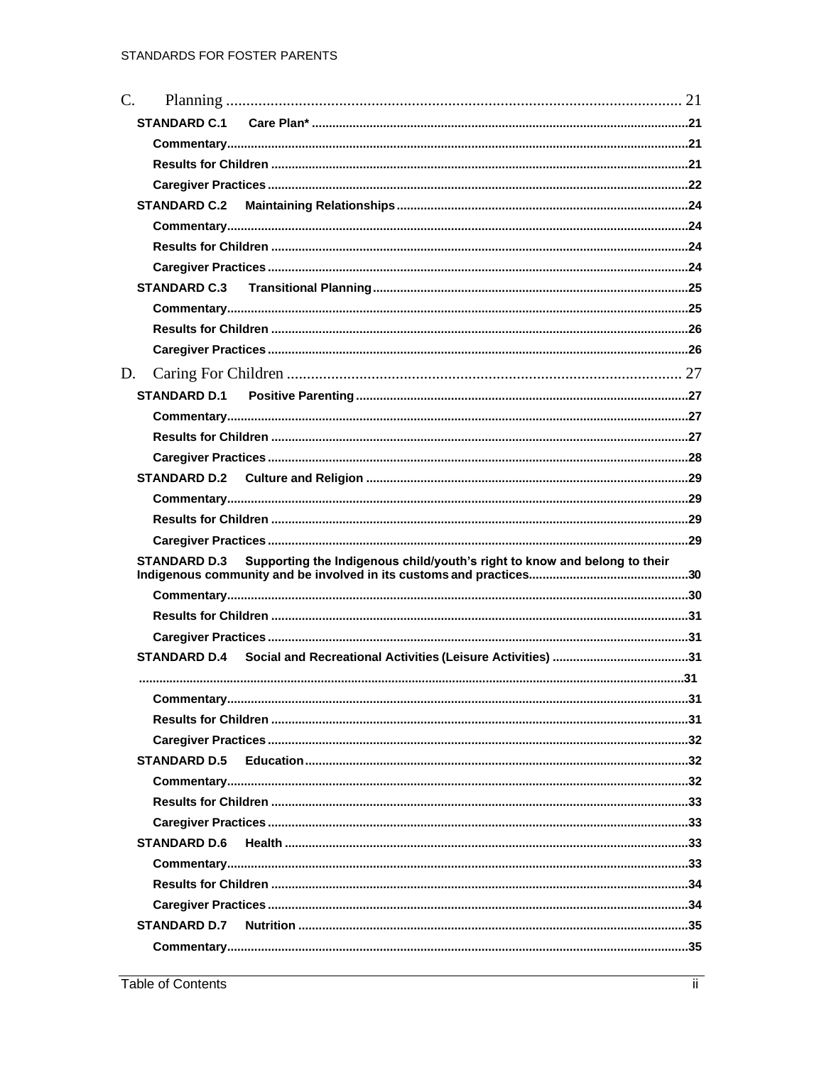C. Planning ........................................................................................................... 21

- **STANDARD C.1 Care Plan*** .......................................................................................21
  - **Commentary**.......................................................................................................21
  - **Results for Children** ...........................................................................................21
  - **Caregiver Practices** ............................................................................................22
- **STANDARD C.2 Maintaining Relationships** ...........................................................24
  - **Commentary**.......................................................................................................24
  - **Results for Children** ...........................................................................................24
  - **Caregiver Practices** ............................................................................................24
- **STANDARD C.3 Transitional Planning** ....................................................................25
  - **Commentary**.......................................................................................................25
  - **Results for Children** ...........................................................................................26
  - **Caregiver Practices** ............................................................................................26

D. Caring For Children ............................................................................................ 27

- **STANDARD D.1 Positive Parenting** .........................................................................27
  - **Commentary**.......................................................................................................27
  - **Results for Children** ...........................................................................................27
  - **Caregiver Practices** ............................................................................................28
- **STANDARD D.2 Culture and Religion** .....................................................................29
  - **Commentary**.......................................................................................................29
  - **Results for Children** ...........................................................................................29
  - **Caregiver Practices** ............................................................................................29
- **STANDARD D.3 Supporting the Indigenous child/youth's right to know and belong to their Indigenous community and be involved in its customs and practices** ....................................30
  - **Commentary**.......................................................................................................30
  - **Results for Children** ...........................................................................................31
  - **Caregiver Practices** ............................................................................................31
- **STANDARD D.4 Social and Recreational Activities (Leisure Activities)** .....................31
- ................................................................................................................................31
  - **Commentary**.......................................................................................................31
  - **Results for Children** ...........................................................................................31
  - **Caregiver Practices** ............................................................................................32
- **STANDARD D.5 Education** .......................................................................................32
  - **Commentary**.......................................................................................................32
  - **Results for Children** ...........................................................................................33
  - **Caregiver Practices** ............................................................................................33
- **STANDARD D.6 Health** ............................................................................................33
  - **Commentary**.......................................................................................................33
  - **Results for Children** ...........................................................................................34
  - **Caregiver Practices** ............................................................................................34
- **STANDARD D.7 Nutrition** ........................................................................................35
  - **Commentary**.......................................................................................................35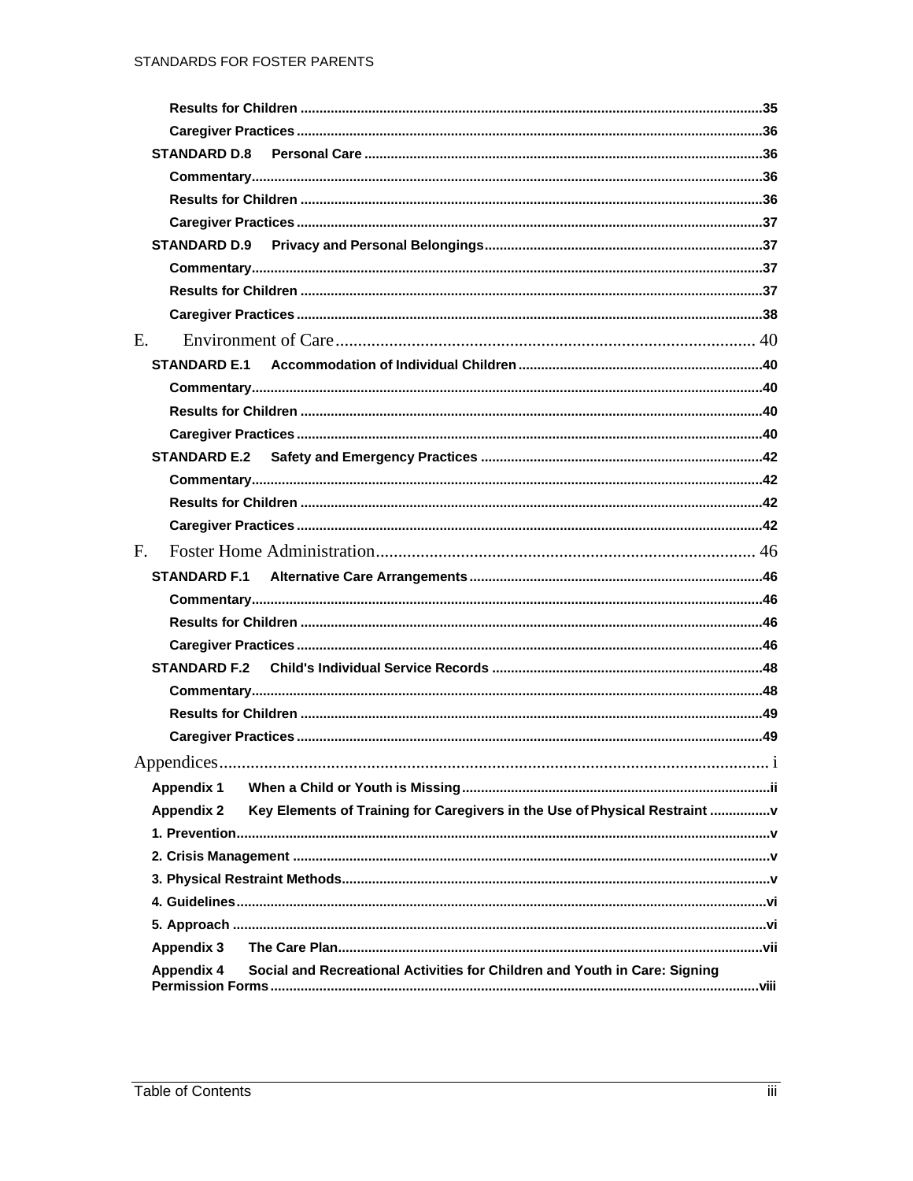Results for Children .......... 35
Caregiver Practices .......... 36
STANDARD D.8 Personal Care .......... 36
Commentary .......... 36
Results for Children .......... 36
Caregiver Practices .......... 37
STANDARD D.9 Privacy and Personal Belongings .......... 37
Commentary .......... 37
Results for Children .......... 37
Caregiver Practices .......... 38

E. Environment of Care .......... 40
STANDARD E.1 Accommodation of Individual Children .......... 40
Commentary .......... 40
Results for Children .......... 40
Caregiver Practices .......... 40
STANDARD E.2 Safety and Emergency Practices .......... 42
Commentary .......... 42
Results for Children .......... 42
Caregiver Practices .......... 42

F. Foster Home Administration .......... 46
STANDARD F.1 Alternative Care Arrangements .......... 46
Commentary .......... 46
Results for Children .......... 46
Caregiver Practices .......... 46
STANDARD F.2 Child's Individual Service Records .......... 48
Commentary .......... 48
Results for Children .......... 49
Caregiver Practices .......... 49

Appendices .......... i
Appendix 1 When a Child or Youth is Missing .......... ii
Appendix 2 Key Elements of Training for Caregivers in the Use of Physical Restraint .......... v
1. Prevention .......... v
2. Crisis Management .......... v
3. Physical Restraint Methods .......... v
4. Guidelines .......... vi
5. Approach .......... vi
Appendix 3 The Care Plan .......... vii
Appendix 4 Social and Recreational Activities for Children and Youth in Care: Signing Permission Forms .......... viii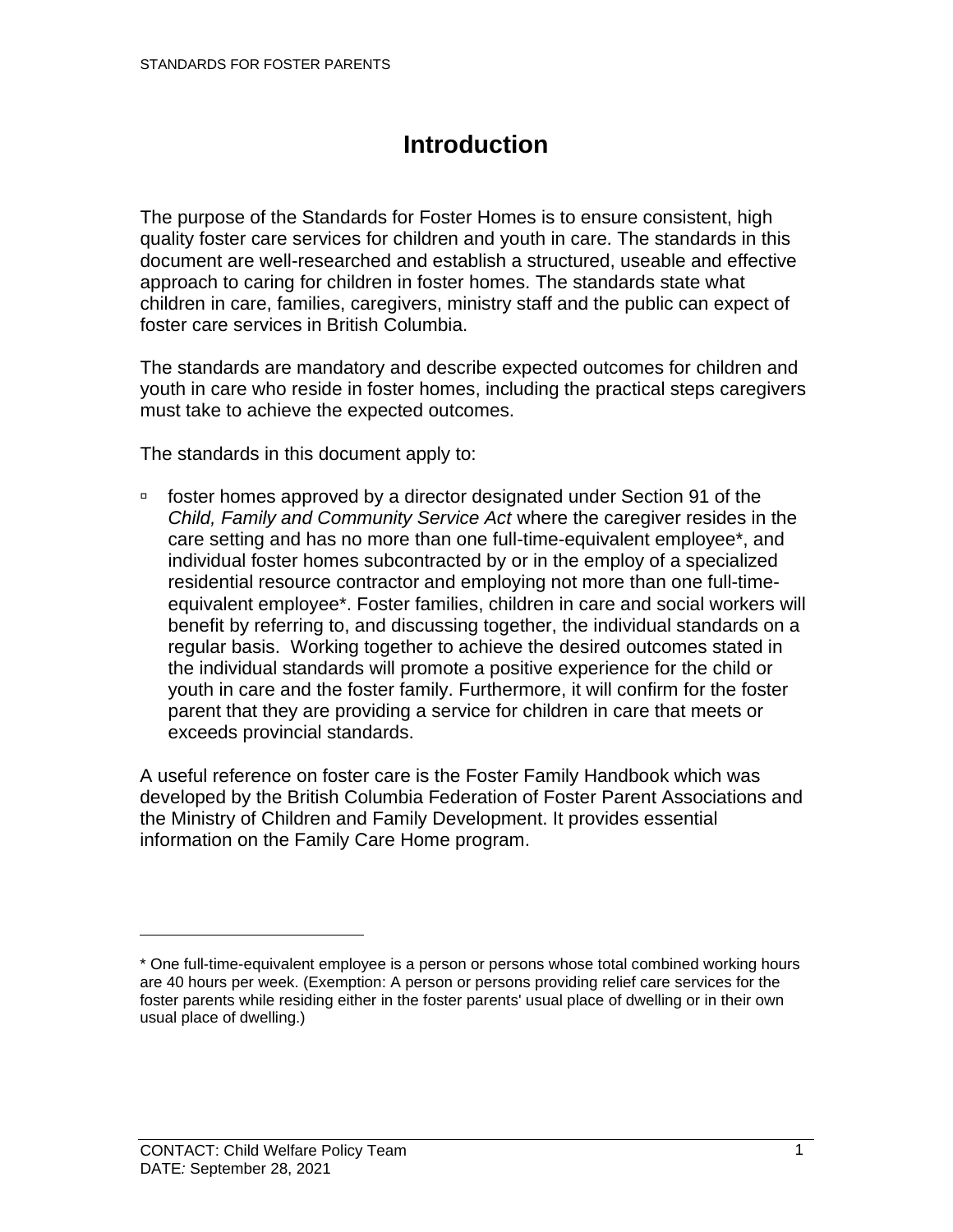# Introduction

The purpose of the Standards for Foster Homes is to ensure consistent, high quality foster care services for children and youth in care. The standards in this document are well-researched and establish a structured, useable and effective approach to caring for children in foster homes. The standards state what children in care, families, caregivers, ministry staff and the public can expect of foster care services in British Columbia.

The standards are mandatory and describe expected outcomes for children and youth in care who reside in foster homes, including the practical steps caregivers must take to achieve the expected outcomes.

The standards in this document apply to:

- foster homes approved by a director designated under Section 91 of the *Child, Family and Community Service Act* where the caregiver resides in the care setting and has no more than one full-time-equivalent employee*, and individual foster homes subcontracted by or in the employ of a specialized residential resource contractor and employing not more than one full-time-equivalent employee*. Foster families, children in care and social workers will benefit by referring to, and discussing together, the individual standards on a regular basis. Working together to achieve the desired outcomes stated in the individual standards will promote a positive experience for the child or youth in care and the foster family. Furthermore, it will confirm for the foster parent that they are providing a service for children in care that meets or exceeds provincial standards.

A useful reference on foster care is the Foster Family Handbook which was developed by the British Columbia Federation of Foster Parent Associations and the Ministry of Children and Family Development. It provides essential information on the Family Care Home program.

---

* One full-time-equivalent employee is a person or persons whose total combined working hours are 40 hours per week. (Exemption: A person or persons providing relief care services for the foster parents while residing either in the foster parents' usual place of dwelling or in their own usual place of dwelling.)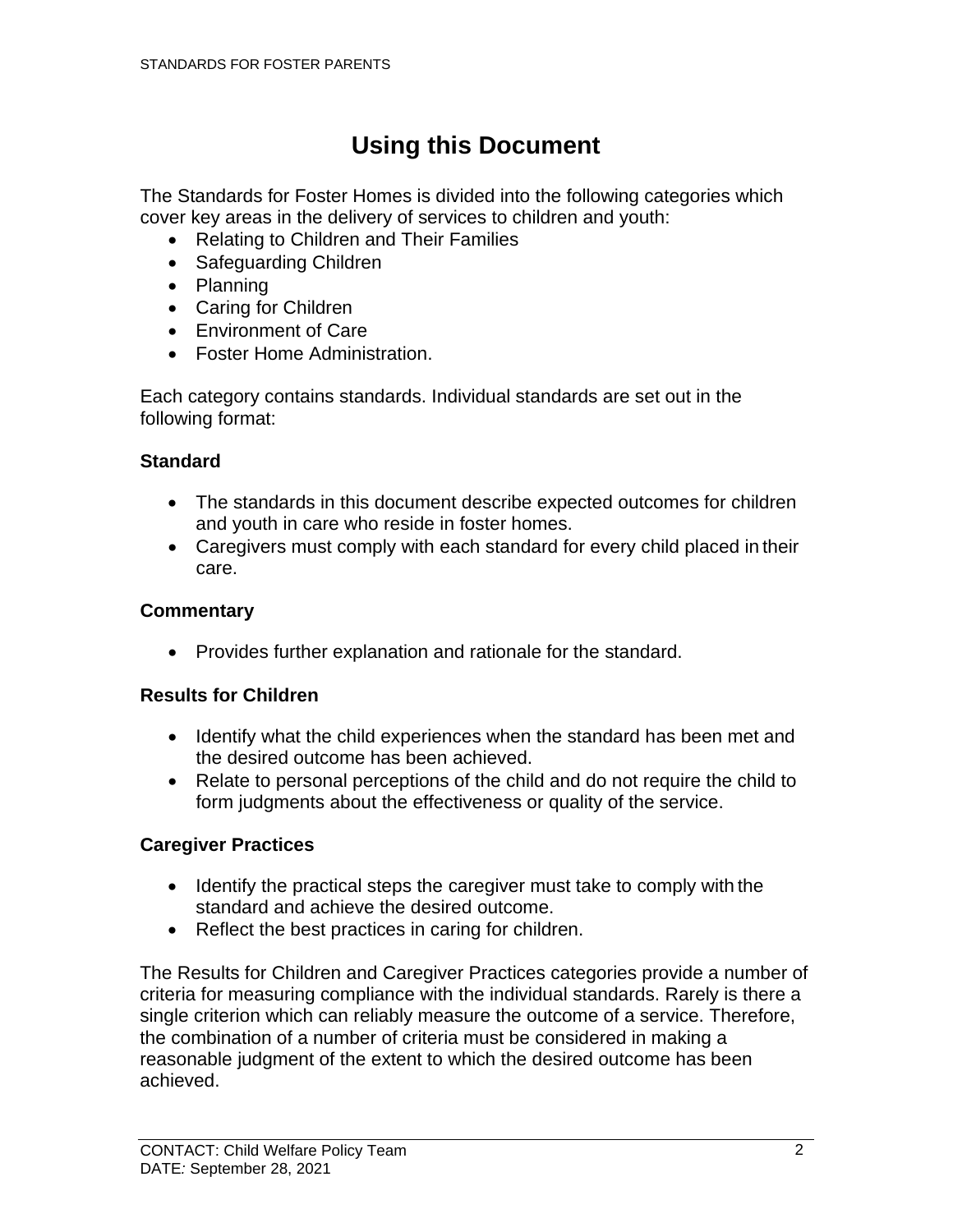# Using this Document

The Standards for Foster Homes is divided into the following categories which cover key areas in the delivery of services to children and youth:

- Relating to Children and Their Families
- Safeguarding Children
- Planning
- Caring for Children
- Environment of Care
- Foster Home Administration.

Each category contains standards. Individual standards are set out in the following format:

**Standard**

- The standards in this document describe expected outcomes for children and youth in care who reside in foster homes.
- Caregivers must comply with each standard for every child placed in their care.

**Commentary**

- Provides further explanation and rationale for the standard.

**Results for Children**

- Identify what the child experiences when the standard has been met and the desired outcome has been achieved.
- Relate to personal perceptions of the child and do not require the child to form judgments about the effectiveness or quality of the service.

**Caregiver Practices**

- Identify the practical steps the caregiver must take to comply with the standard and achieve the desired outcome.
- Reflect the best practices in caring for children.

The Results for Children and Caregiver Practices categories provide a number of criteria for measuring compliance with the individual standards. Rarely is there a single criterion which can reliably measure the outcome of a service. Therefore, the combination of a number of criteria must be considered in making a reasonable judgment of the extent to which the desired outcome has been achieved.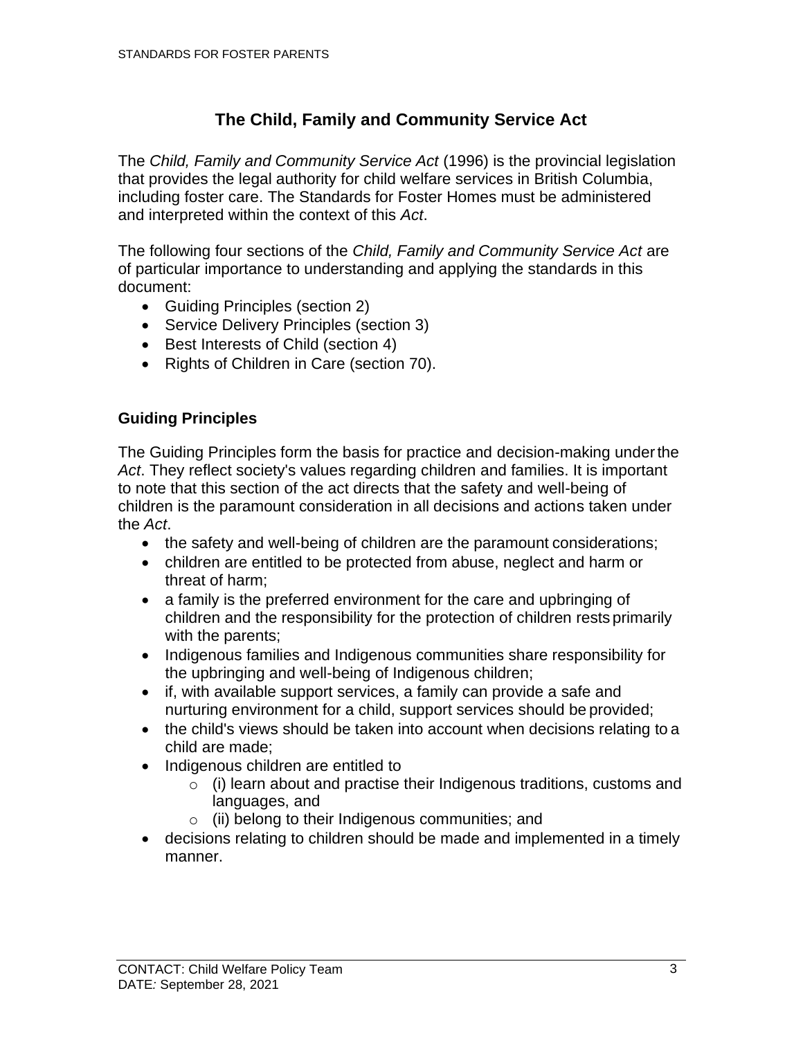# The Child, Family and Community Service Act

The *Child, Family and Community Service Act* (1996) is the provincial legislation that provides the legal authority for child welfare services in British Columbia, including foster care. The Standards for Foster Homes must be administered and interpreted within the context of this *Act*.

The following four sections of the *Child, Family and Community Service Act* are of particular importance to understanding and applying the standards in this document:

- Guiding Principles (section 2)
- Service Delivery Principles (section 3)
- Best Interests of Child (section 4)
- Rights of Children in Care (section 70).

## Guiding Principles

The Guiding Principles form the basis for practice and decision-making under the *Act*. They reflect society's values regarding children and families. It is important to note that this section of the act directs that the safety and well-being of children is the paramount consideration in all decisions and actions taken under the *Act*.

- the safety and well-being of children are the paramount considerations;
- children are entitled to be protected from abuse, neglect and harm or threat of harm;
- a family is the preferred environment for the care and upbringing of children and the responsibility for the protection of children rests primarily with the parents;
- Indigenous families and Indigenous communities share responsibility for the upbringing and well-being of Indigenous children;
- if, with available support services, a family can provide a safe and nurturing environment for a child, support services should be provided;
- the child's views should be taken into account when decisions relating to a child are made;
- Indigenous children are entitled to
  - (i) learn about and practise their Indigenous traditions, customs and languages, and
  - (ii) belong to their Indigenous communities; and
- decisions relating to children should be made and implemented in a timely manner.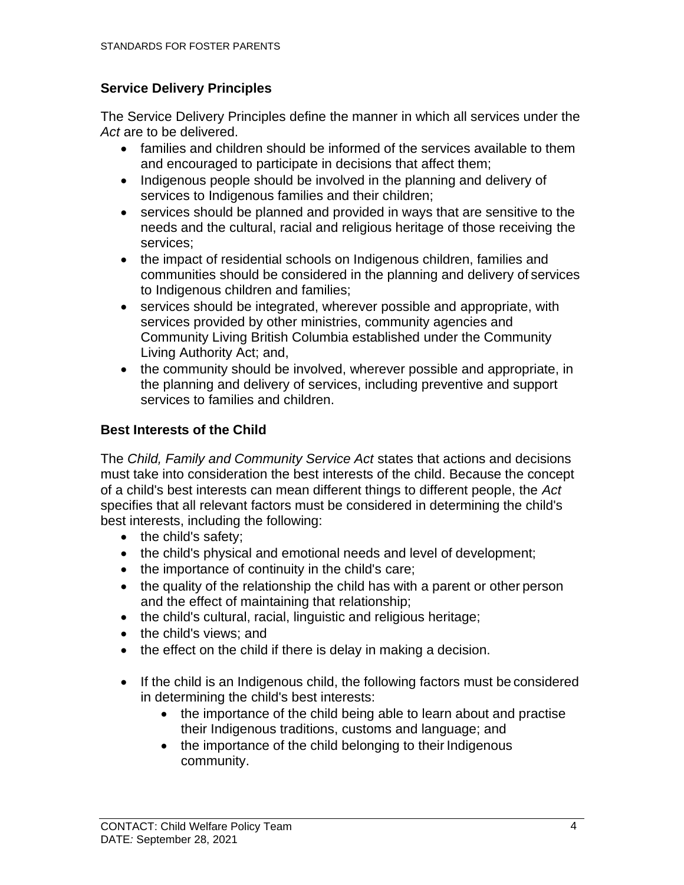## Service Delivery Principles

The Service Delivery Principles define the manner in which all services under the *Act* are to be delivered.

- families and children should be informed of the services available to them and encouraged to participate in decisions that affect them;
- Indigenous people should be involved in the planning and delivery of services to Indigenous families and their children;
- services should be planned and provided in ways that are sensitive to the needs and the cultural, racial and religious heritage of those receiving the services;
- the impact of residential schools on Indigenous children, families and communities should be considered in the planning and delivery of services to Indigenous children and families;
- services should be integrated, wherever possible and appropriate, with services provided by other ministries, community agencies and Community Living British Columbia established under the Community Living Authority Act; and,
- the community should be involved, wherever possible and appropriate, in the planning and delivery of services, including preventive and support services to families and children.

## Best Interests of the Child

The *Child, Family and Community Service Act* states that actions and decisions must take into consideration the best interests of the child. Because the concept of a child's best interests can mean different things to different people, the *Act* specifies that all relevant factors must be considered in determining the child's best interests, including the following:

- the child's safety;
- the child's physical and emotional needs and level of development;
- the importance of continuity in the child's care;
- the quality of the relationship the child has with a parent or other person and the effect of maintaining that relationship;
- the child's cultural, racial, linguistic and religious heritage;
- the child's views; and
- the effect on the child if there is delay in making a decision.

- If the child is an Indigenous child, the following factors must be considered in determining the child's best interests:
  - the importance of the child being able to learn about and practise their Indigenous traditions, customs and language; and
  - the importance of the child belonging to their Indigenous community.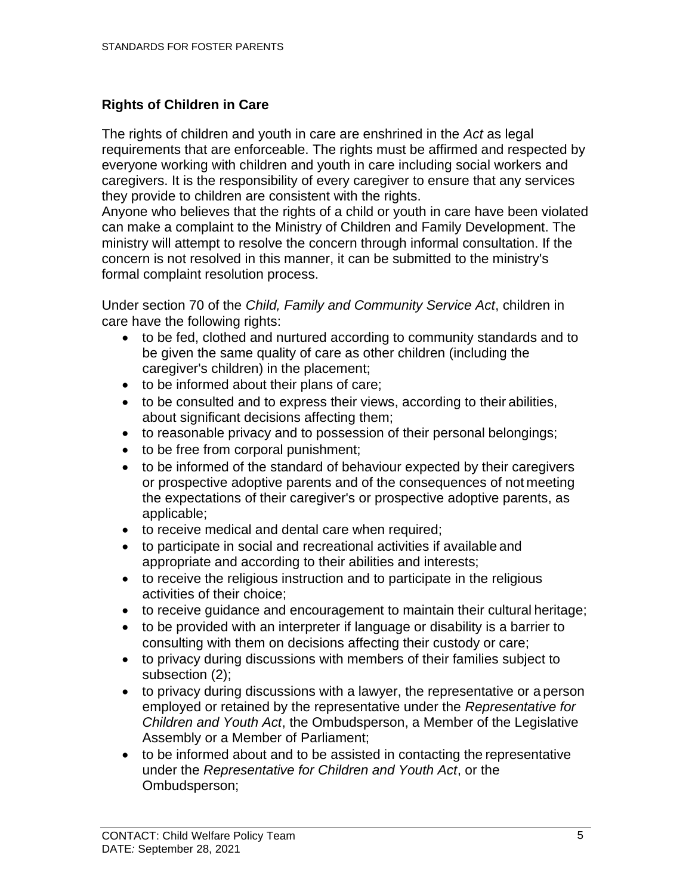## Rights of Children in Care

The rights of children and youth in care are enshrined in the *Act* as legal requirements that are enforceable. The rights must be affirmed and respected by everyone working with children and youth in care including social workers and caregivers. It is the responsibility of every caregiver to ensure that any services they provide to children are consistent with the rights.
Anyone who believes that the rights of a child or youth in care have been violated can make a complaint to the Ministry of Children and Family Development. The ministry will attempt to resolve the concern through informal consultation. If the concern is not resolved in this manner, it can be submitted to the ministry's formal complaint resolution process.

Under section 70 of the *Child, Family and Community Service Act*, children in care have the following rights:

- to be fed, clothed and nurtured according to community standards and to be given the same quality of care as other children (including the caregiver's children) in the placement;
- to be informed about their plans of care;
- to be consulted and to express their views, according to their abilities, about significant decisions affecting them;
- to reasonable privacy and to possession of their personal belongings;
- to be free from corporal punishment;
- to be informed of the standard of behaviour expected by their caregivers or prospective adoptive parents and of the consequences of not meeting the expectations of their caregiver's or prospective adoptive parents, as applicable;
- to receive medical and dental care when required;
- to participate in social and recreational activities if available and appropriate and according to their abilities and interests;
- to receive the religious instruction and to participate in the religious activities of their choice;
- to receive guidance and encouragement to maintain their cultural heritage;
- to be provided with an interpreter if language or disability is a barrier to consulting with them on decisions affecting their custody or care;
- to privacy during discussions with members of their families subject to subsection (2);
- to privacy during discussions with a lawyer, the representative or a person employed or retained by the representative under the *Representative for Children and Youth Act*, the Ombudsperson, a Member of the Legislative Assembly or a Member of Parliament;
- to be informed about and to be assisted in contacting the representative under the *Representative for Children and Youth Act*, or the Ombudsperson;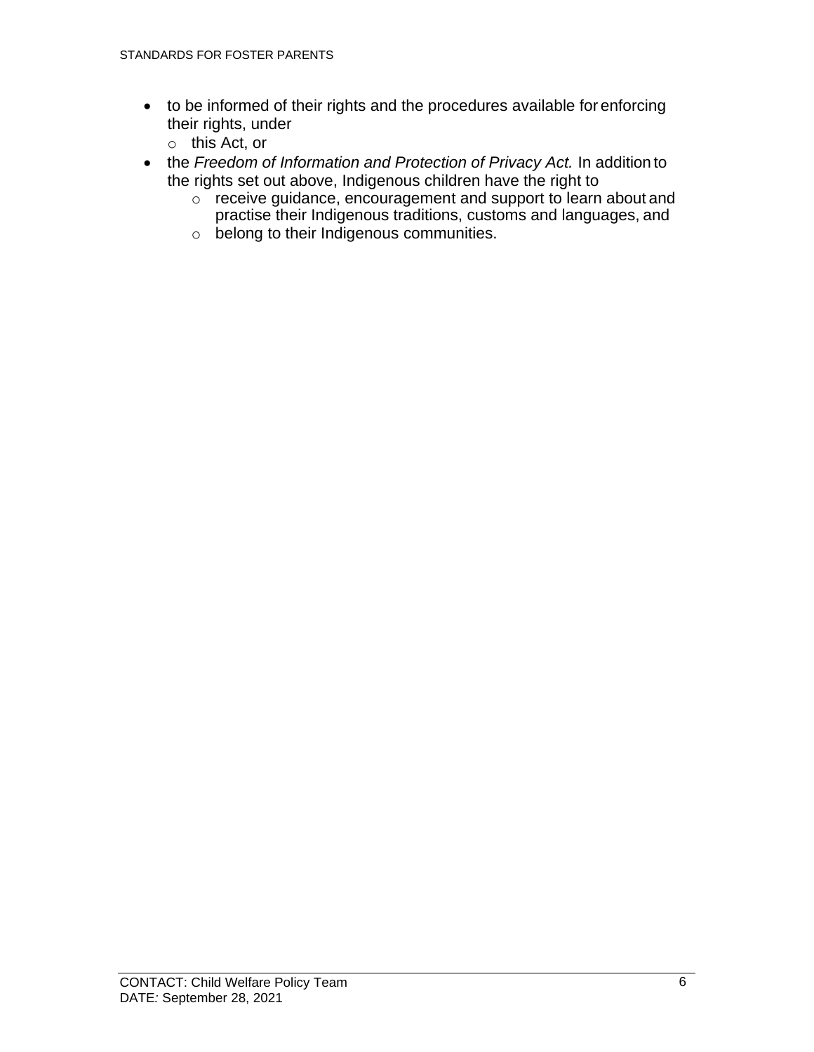- to be informed of their rights and the procedures available for enforcing their rights, under
    - this Act, or
- the *Freedom of Information and Protection of Privacy Act.* In addition to the rights set out above, Indigenous children have the right to
    - receive guidance, encouragement and support to learn about and practise their Indigenous traditions, customs and languages, and
    - belong to their Indigenous communities.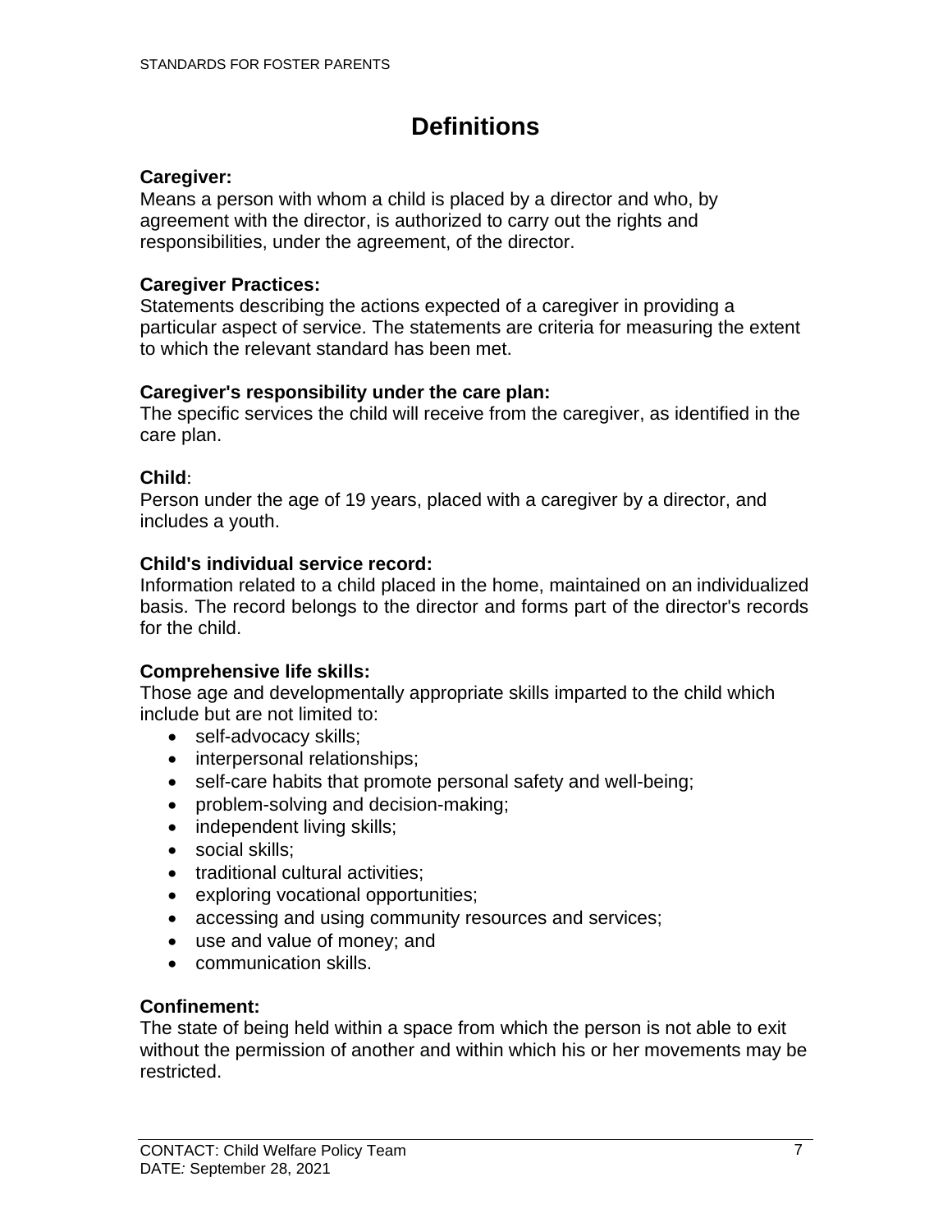# Definitions

**Caregiver:**
Means a person with whom a child is placed by a director and who, by agreement with the director, is authorized to carry out the rights and responsibilities, under the agreement, of the director.

**Caregiver Practices:**
Statements describing the actions expected of a caregiver in providing a particular aspect of service. The statements are criteria for measuring the extent to which the relevant standard has been met.

**Caregiver's responsibility under the care plan:**
The specific services the child will receive from the caregiver, as identified in the care plan.

**Child**:
Person under the age of 19 years, placed with a caregiver by a director, and includes a youth.

**Child's individual service record:**
Information related to a child placed in the home, maintained on an individualized basis. The record belongs to the director and forms part of the director's records for the child.

**Comprehensive life skills:**
Those age and developmentally appropriate skills imparted to the child which include but are not limited to:

- self-advocacy skills;
- interpersonal relationships;
- self-care habits that promote personal safety and well-being;
- problem-solving and decision-making;
- independent living skills;
- social skills;
- traditional cultural activities;
- exploring vocational opportunities;
- accessing and using community resources and services;
- use and value of money; and
- communication skills.

**Confinement:**
The state of being held within a space from which the person is not able to exit without the permission of another and within which his or her movements may be restricted.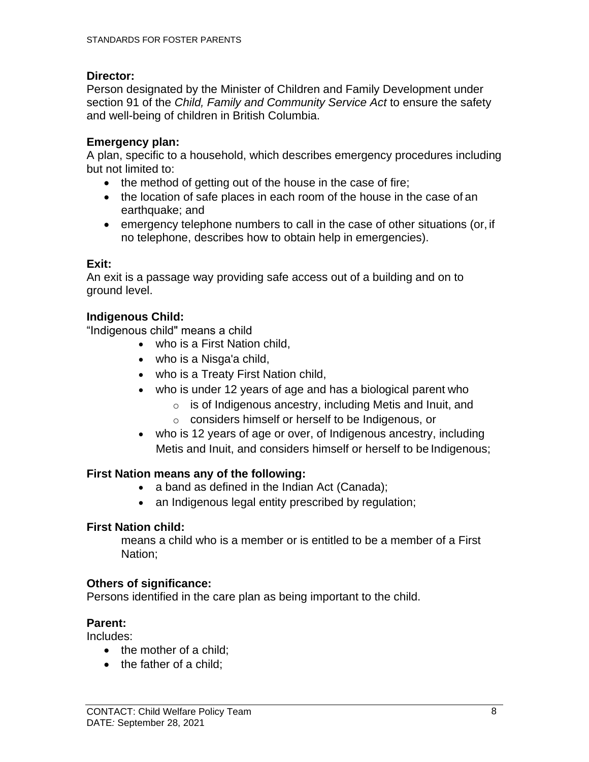**Director:**
Person designated by the Minister of Children and Family Development under section 91 of the *Child, Family and Community Service Act* to ensure the safety and well-being of children in British Columbia.

**Emergency plan:**
A plan, specific to a household, which describes emergency procedures including but not limited to:

- the method of getting out of the house in the case of fire;
- the location of safe places in each room of the house in the case of an earthquake; and
- emergency telephone numbers to call in the case of other situations (or, if no telephone, describes how to obtain help in emergencies).

**Exit:**
An exit is a passage way providing safe access out of a building and on to ground level.

**Indigenous Child:**
"Indigenous child" means a child

- who is a First Nation child,
- who is a Nisga'a child,
- who is a Treaty First Nation child,
- who is under 12 years of age and has a biological parent who
  - is of Indigenous ancestry, including Metis and Inuit, and
  - considers himself or herself to be Indigenous, or
- who is 12 years of age or over, of Indigenous ancestry, including Metis and Inuit, and considers himself or herself to be Indigenous;

**First Nation means any of the following:**

- a band as defined in the Indian Act (Canada);
- an Indigenous legal entity prescribed by regulation;

**First Nation child:**
means a child who is a member or is entitled to be a member of a First Nation;

**Others of significance:**
Persons identified in the care plan as being important to the child.

**Parent:**
Includes:

- the mother of a child;
- the father of a child;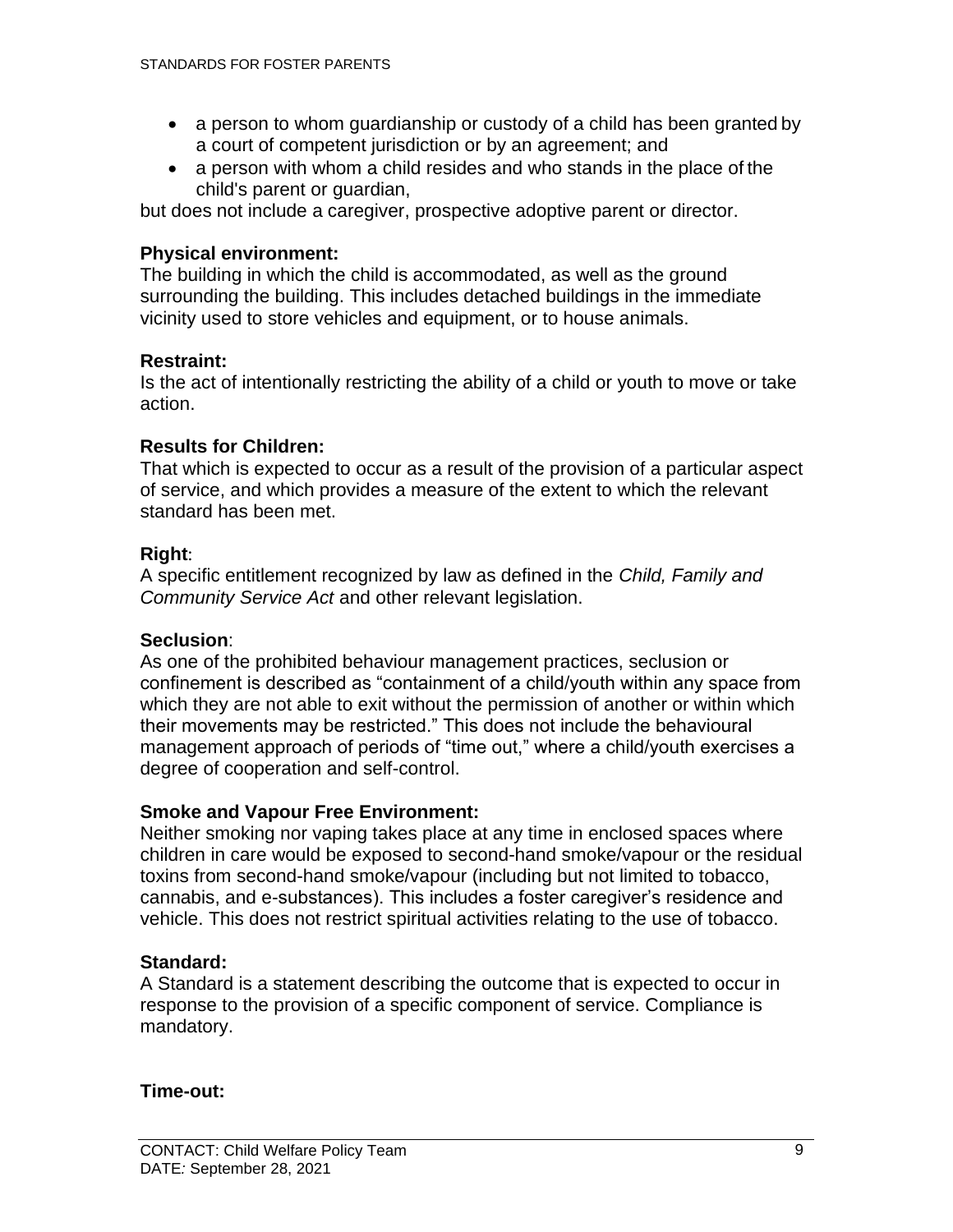- a person to whom guardianship or custody of a child has been granted by a court of competent jurisdiction or by an agreement; and
- a person with whom a child resides and who stands in the place of the child's parent or guardian,

but does not include a caregiver, prospective adoptive parent or director.

**Physical environment:**
The building in which the child is accommodated, as well as the ground surrounding the building. This includes detached buildings in the immediate vicinity used to store vehicles and equipment, or to house animals.

**Restraint:**
Is the act of intentionally restricting the ability of a child or youth to move or take action.

**Results for Children:**
That which is expected to occur as a result of the provision of a particular aspect of service, and which provides a measure of the extent to which the relevant standard has been met.

**Right**:
A specific entitlement recognized by law as defined in the *Child, Family and Community Service Act* and other relevant legislation.

**Seclusion**:
As one of the prohibited behaviour management practices, seclusion or confinement is described as "containment of a child/youth within any space from which they are not able to exit without the permission of another or within which their movements may be restricted." This does not include the behavioural management approach of periods of "time out," where a child/youth exercises a degree of cooperation and self-control.

**Smoke and Vapour Free Environment:**
Neither smoking nor vaping takes place at any time in enclosed spaces where children in care would be exposed to second-hand smoke/vapour or the residual toxins from second-hand smoke/vapour (including but not limited to tobacco, cannabis, and e-substances). This includes a foster caregiver's residence and vehicle. This does not restrict spiritual activities relating to the use of tobacco.

**Standard:**
A Standard is a statement describing the outcome that is expected to occur in response to the provision of a specific component of service. Compliance is mandatory.

**Time-out:**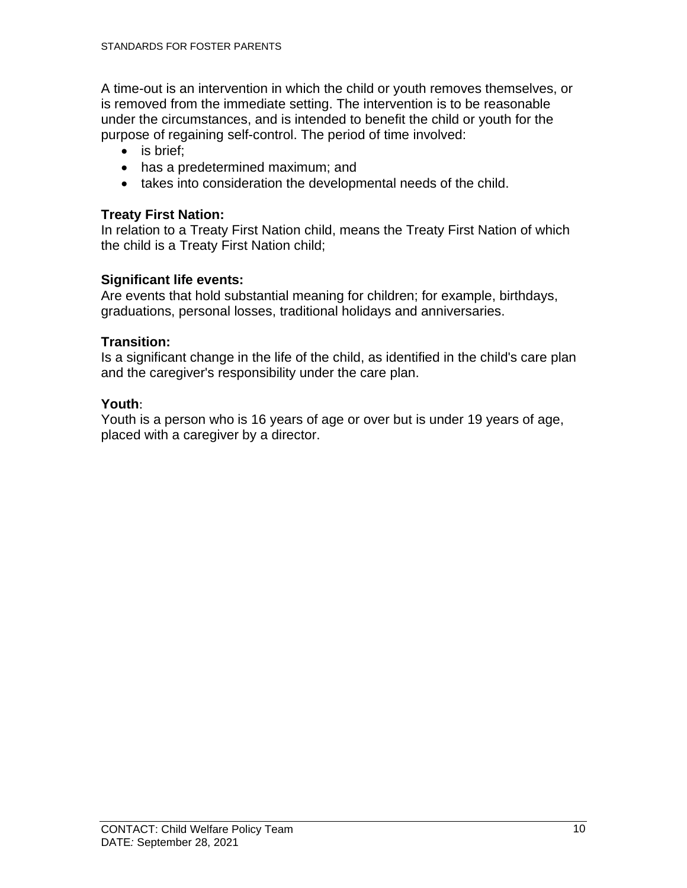A time-out is an intervention in which the child or youth removes themselves, or is removed from the immediate setting. The intervention is to be reasonable under the circumstances, and is intended to benefit the child or youth for the purpose of regaining self-control. The period of time involved:

- is brief;
- has a predetermined maximum; and
- takes into consideration the developmental needs of the child.

**Treaty First Nation:**
In relation to a Treaty First Nation child, means the Treaty First Nation of which the child is a Treaty First Nation child;

**Significant life events:**
Are events that hold substantial meaning for children; for example, birthdays, graduations, personal losses, traditional holidays and anniversaries.

**Transition:**
Is a significant change in the life of the child, as identified in the child's care plan and the caregiver's responsibility under the care plan.

**Youth**:
Youth is a person who is 16 years of age or over but is under 19 years of age, placed with a caregiver by a director.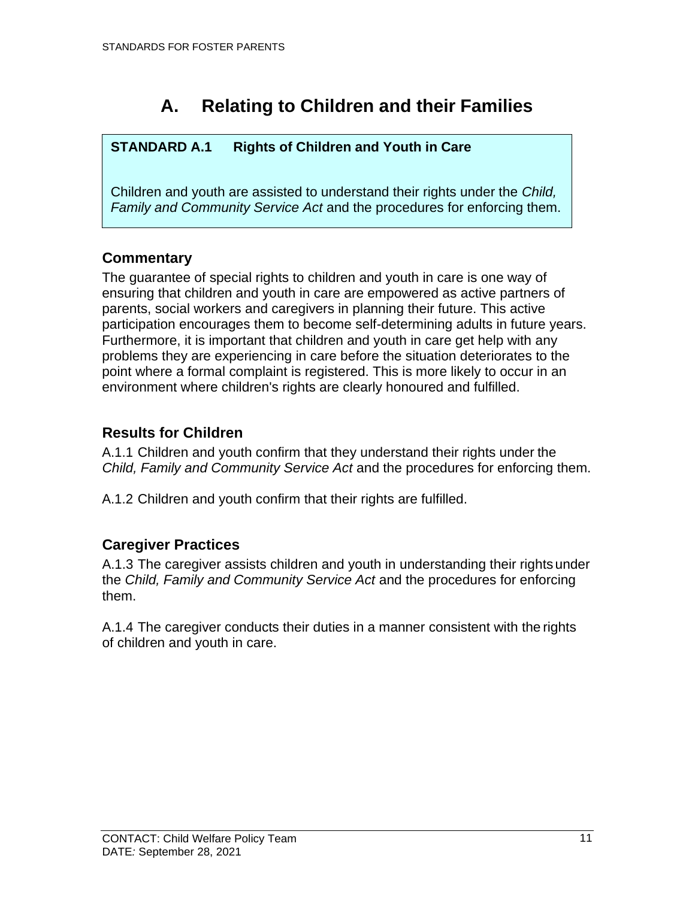# A. Relating to Children and their Families

**STANDARD A.1 Rights of Children and Youth in Care**

Children and youth are assisted to understand their rights under the *Child, Family and Community Service Act* and the procedures for enforcing them.

## Commentary

The guarantee of special rights to children and youth in care is one way of ensuring that children and youth in care are empowered as active partners of parents, social workers and caregivers in planning their future. This active participation encourages them to become self-determining adults in future years. Furthermore, it is important that children and youth in care get help with any problems they are experiencing in care before the situation deteriorates to the point where a formal complaint is registered. This is more likely to occur in an environment where children's rights are clearly honoured and fulfilled.

## Results for Children

A.1.1 Children and youth confirm that they understand their rights under the *Child, Family and Community Service Act* and the procedures for enforcing them.

A.1.2 Children and youth confirm that their rights are fulfilled.

## Caregiver Practices

A.1.3 The caregiver assists children and youth in understanding their rights under the *Child, Family and Community Service Act* and the procedures for enforcing them.

A.1.4 The caregiver conducts their duties in a manner consistent with the rights of children and youth in care.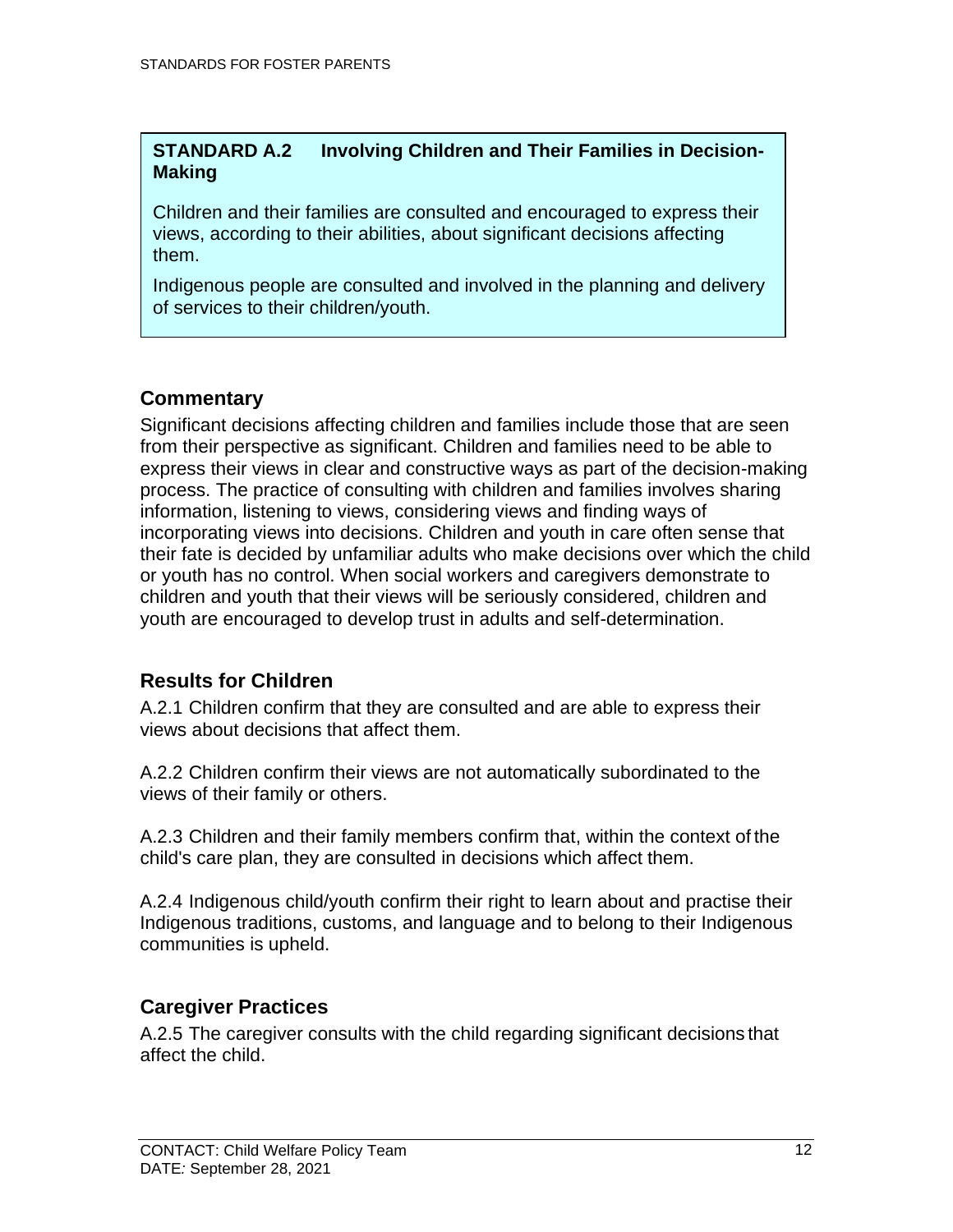**STANDARD A.2 Involving Children and Their Families in Decision-Making**

Children and their families are consulted and encouraged to express their views, according to their abilities, about significant decisions affecting them.

Indigenous people are consulted and involved in the planning and delivery of services to their children/youth.

## Commentary

Significant decisions affecting children and families include those that are seen from their perspective as significant. Children and families need to be able to express their views in clear and constructive ways as part of the decision-making process. The practice of consulting with children and families involves sharing information, listening to views, considering views and finding ways of incorporating views into decisions. Children and youth in care often sense that their fate is decided by unfamiliar adults who make decisions over which the child or youth has no control. When social workers and caregivers demonstrate to children and youth that their views will be seriously considered, children and youth are encouraged to develop trust in adults and self-determination.

## Results for Children

A.2.1 Children confirm that they are consulted and are able to express their views about decisions that affect them.

A.2.2 Children confirm their views are not automatically subordinated to the views of their family or others.

A.2.3 Children and their family members confirm that, within the context of the child's care plan, they are consulted in decisions which affect them.

A.2.4 Indigenous child/youth confirm their right to learn about and practise their Indigenous traditions, customs, and language and to belong to their Indigenous communities is upheld.

## Caregiver Practices

A.2.5 The caregiver consults with the child regarding significant decisions that affect the child.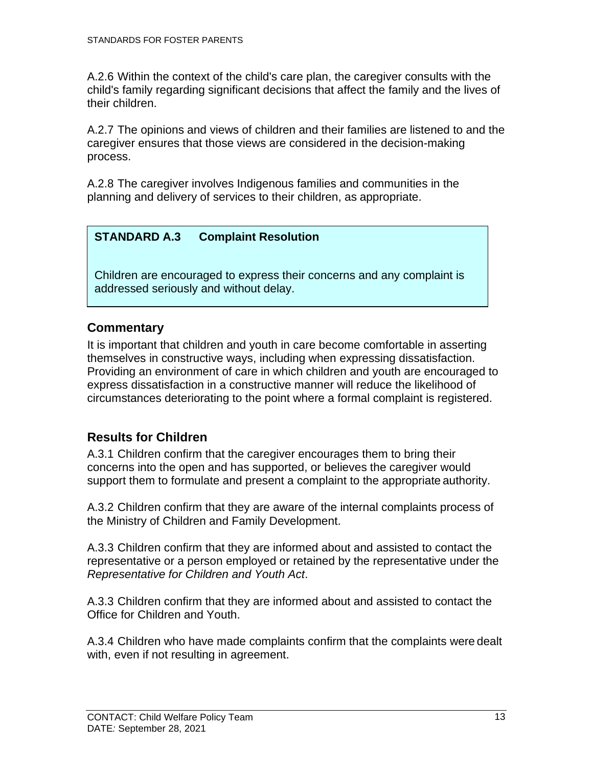A.2.6 Within the context of the child's care plan, the caregiver consults with the child's family regarding significant decisions that affect the family and the lives of their children.

A.2.7 The opinions and views of children and their families are listened to and the caregiver ensures that those views are considered in the decision-making process.

A.2.8 The caregiver involves Indigenous families and communities in the planning and delivery of services to their children, as appropriate.

**STANDARD A.3 Complaint Resolution**

Children are encouraged to express their concerns and any complaint is addressed seriously and without delay.

## Commentary

It is important that children and youth in care become comfortable in asserting themselves in constructive ways, including when expressing dissatisfaction. Providing an environment of care in which children and youth are encouraged to express dissatisfaction in a constructive manner will reduce the likelihood of circumstances deteriorating to the point where a formal complaint is registered.

## Results for Children

A.3.1 Children confirm that the caregiver encourages them to bring their concerns into the open and has supported, or believes the caregiver would support them to formulate and present a complaint to the appropriate authority.

A.3.2 Children confirm that they are aware of the internal complaints process of the Ministry of Children and Family Development.

A.3.3 Children confirm that they are informed about and assisted to contact the representative or a person employed or retained by the representative under the *Representative for Children and Youth Act*.

A.3.3 Children confirm that they are informed about and assisted to contact the Office for Children and Youth.

A.3.4 Children who have made complaints confirm that the complaints were dealt with, even if not resulting in agreement.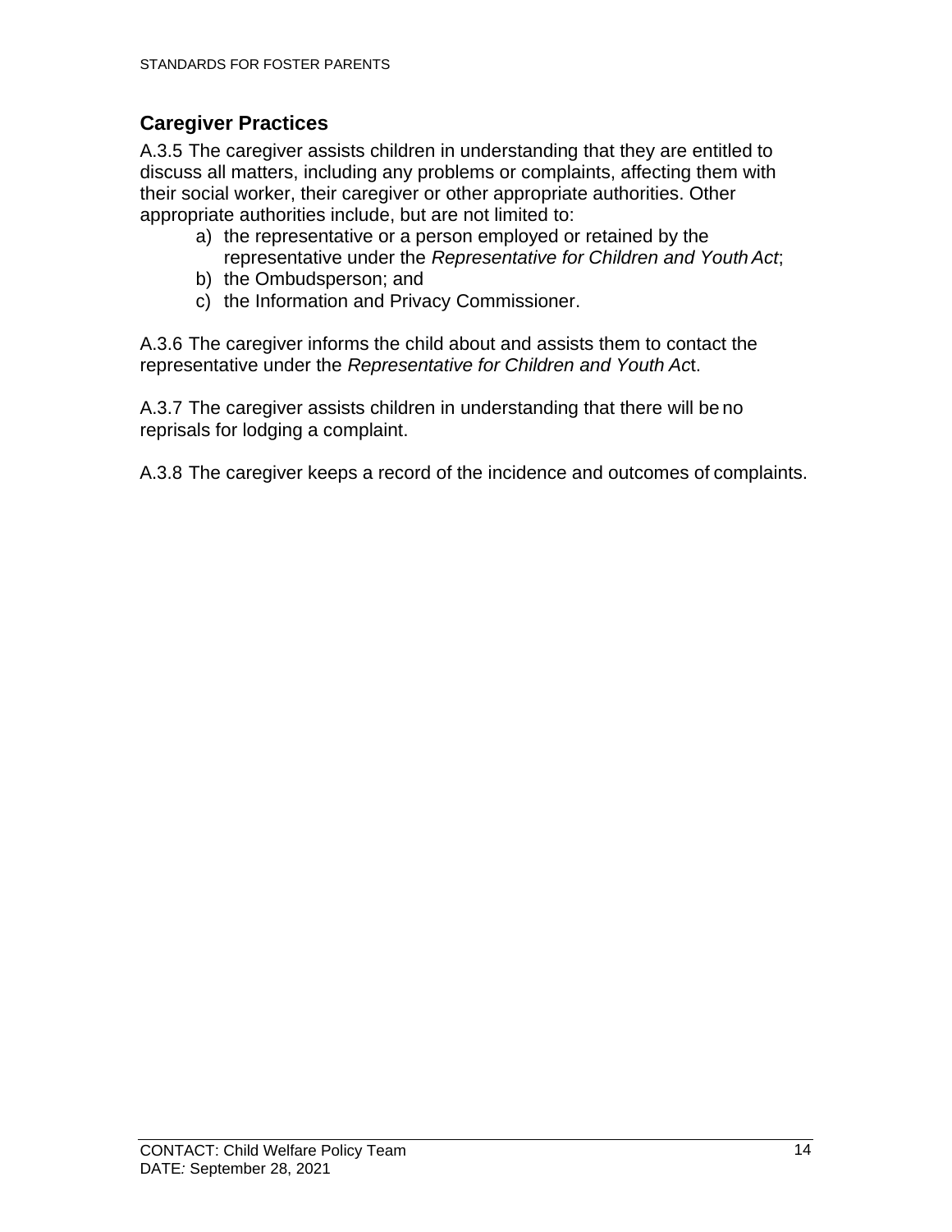## Caregiver Practices

A.3.5 The caregiver assists children in understanding that they are entitled to discuss all matters, including any problems or complaints, affecting them with their social worker, their caregiver or other appropriate authorities. Other appropriate authorities include, but are not limited to:

a) the representative or a person employed or retained by the representative under the *Representative for Children and Youth Act*;
b) the Ombudsperson; and
c) the Information and Privacy Commissioner.

A.3.6 The caregiver informs the child about and assists them to contact the representative under the *Representative for Children and Youth Act*.

A.3.7 The caregiver assists children in understanding that there will be no reprisals for lodging a complaint.

A.3.8 The caregiver keeps a record of the incidence and outcomes of complaints.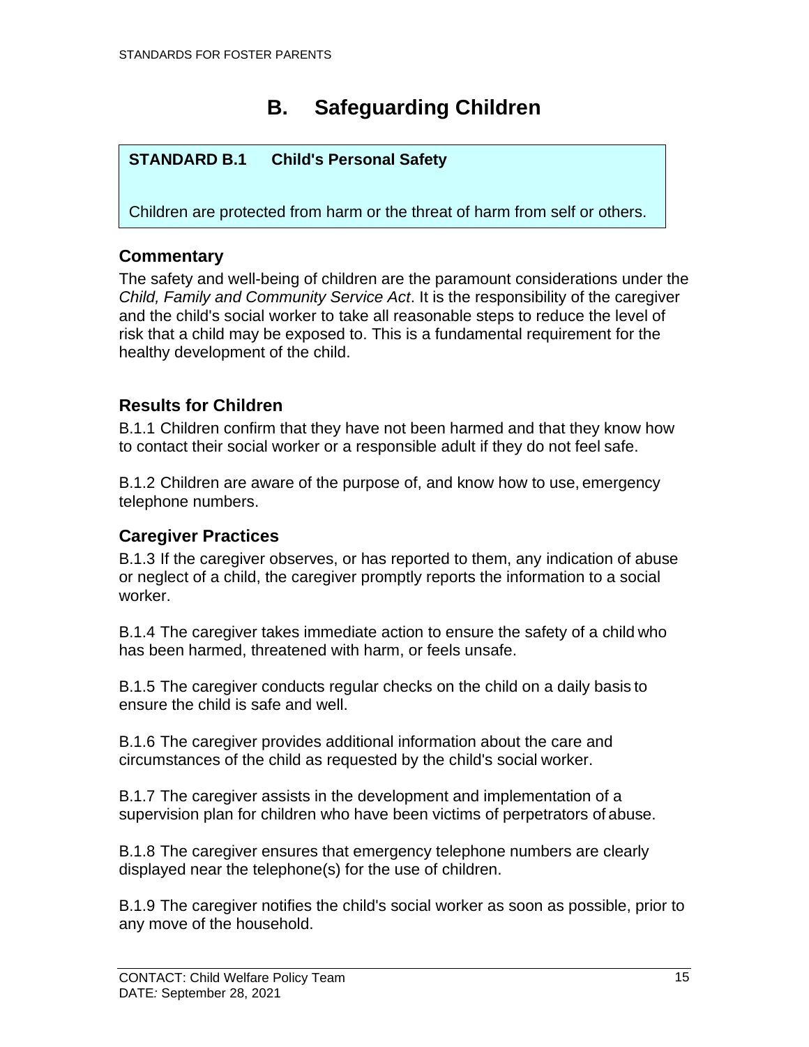# B. Safeguarding Children

**STANDARD B.1 Child's Personal Safety**

Children are protected from harm or the threat of harm from self or others.

## Commentary

The safety and well-being of children are the paramount considerations under the *Child, Family and Community Service Act*. It is the responsibility of the caregiver and the child's social worker to take all reasonable steps to reduce the level of risk that a child may be exposed to. This is a fundamental requirement for the healthy development of the child.

## Results for Children

B.1.1 Children confirm that they have not been harmed and that they know how to contact their social worker or a responsible adult if they do not feel safe.

B.1.2 Children are aware of the purpose of, and know how to use, emergency telephone numbers.

## Caregiver Practices

B.1.3 If the caregiver observes, or has reported to them, any indication of abuse or neglect of a child, the caregiver promptly reports the information to a social worker.

B.1.4 The caregiver takes immediate action to ensure the safety of a child who has been harmed, threatened with harm, or feels unsafe.

B.1.5 The caregiver conducts regular checks on the child on a daily basis to ensure the child is safe and well.

B.1.6 The caregiver provides additional information about the care and circumstances of the child as requested by the child's social worker.

B.1.7 The caregiver assists in the development and implementation of a supervision plan for children who have been victims of perpetrators of abuse.

B.1.8 The caregiver ensures that emergency telephone numbers are clearly displayed near the telephone(s) for the use of children.

B.1.9 The caregiver notifies the child's social worker as soon as possible, prior to any move of the household.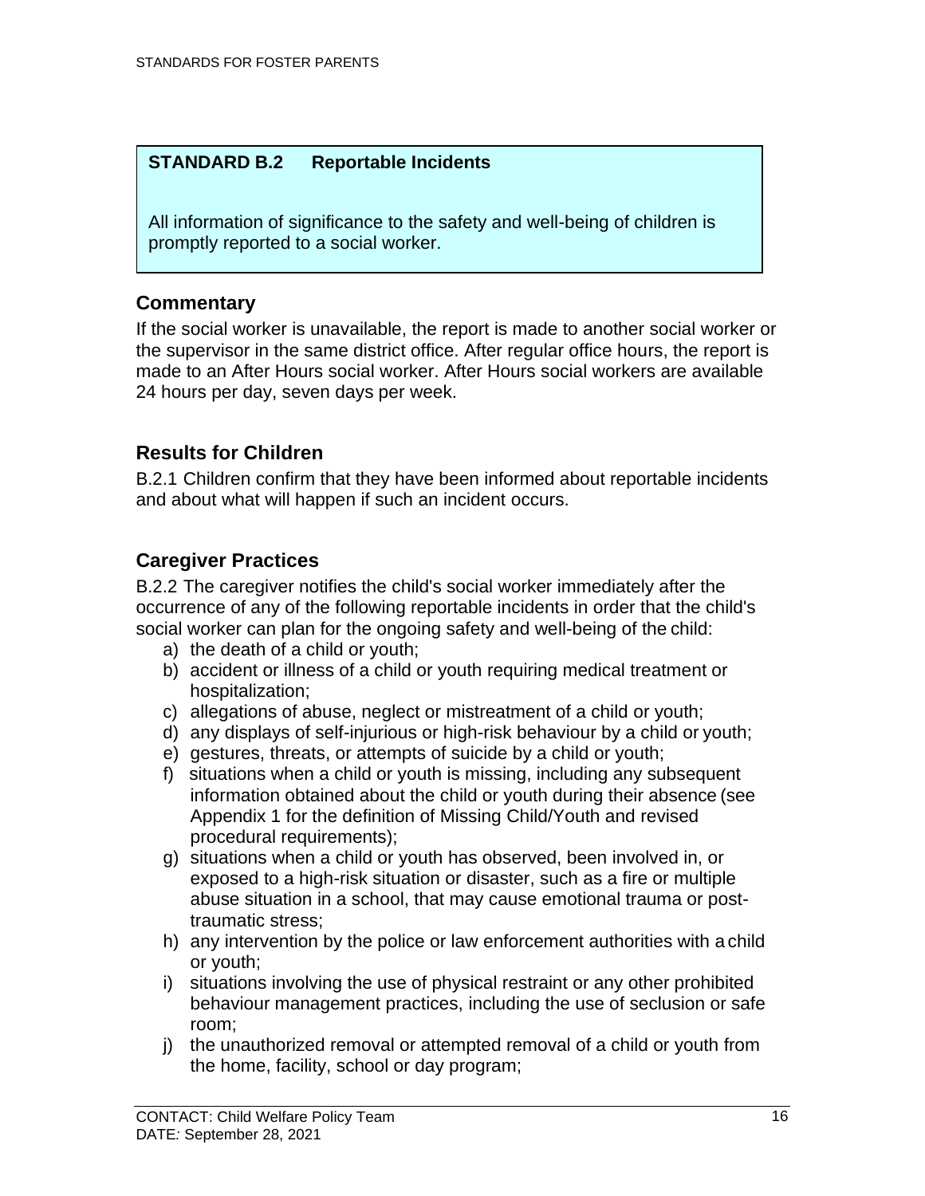**STANDARD B.2 Reportable Incidents**

All information of significance to the safety and well-being of children is promptly reported to a social worker.

## Commentary

If the social worker is unavailable, the report is made to another social worker or the supervisor in the same district office. After regular office hours, the report is made to an After Hours social worker. After Hours social workers are available 24 hours per day, seven days per week.

## Results for Children

B.2.1 Children confirm that they have been informed about reportable incidents and about what will happen if such an incident occurs.

## Caregiver Practices

B.2.2 The caregiver notifies the child's social worker immediately after the occurrence of any of the following reportable incidents in order that the child's social worker can plan for the ongoing safety and well-being of the child:

a) the death of a child or youth;
b) accident or illness of a child or youth requiring medical treatment or hospitalization;
c) allegations of abuse, neglect or mistreatment of a child or youth;
d) any displays of self-injurious or high-risk behaviour by a child or youth;
e) gestures, threats, or attempts of suicide by a child or youth;
f) situations when a child or youth is missing, including any subsequent information obtained about the child or youth during their absence (see Appendix 1 for the definition of Missing Child/Youth and revised procedural requirements);
g) situations when a child or youth has observed, been involved in, or exposed to a high-risk situation or disaster, such as a fire or multiple abuse situation in a school, that may cause emotional trauma or post-traumatic stress;
h) any intervention by the police or law enforcement authorities with a child or youth;
i) situations involving the use of physical restraint or any other prohibited behaviour management practices, including the use of seclusion or safe room;
j) the unauthorized removal or attempted removal of a child or youth from the home, facility, school or day program;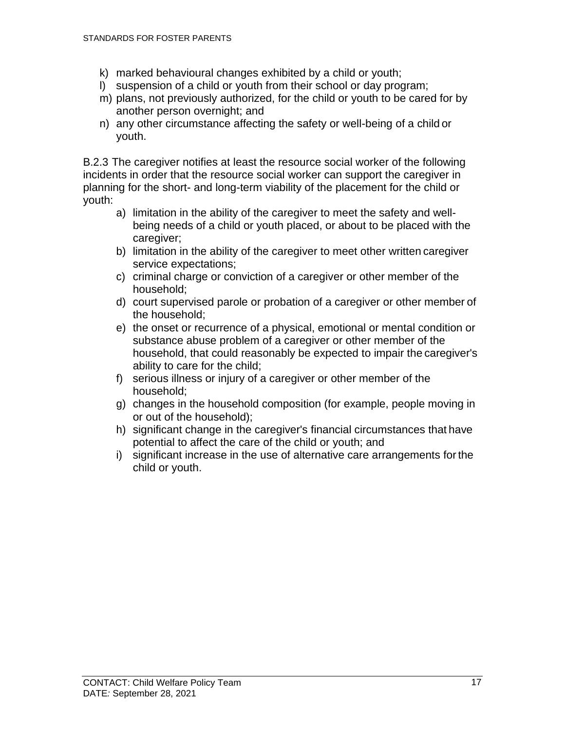k) marked behavioural changes exhibited by a child or youth;
l) suspension of a child or youth from their school or day program;
m) plans, not previously authorized, for the child or youth to be cared for by another person overnight; and
n) any other circumstance affecting the safety or well-being of a child or youth.

B.2.3 The caregiver notifies at least the resource social worker of the following incidents in order that the resource social worker can support the caregiver in planning for the short- and long-term viability of the placement for the child or youth:

a) limitation in the ability of the caregiver to meet the safety and well-being needs of a child or youth placed, or about to be placed with the caregiver;
b) limitation in the ability of the caregiver to meet other written caregiver service expectations;
c) criminal charge or conviction of a caregiver or other member of the household;
d) court supervised parole or probation of a caregiver or other member of the household;
e) the onset or recurrence of a physical, emotional or mental condition or substance abuse problem of a caregiver or other member of the household, that could reasonably be expected to impair the caregiver's ability to care for the child;
f) serious illness or injury of a caregiver or other member of the household;
g) changes in the household composition (for example, people moving in or out of the household);
h) significant change in the caregiver's financial circumstances that have potential to affect the care of the child or youth; and
i) significant increase in the use of alternative care arrangements for the child or youth.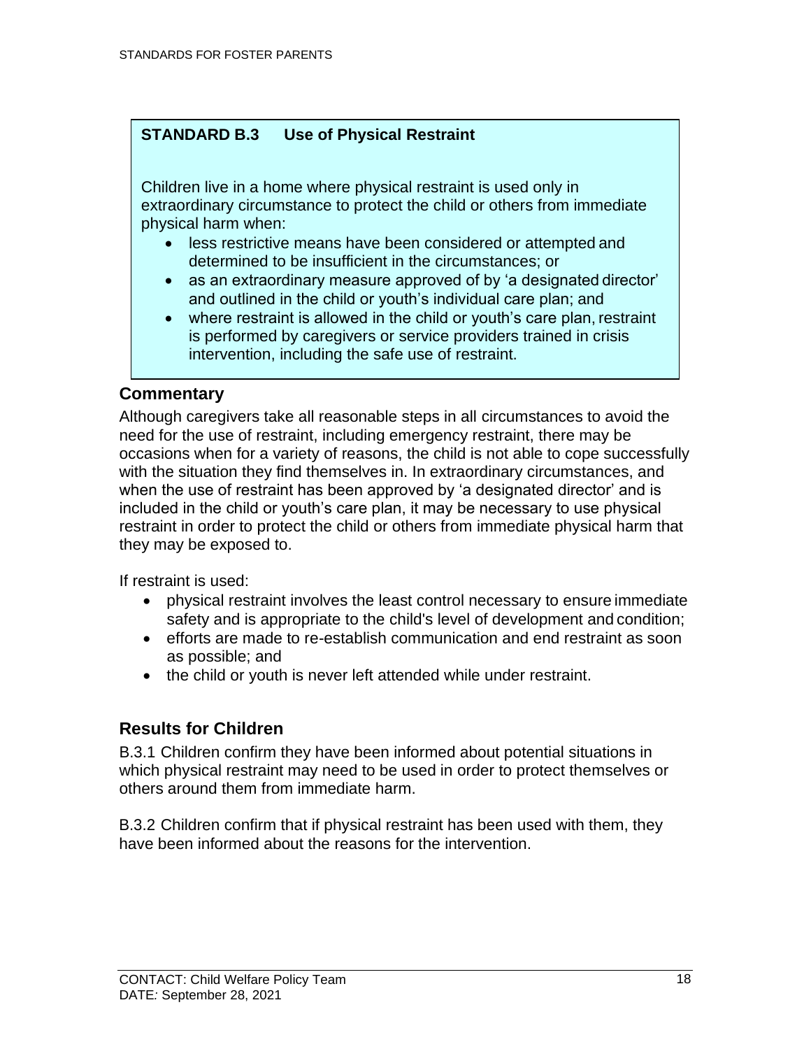**STANDARD B.3 Use of Physical Restraint**

Children live in a home where physical restraint is used only in extraordinary circumstance to protect the child or others from immediate physical harm when:

- less restrictive means have been considered or attempted and determined to be insufficient in the circumstances; or
- as an extraordinary measure approved of by 'a designated director' and outlined in the child or youth's individual care plan; and
- where restraint is allowed in the child or youth's care plan, restraint is performed by caregivers or service providers trained in crisis intervention, including the safe use of restraint.

## Commentary

Although caregivers take all reasonable steps in all circumstances to avoid the need for the use of restraint, including emergency restraint, there may be occasions when for a variety of reasons, the child is not able to cope successfully with the situation they find themselves in. In extraordinary circumstances, and when the use of restraint has been approved by 'a designated director' and is included in the child or youth's care plan, it may be necessary to use physical restraint in order to protect the child or others from immediate physical harm that they may be exposed to.

If restraint is used:

- physical restraint involves the least control necessary to ensure immediate safety and is appropriate to the child's level of development and condition;
- efforts are made to re-establish communication and end restraint as soon as possible; and
- the child or youth is never left attended while under restraint.

## Results for Children

B.3.1 Children confirm they have been informed about potential situations in which physical restraint may need to be used in order to protect themselves or others around them from immediate harm.

B.3.2 Children confirm that if physical restraint has been used with them, they have been informed about the reasons for the intervention.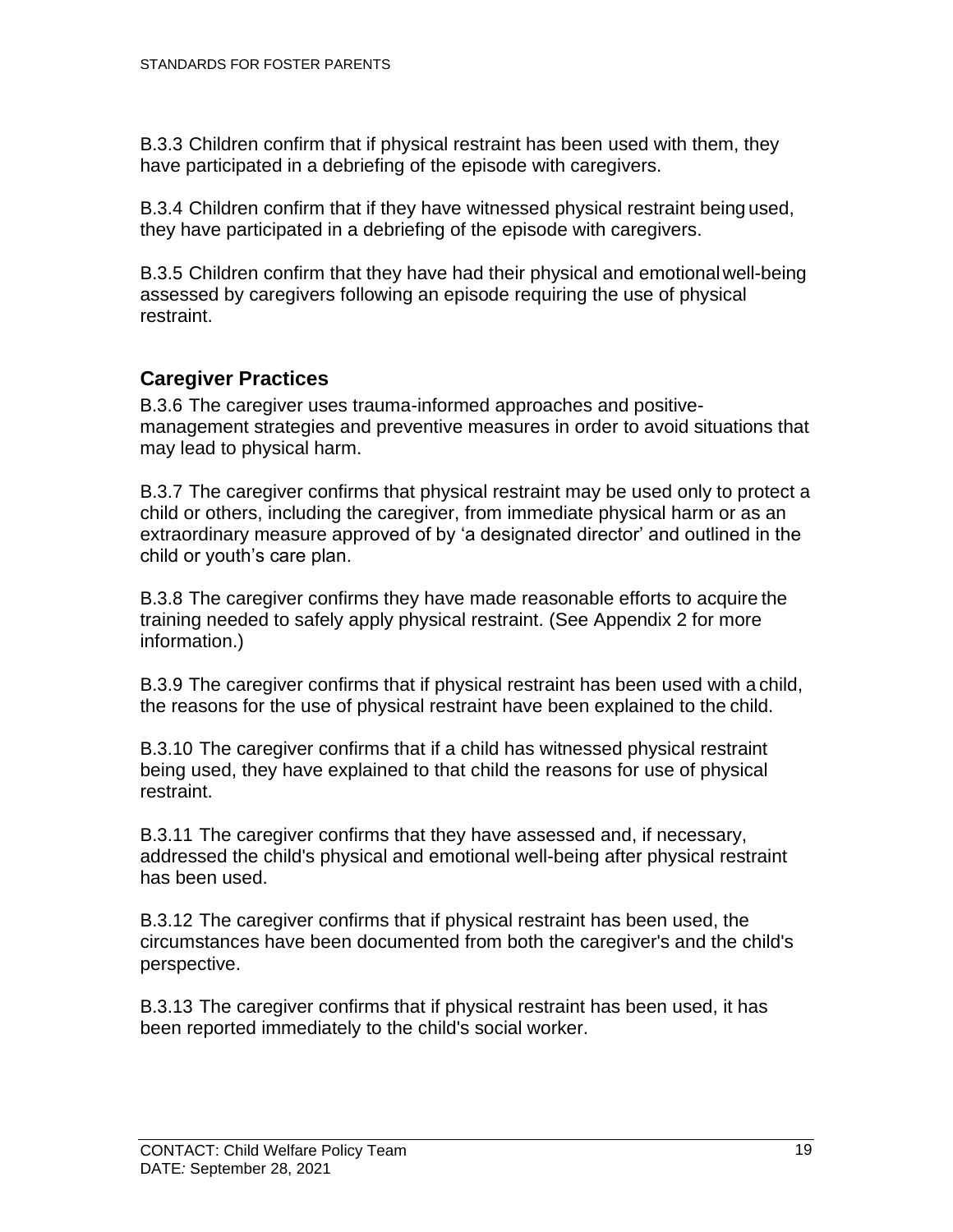B.3.3 Children confirm that if physical restraint has been used with them, they have participated in a debriefing of the episode with caregivers.

B.3.4 Children confirm that if they have witnessed physical restraint being used, they have participated in a debriefing of the episode with caregivers.

B.3.5 Children confirm that they have had their physical and emotional well-being assessed by caregivers following an episode requiring the use of physical restraint.

### Caregiver Practices

B.3.6 The caregiver uses trauma-informed approaches and positive-management strategies and preventive measures in order to avoid situations that may lead to physical harm.

B.3.7 The caregiver confirms that physical restraint may be used only to protect a child or others, including the caregiver, from immediate physical harm or as an extraordinary measure approved of by 'a designated director' and outlined in the child or youth's care plan.

B.3.8 The caregiver confirms they have made reasonable efforts to acquire the training needed to safely apply physical restraint. (See Appendix 2 for more information.)

B.3.9 The caregiver confirms that if physical restraint has been used with a child, the reasons for the use of physical restraint have been explained to the child.

B.3.10 The caregiver confirms that if a child has witnessed physical restraint being used, they have explained to that child the reasons for use of physical restraint.

B.3.11 The caregiver confirms that they have assessed and, if necessary, addressed the child's physical and emotional well-being after physical restraint has been used.

B.3.12 The caregiver confirms that if physical restraint has been used, the circumstances have been documented from both the caregiver's and the child's perspective.

B.3.13 The caregiver confirms that if physical restraint has been used, it has been reported immediately to the child's social worker.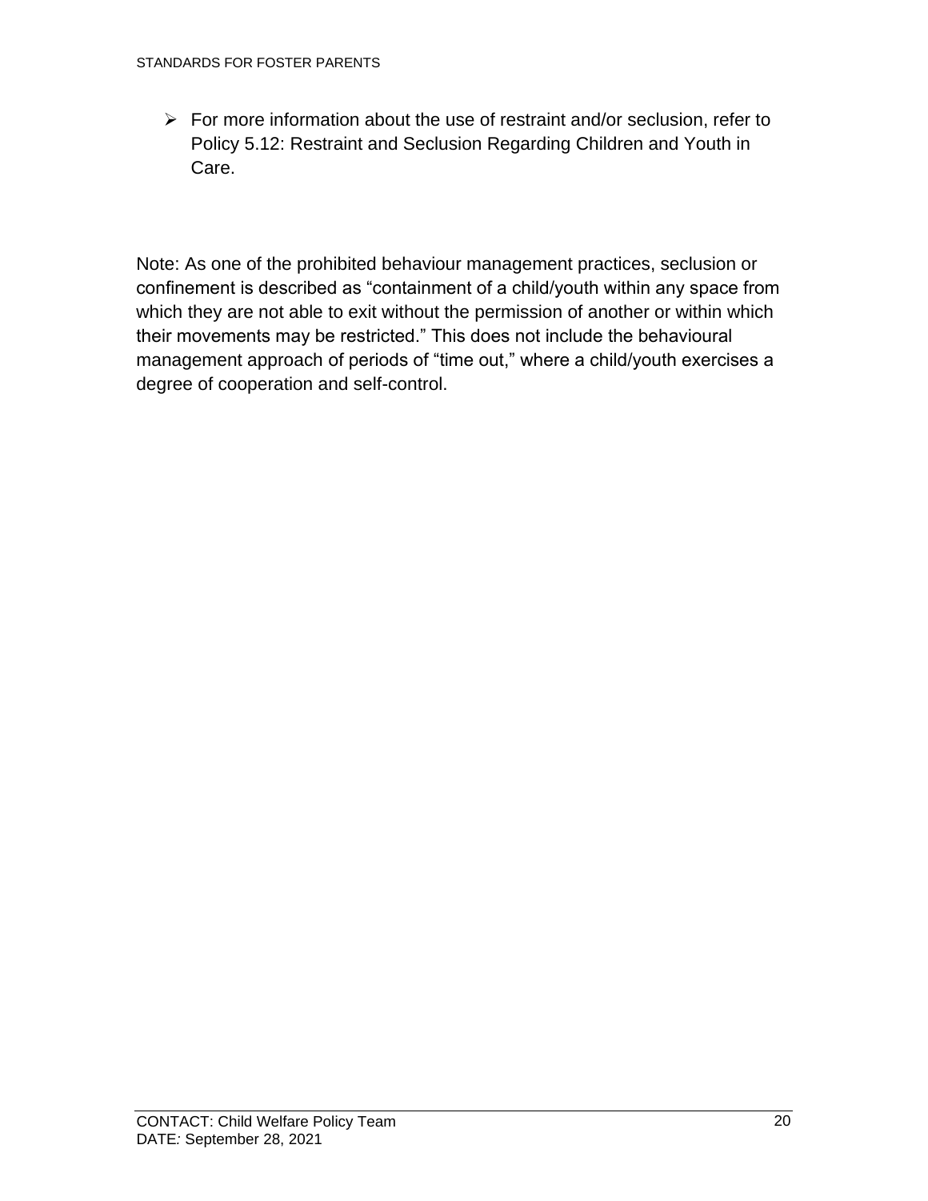- For more information about the use of restraint and/or seclusion, refer to Policy 5.12: Restraint and Seclusion Regarding Children and Youth in Care.

Note: As one of the prohibited behaviour management practices, seclusion or confinement is described as "containment of a child/youth within any space from which they are not able to exit without the permission of another or within which their movements may be restricted." This does not include the behavioural management approach of periods of "time out," where a child/youth exercises a degree of cooperation and self-control.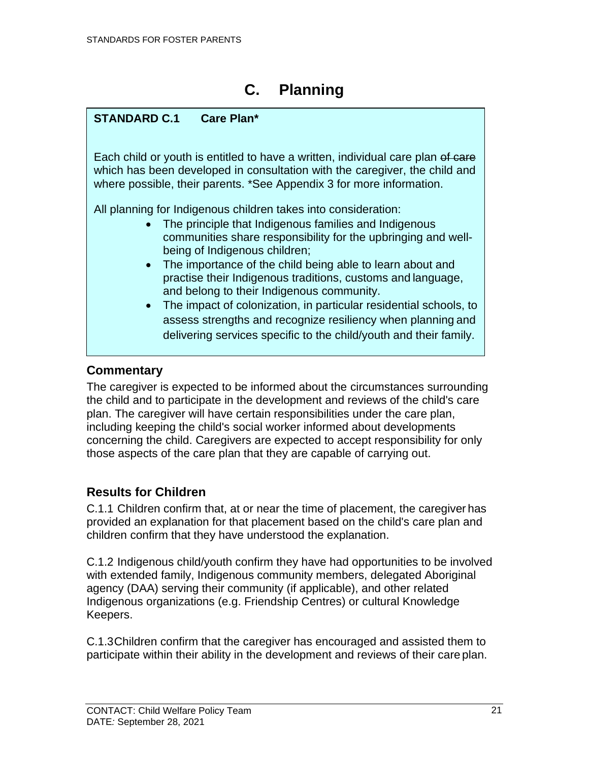# C. Planning

**STANDARD C.1 Care Plan***

Each child or youth is entitled to have a written, individual care plan ~~of care~~ which has been developed in consultation with the caregiver, the child and where possible, their parents. *See Appendix 3 for more information.

All planning for Indigenous children takes into consideration:

- The principle that Indigenous families and Indigenous communities share responsibility for the upbringing and well-being of Indigenous children;
- The importance of the child being able to learn about and practise their Indigenous traditions, customs and language, and belong to their Indigenous community.
- The impact of colonization, in particular residential schools, to assess strengths and recognize resiliency when planning and delivering services specific to the child/youth and their family.

## Commentary

The caregiver is expected to be informed about the circumstances surrounding the child and to participate in the development and reviews of the child's care plan. The caregiver will have certain responsibilities under the care plan, including keeping the child's social worker informed about developments concerning the child. Caregivers are expected to accept responsibility for only those aspects of the care plan that they are capable of carrying out.

## Results for Children

C.1.1 Children confirm that, at or near the time of placement, the caregiver has provided an explanation for that placement based on the child's care plan and children confirm that they have understood the explanation.

C.1.2 Indigenous child/youth confirm they have had opportunities to be involved with extended family, Indigenous community members, delegated Aboriginal agency (DAA) serving their community (if applicable), and other related Indigenous organizations (e.g. Friendship Centres) or cultural Knowledge Keepers.

C.1.3 Children confirm that the caregiver has encouraged and assisted them to participate within their ability in the development and reviews of their care plan.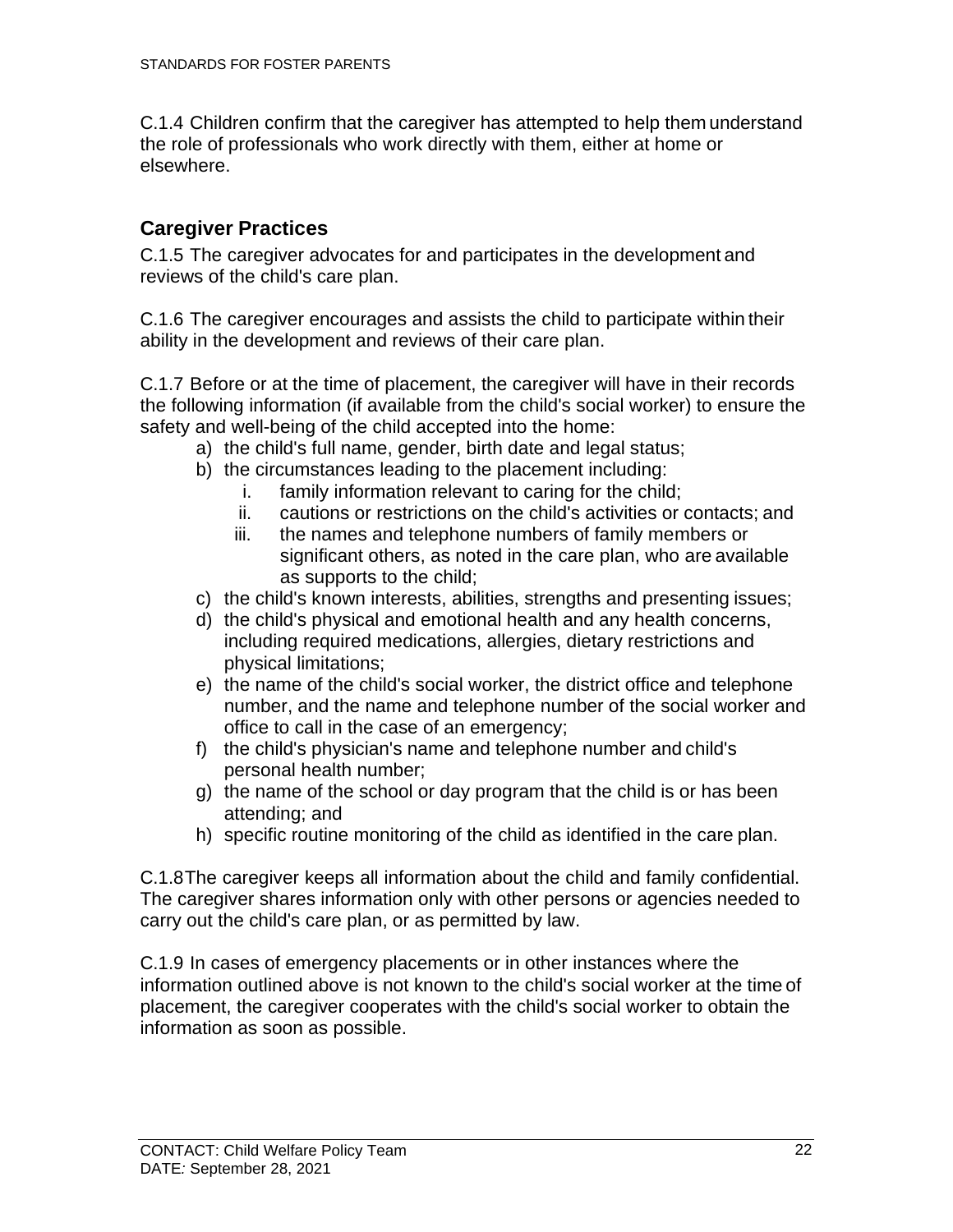C.1.4 Children confirm that the caregiver has attempted to help them understand the role of professionals who work directly with them, either at home or elsewhere.

## Caregiver Practices

C.1.5 The caregiver advocates for and participates in the development and reviews of the child's care plan.

C.1.6 The caregiver encourages and assists the child to participate within their ability in the development and reviews of their care plan.

C.1.7 Before or at the time of placement, the caregiver will have in their records the following information (if available from the child's social worker) to ensure the safety and well-being of the child accepted into the home:

a) the child's full name, gender, birth date and legal status;
b) the circumstances leading to the placement including:
    i. family information relevant to caring for the child;
    ii. cautions or restrictions on the child's activities or contacts; and
    iii. the names and telephone numbers of family members or significant others, as noted in the care plan, who are available as supports to the child;
c) the child's known interests, abilities, strengths and presenting issues;
d) the child's physical and emotional health and any health concerns, including required medications, allergies, dietary restrictions and physical limitations;
e) the name of the child's social worker, the district office and telephone number, and the name and telephone number of the social worker and office to call in the case of an emergency;
f) the child's physician's name and telephone number and child's personal health number;
g) the name of the school or day program that the child is or has been attending; and
h) specific routine monitoring of the child as identified in the care plan.

C.1.8 The caregiver keeps all information about the child and family confidential. The caregiver shares information only with other persons or agencies needed to carry out the child's care plan, or as permitted by law.

C.1.9 In cases of emergency placements or in other instances where the information outlined above is not known to the child's social worker at the time of placement, the caregiver cooperates with the child's social worker to obtain the information as soon as possible.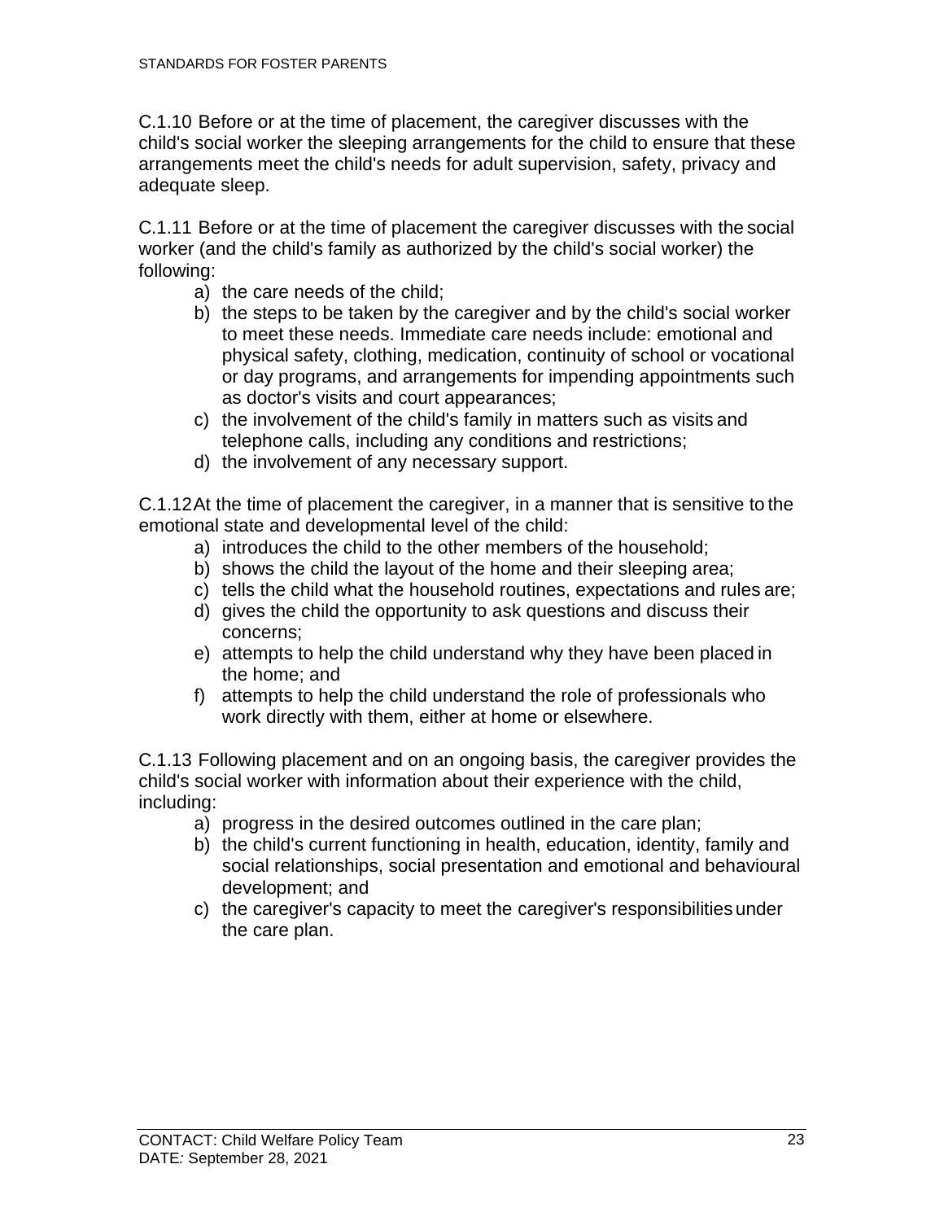C.1.10 Before or at the time of placement, the caregiver discusses with the child's social worker the sleeping arrangements for the child to ensure that these arrangements meet the child's needs for adult supervision, safety, privacy and adequate sleep.

C.1.11 Before or at the time of placement the caregiver discusses with the social worker (and the child's family as authorized by the child's social worker) the following:

a) the care needs of the child;
b) the steps to be taken by the caregiver and by the child's social worker to meet these needs. Immediate care needs include: emotional and physical safety, clothing, medication, continuity of school or vocational or day programs, and arrangements for impending appointments such as doctor's visits and court appearances;
c) the involvement of the child's family in matters such as visits and telephone calls, including any conditions and restrictions;
d) the involvement of any necessary support.

C.1.12 At the time of placement the caregiver, in a manner that is sensitive to the emotional state and developmental level of the child:

a) introduces the child to the other members of the household;
b) shows the child the layout of the home and their sleeping area;
c) tells the child what the household routines, expectations and rules are;
d) gives the child the opportunity to ask questions and discuss their concerns;
e) attempts to help the child understand why they have been placed in the home; and
f) attempts to help the child understand the role of professionals who work directly with them, either at home or elsewhere.

C.1.13 Following placement and on an ongoing basis, the caregiver provides the child's social worker with information about their experience with the child, including:

a) progress in the desired outcomes outlined in the care plan;
b) the child's current functioning in health, education, identity, family and social relationships, social presentation and emotional and behavioural development; and
c) the caregiver's capacity to meet the caregiver's responsibilities under the care plan.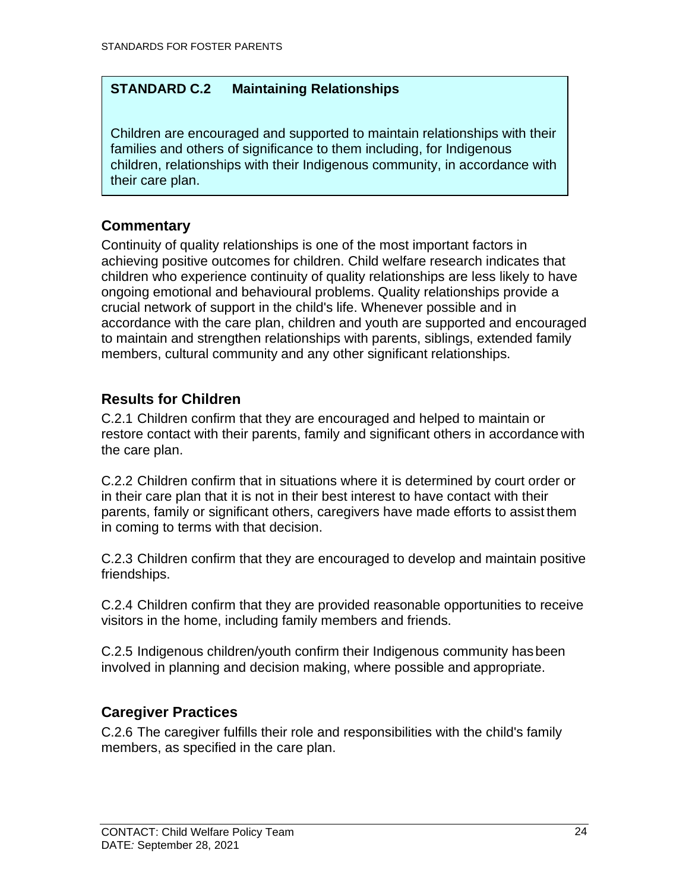**STANDARD C.2 Maintaining Relationships**

Children are encouraged and supported to maintain relationships with their families and others of significance to them including, for Indigenous children, relationships with their Indigenous community, in accordance with their care plan.

## Commentary

Continuity of quality relationships is one of the most important factors in achieving positive outcomes for children. Child welfare research indicates that children who experience continuity of quality relationships are less likely to have ongoing emotional and behavioural problems. Quality relationships provide a crucial network of support in the child's life. Whenever possible and in accordance with the care plan, children and youth are supported and encouraged to maintain and strengthen relationships with parents, siblings, extended family members, cultural community and any other significant relationships.

## Results for Children

C.2.1 Children confirm that they are encouraged and helped to maintain or restore contact with their parents, family and significant others in accordance with the care plan.

C.2.2 Children confirm that in situations where it is determined by court order or in their care plan that it is not in their best interest to have contact with their parents, family or significant others, caregivers have made efforts to assist them in coming to terms with that decision.

C.2.3 Children confirm that they are encouraged to develop and maintain positive friendships.

C.2.4 Children confirm that they are provided reasonable opportunities to receive visitors in the home, including family members and friends.

C.2.5 Indigenous children/youth confirm their Indigenous community has been involved in planning and decision making, where possible and appropriate.

## Caregiver Practices

C.2.6 The caregiver fulfills their role and responsibilities with the child's family members, as specified in the care plan.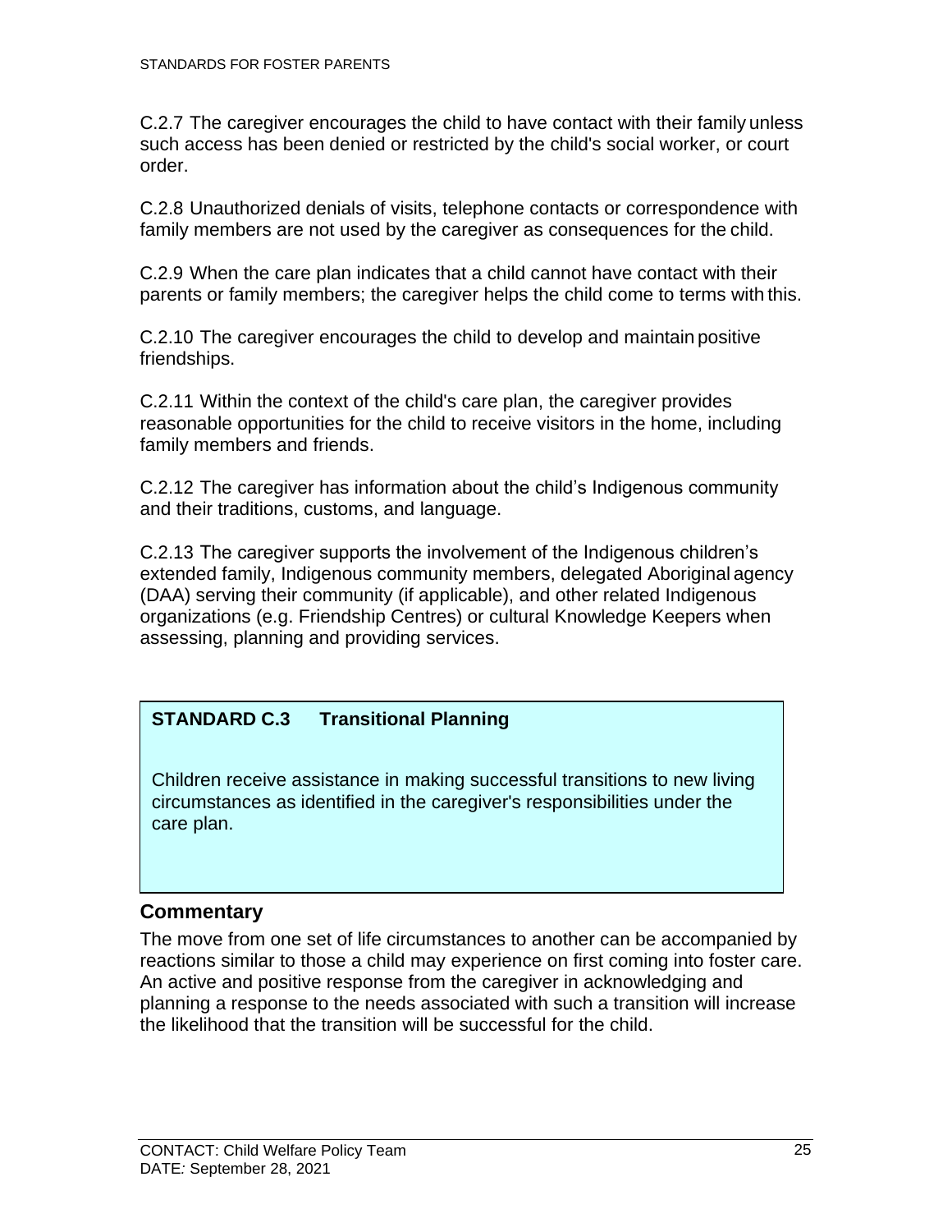C.2.7 The caregiver encourages the child to have contact with their family unless such access has been denied or restricted by the child's social worker, or court order.

C.2.8 Unauthorized denials of visits, telephone contacts or correspondence with family members are not used by the caregiver as consequences for the child.

C.2.9 When the care plan indicates that a child cannot have contact with their parents or family members; the caregiver helps the child come to terms with this.

C.2.10 The caregiver encourages the child to develop and maintain positive friendships.

C.2.11 Within the context of the child's care plan, the caregiver provides reasonable opportunities for the child to receive visitors in the home, including family members and friends.

C.2.12 The caregiver has information about the child's Indigenous community and their traditions, customs, and language.

C.2.13 The caregiver supports the involvement of the Indigenous children's extended family, Indigenous community members, delegated Aboriginal agency (DAA) serving their community (if applicable), and other related Indigenous organizations (e.g. Friendship Centres) or cultural Knowledge Keepers when assessing, planning and providing services.

**STANDARD C.3 Transitional Planning**

Children receive assistance in making successful transitions to new living circumstances as identified in the caregiver's responsibilities under the care plan.

## Commentary

The move from one set of life circumstances to another can be accompanied by reactions similar to those a child may experience on first coming into foster care. An active and positive response from the caregiver in acknowledging and planning a response to the needs associated with such a transition will increase the likelihood that the transition will be successful for the child.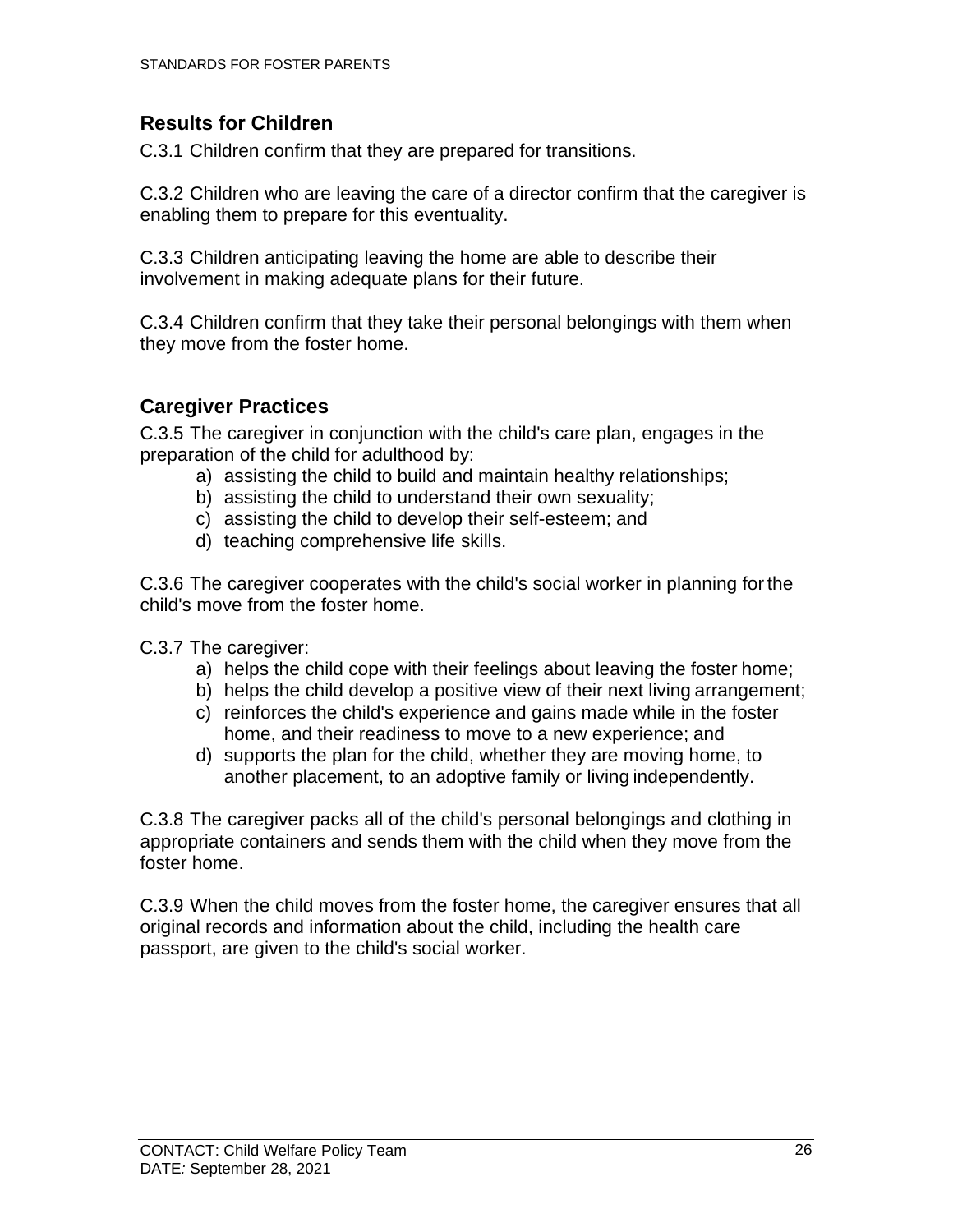## Results for Children

C.3.1 Children confirm that they are prepared for transitions.

C.3.2 Children who are leaving the care of a director confirm that the caregiver is enabling them to prepare for this eventuality.

C.3.3 Children anticipating leaving the home are able to describe their involvement in making adequate plans for their future.

C.3.4 Children confirm that they take their personal belongings with them when they move from the foster home.

## Caregiver Practices

C.3.5 The caregiver in conjunction with the child's care plan, engages in the preparation of the child for adulthood by:

a) assisting the child to build and maintain healthy relationships;
b) assisting the child to understand their own sexuality;
c) assisting the child to develop their self-esteem; and
d) teaching comprehensive life skills.

C.3.6 The caregiver cooperates with the child's social worker in planning for the child's move from the foster home.

C.3.7 The caregiver:

a) helps the child cope with their feelings about leaving the foster home;
b) helps the child develop a positive view of their next living arrangement;
c) reinforces the child's experience and gains made while in the foster home, and their readiness to move to a new experience; and
d) supports the plan for the child, whether they are moving home, to another placement, to an adoptive family or living independently.

C.3.8 The caregiver packs all of the child's personal belongings and clothing in appropriate containers and sends them with the child when they move from the foster home.

C.3.9 When the child moves from the foster home, the caregiver ensures that all original records and information about the child, including the health care passport, are given to the child's social worker.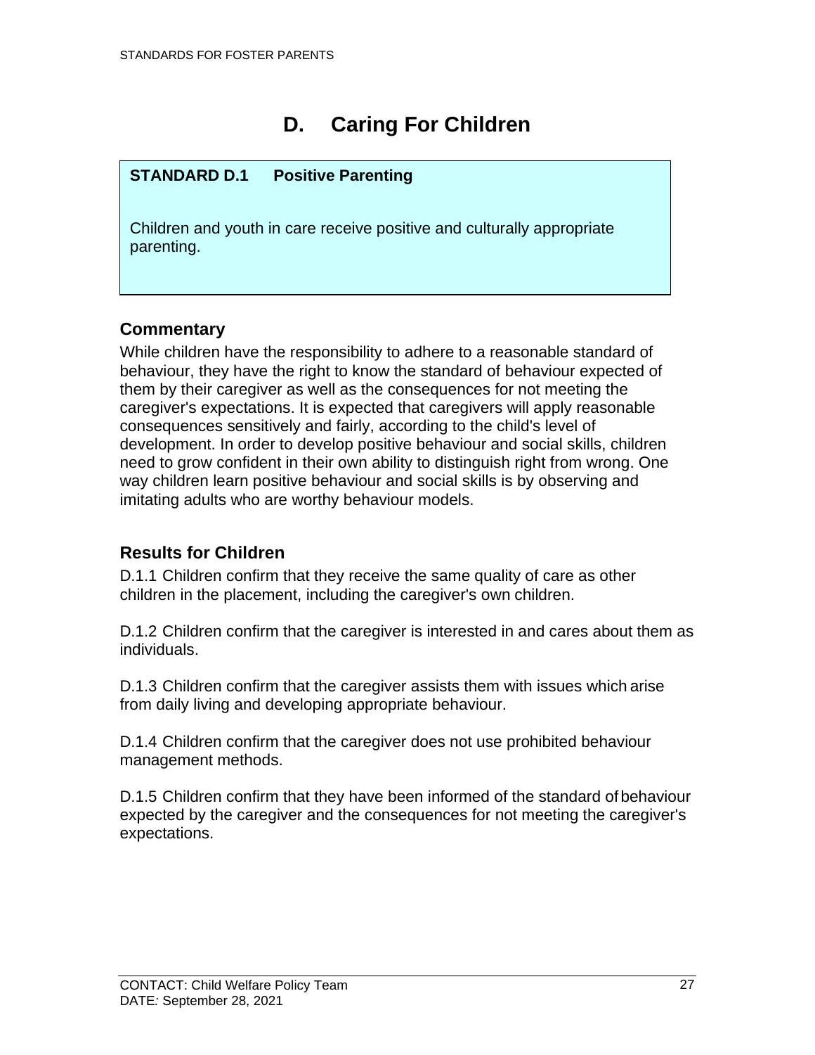# D. Caring For Children

**STANDARD D.1 Positive Parenting**

Children and youth in care receive positive and culturally appropriate parenting.

## Commentary

While children have the responsibility to adhere to a reasonable standard of behaviour, they have the right to know the standard of behaviour expected of them by their caregiver as well as the consequences for not meeting the caregiver's expectations. It is expected that caregivers will apply reasonable consequences sensitively and fairly, according to the child's level of development. In order to develop positive behaviour and social skills, children need to grow confident in their own ability to distinguish right from wrong. One way children learn positive behaviour and social skills is by observing and imitating adults who are worthy behaviour models.

## Results for Children

D.1.1 Children confirm that they receive the same quality of care as other children in the placement, including the caregiver's own children.

D.1.2 Children confirm that the caregiver is interested in and cares about them as individuals.

D.1.3 Children confirm that the caregiver assists them with issues which arise from daily living and developing appropriate behaviour.

D.1.4 Children confirm that the caregiver does not use prohibited behaviour management methods.

D.1.5 Children confirm that they have been informed of the standard of behaviour expected by the caregiver and the consequences for not meeting the caregiver's expectations.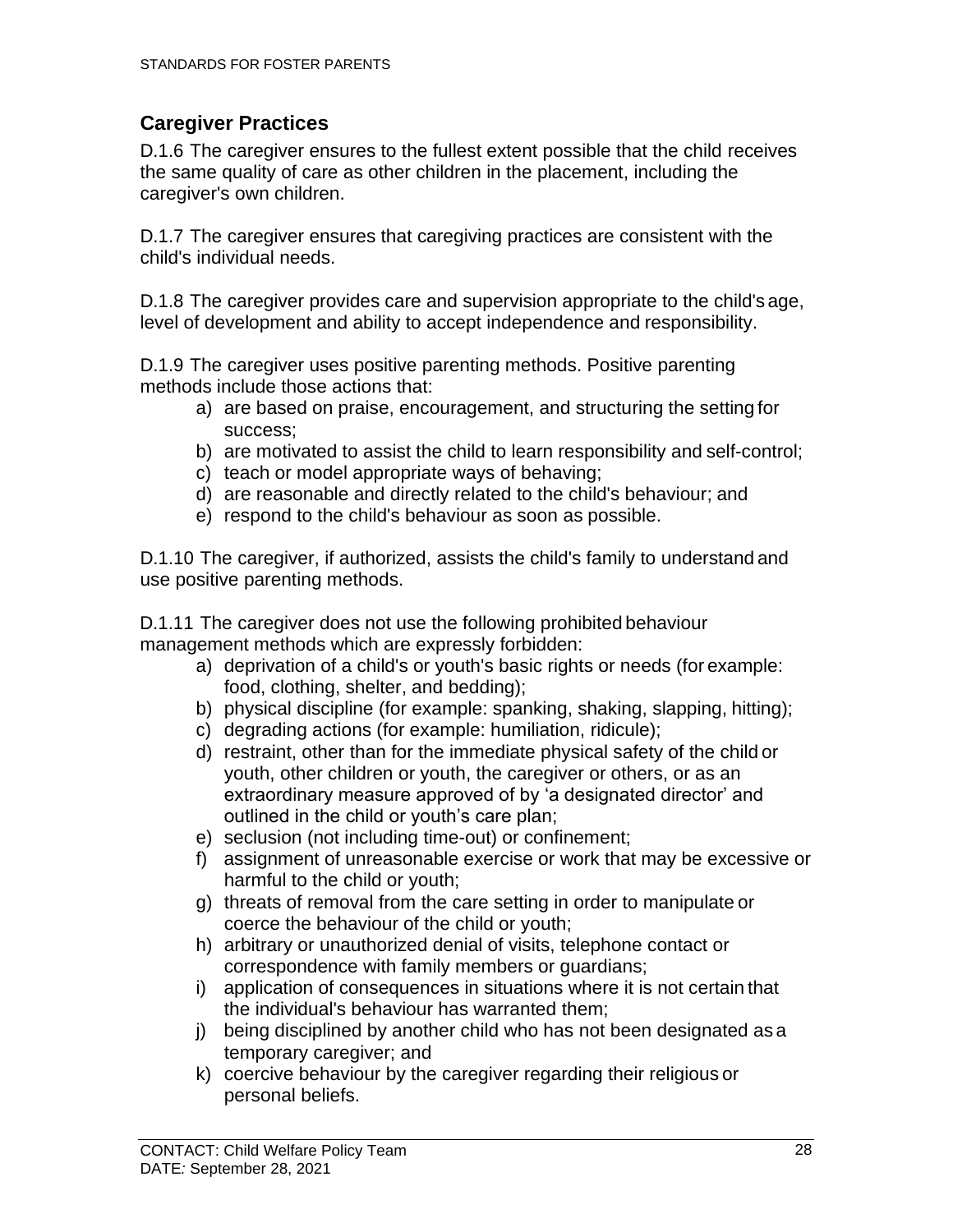## Caregiver Practices

D.1.6 The caregiver ensures to the fullest extent possible that the child receives the same quality of care as other children in the placement, including the caregiver's own children.

D.1.7 The caregiver ensures that caregiving practices are consistent with the child's individual needs.

D.1.8 The caregiver provides care and supervision appropriate to the child's age, level of development and ability to accept independence and responsibility.

D.1.9 The caregiver uses positive parenting methods. Positive parenting methods include those actions that:

a) are based on praise, encouragement, and structuring the setting for success;
b) are motivated to assist the child to learn responsibility and self-control;
c) teach or model appropriate ways of behaving;
d) are reasonable and directly related to the child's behaviour; and
e) respond to the child's behaviour as soon as possible.

D.1.10 The caregiver, if authorized, assists the child's family to understand and use positive parenting methods.

D.1.11 The caregiver does not use the following prohibited behaviour management methods which are expressly forbidden:

a) deprivation of a child's or youth's basic rights or needs (for example: food, clothing, shelter, and bedding);
b) physical discipline (for example: spanking, shaking, slapping, hitting);
c) degrading actions (for example: humiliation, ridicule);
d) restraint, other than for the immediate physical safety of the child or youth, other children or youth, the caregiver or others, or as an extraordinary measure approved of by 'a designated director' and outlined in the child or youth's care plan;
e) seclusion (not including time-out) or confinement;
f) assignment of unreasonable exercise or work that may be excessive or harmful to the child or youth;
g) threats of removal from the care setting in order to manipulate or coerce the behaviour of the child or youth;
h) arbitrary or unauthorized denial of visits, telephone contact or correspondence with family members or guardians;
i) application of consequences in situations where it is not certain that the individual's behaviour has warranted them;
j) being disciplined by another child who has not been designated as a temporary caregiver; and
k) coercive behaviour by the caregiver regarding their religious or personal beliefs.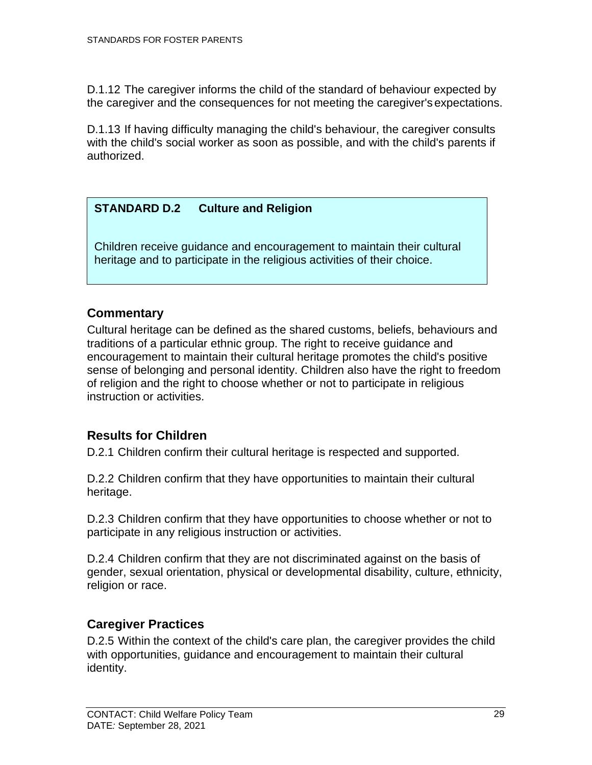D.1.12 The caregiver informs the child of the standard of behaviour expected by the caregiver and the consequences for not meeting the caregiver's expectations.

D.1.13 If having difficulty managing the child's behaviour, the caregiver consults with the child's social worker as soon as possible, and with the child's parents if authorized.

## STANDARD D.2 Culture and Religion

Children receive guidance and encouragement to maintain their cultural heritage and to participate in the religious activities of their choice.

### Commentary

Cultural heritage can be defined as the shared customs, beliefs, behaviours and traditions of a particular ethnic group. The right to receive guidance and encouragement to maintain their cultural heritage promotes the child's positive sense of belonging and personal identity. Children also have the right to freedom of religion and the right to choose whether or not to participate in religious instruction or activities.

### Results for Children

D.2.1 Children confirm their cultural heritage is respected and supported.

D.2.2 Children confirm that they have opportunities to maintain their cultural heritage.

D.2.3 Children confirm that they have opportunities to choose whether or not to participate in any religious instruction or activities.

D.2.4 Children confirm that they are not discriminated against on the basis of gender, sexual orientation, physical or developmental disability, culture, ethnicity, religion or race.

### Caregiver Practices

D.2.5 Within the context of the child's care plan, the caregiver provides the child with opportunities, guidance and encouragement to maintain their cultural identity.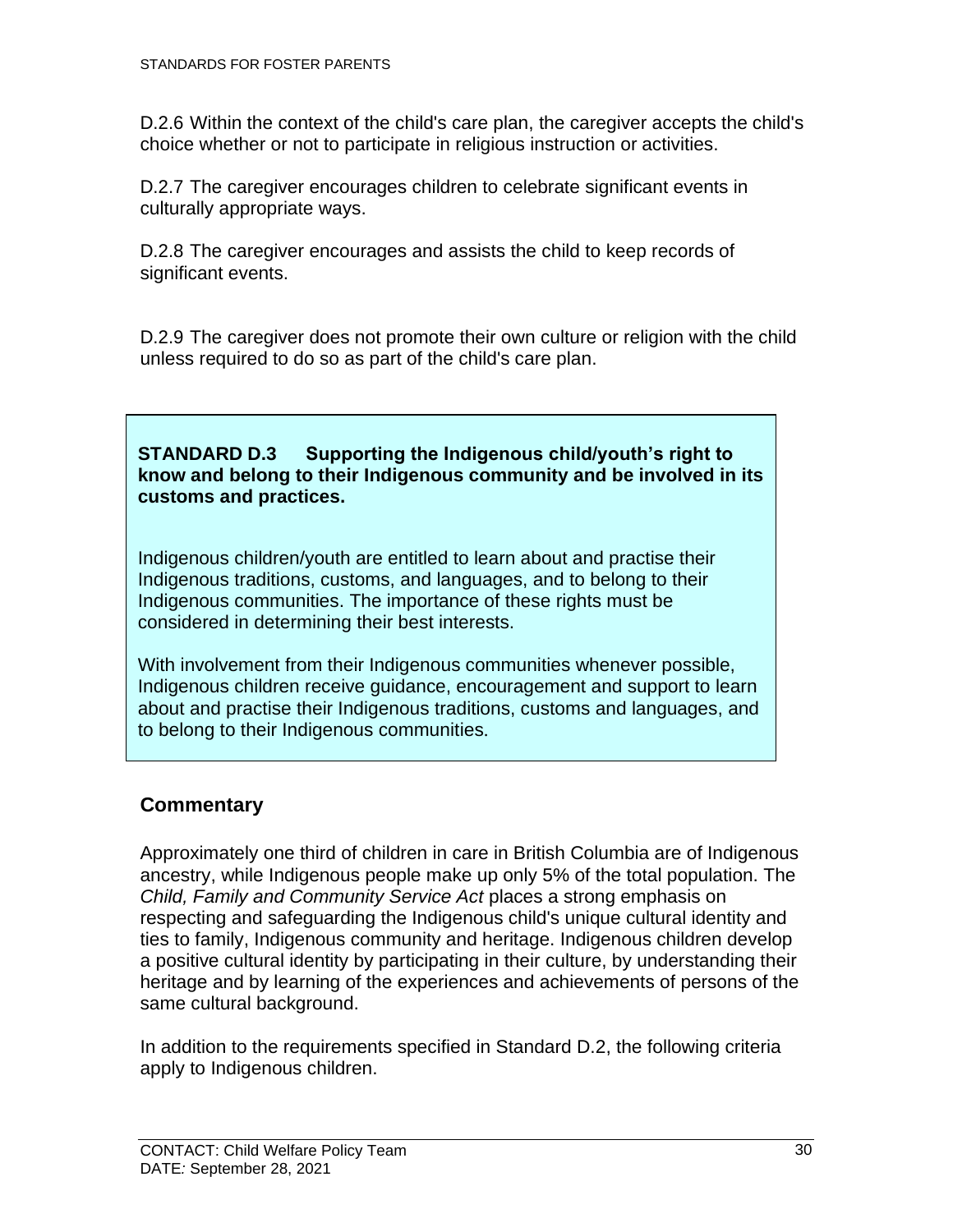D.2.6 Within the context of the child's care plan, the caregiver accepts the child's choice whether or not to participate in religious instruction or activities.

D.2.7 The caregiver encourages children to celebrate significant events in culturally appropriate ways.

D.2.8 The caregiver encourages and assists the child to keep records of significant events.

D.2.9 The caregiver does not promote their own culture or religion with the child unless required to do so as part of the child's care plan.

**STANDARD D.3 Supporting the Indigenous child/youth's right to know and belong to their Indigenous community and be involved in its customs and practices.**

Indigenous children/youth are entitled to learn about and practise their Indigenous traditions, customs, and languages, and to belong to their Indigenous communities. The importance of these rights must be considered in determining their best interests.

With involvement from their Indigenous communities whenever possible, Indigenous children receive guidance, encouragement and support to learn about and practise their Indigenous traditions, customs and languages, and to belong to their Indigenous communities.

## Commentary

Approximately one third of children in care in British Columbia are of Indigenous ancestry, while Indigenous people make up only 5% of the total population. The *Child, Family and Community Service Act* places a strong emphasis on respecting and safeguarding the Indigenous child's unique cultural identity and ties to family, Indigenous community and heritage. Indigenous children develop a positive cultural identity by participating in their culture, by understanding their heritage and by learning of the experiences and achievements of persons of the same cultural background.

In addition to the requirements specified in Standard D.2, the following criteria apply to Indigenous children.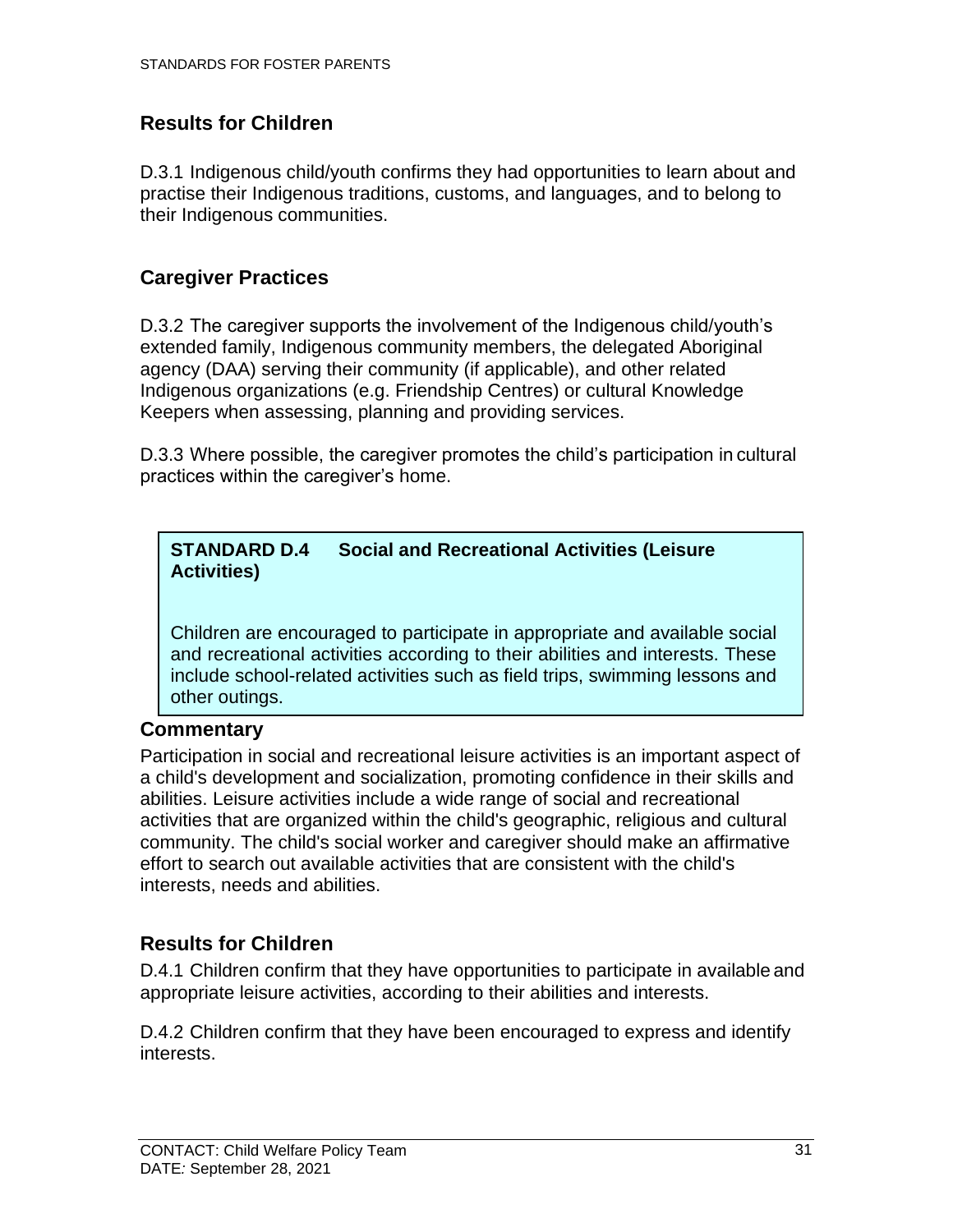## Results for Children

D.3.1 Indigenous child/youth confirms they had opportunities to learn about and practise their Indigenous traditions, customs, and languages, and to belong to their Indigenous communities.

## Caregiver Practices

D.3.2 The caregiver supports the involvement of the Indigenous child/youth's extended family, Indigenous community members, the delegated Aboriginal agency (DAA) serving their community (if applicable), and other related Indigenous organizations (e.g. Friendship Centres) or cultural Knowledge Keepers when assessing, planning and providing services.

D.3.3 Where possible, the caregiver promotes the child's participation in cultural practices within the caregiver's home.

**STANDARD D.4 Social and Recreational Activities (Leisure Activities)**

Children are encouraged to participate in appropriate and available social and recreational activities according to their abilities and interests. These include school-related activities such as field trips, swimming lessons and other outings.

## Commentary

Participation in social and recreational leisure activities is an important aspect of a child's development and socialization, promoting confidence in their skills and abilities. Leisure activities include a wide range of social and recreational activities that are organized within the child's geographic, religious and cultural community. The child's social worker and caregiver should make an affirmative effort to search out available activities that are consistent with the child's interests, needs and abilities.

## Results for Children

D.4.1 Children confirm that they have opportunities to participate in available and appropriate leisure activities, according to their abilities and interests.

D.4.2 Children confirm that they have been encouraged to express and identify interests.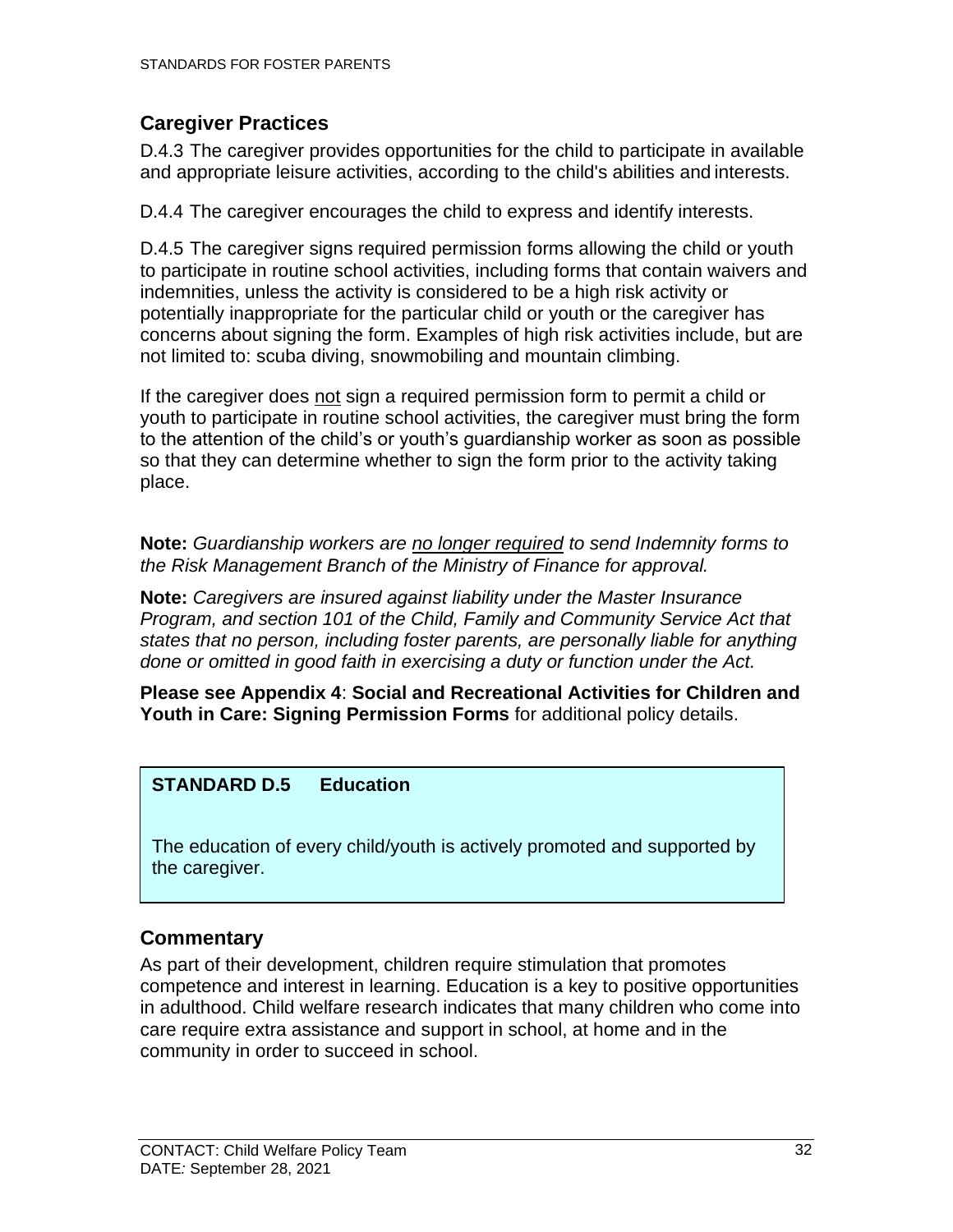## Caregiver Practices

D.4.3 The caregiver provides opportunities for the child to participate in available and appropriate leisure activities, according to the child's abilities and interests.

D.4.4 The caregiver encourages the child to express and identify interests.

D.4.5 The caregiver signs required permission forms allowing the child or youth to participate in routine school activities, including forms that contain waivers and indemnities, unless the activity is considered to be a high risk activity or potentially inappropriate for the particular child or youth or the caregiver has concerns about signing the form. Examples of high risk activities include, but are not limited to: scuba diving, snowmobiling and mountain climbing.

If the caregiver does not sign a required permission form to permit a child or youth to participate in routine school activities, the caregiver must bring the form to the attention of the child's or youth's guardianship worker as soon as possible so that they can determine whether to sign the form prior to the activity taking place.

**Note:** *Guardianship workers are no longer required to send Indemnity forms to the Risk Management Branch of the Ministry of Finance for approval.*

**Note:** *Caregivers are insured against liability under the Master Insurance Program, and section 101 of the Child, Family and Community Service Act that states that no person, including foster parents, are personally liable for anything done or omitted in good faith in exercising a duty or function under the Act.*

**Please see Appendix 4**: **Social and Recreational Activities for Children and Youth in Care: Signing Permission Forms** for additional policy details.

**STANDARD D.5 Education**

The education of every child/youth is actively promoted and supported by the caregiver.

## Commentary

As part of their development, children require stimulation that promotes competence and interest in learning. Education is a key to positive opportunities in adulthood. Child welfare research indicates that many children who come into care require extra assistance and support in school, at home and in the community in order to succeed in school.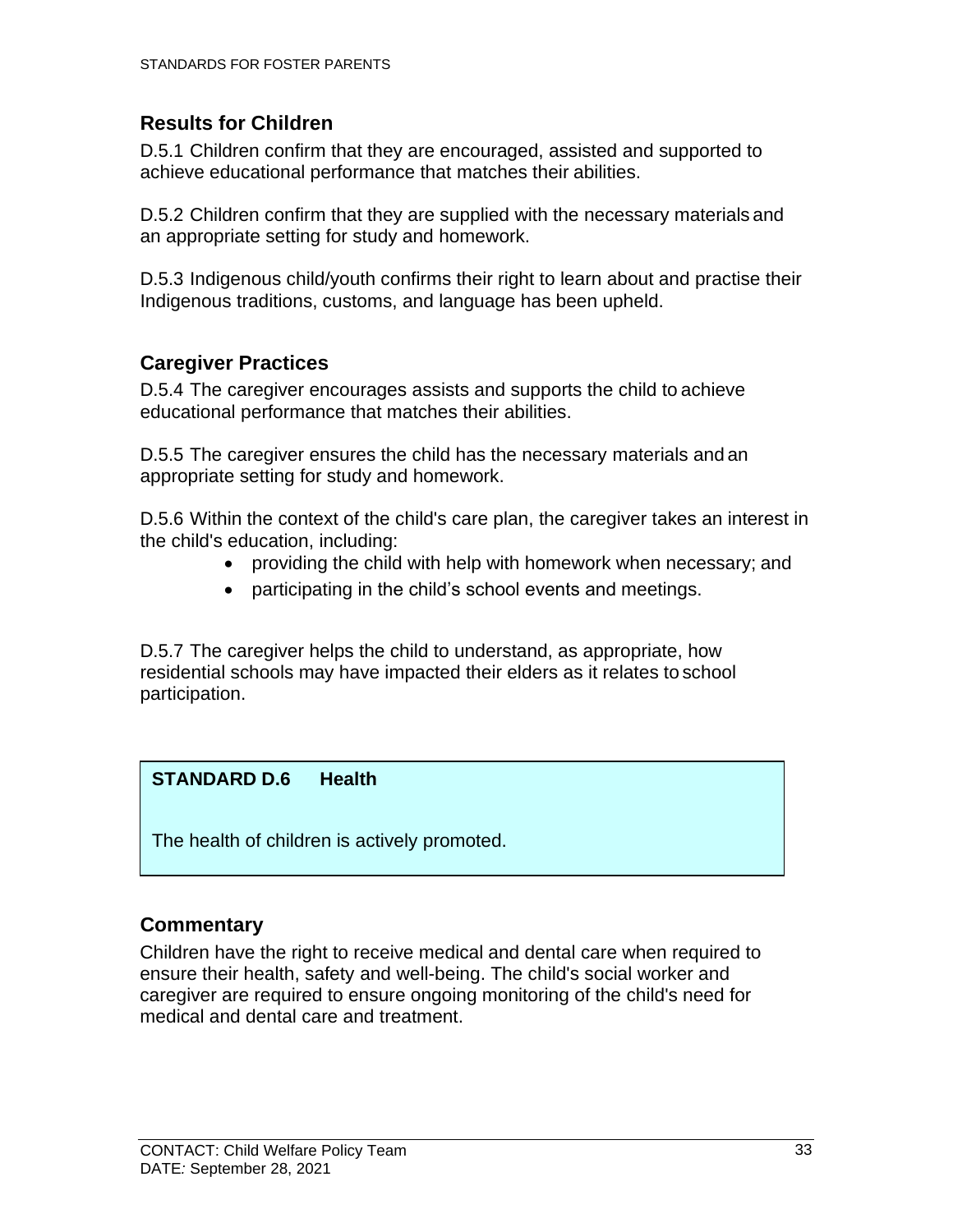### Results for Children

D.5.1 Children confirm that they are encouraged, assisted and supported to achieve educational performance that matches their abilities.

D.5.2 Children confirm that they are supplied with the necessary materials and an appropriate setting for study and homework.

D.5.3 Indigenous child/youth confirms their right to learn about and practise their Indigenous traditions, customs, and language has been upheld.

### Caregiver Practices

D.5.4 The caregiver encourages assists and supports the child to achieve educational performance that matches their abilities.

D.5.5 The caregiver ensures the child has the necessary materials and an appropriate setting for study and homework.

D.5.6 Within the context of the child's care plan, the caregiver takes an interest in the child's education, including:

- providing the child with help with homework when necessary; and
- participating in the child's school events and meetings.

D.5.7 The caregiver helps the child to understand, as appropriate, how residential schools may have impacted their elders as it relates to school participation.

**STANDARD D.6 Health**

The health of children is actively promoted.

### Commentary

Children have the right to receive medical and dental care when required to ensure their health, safety and well-being. The child's social worker and caregiver are required to ensure ongoing monitoring of the child's need for medical and dental care and treatment.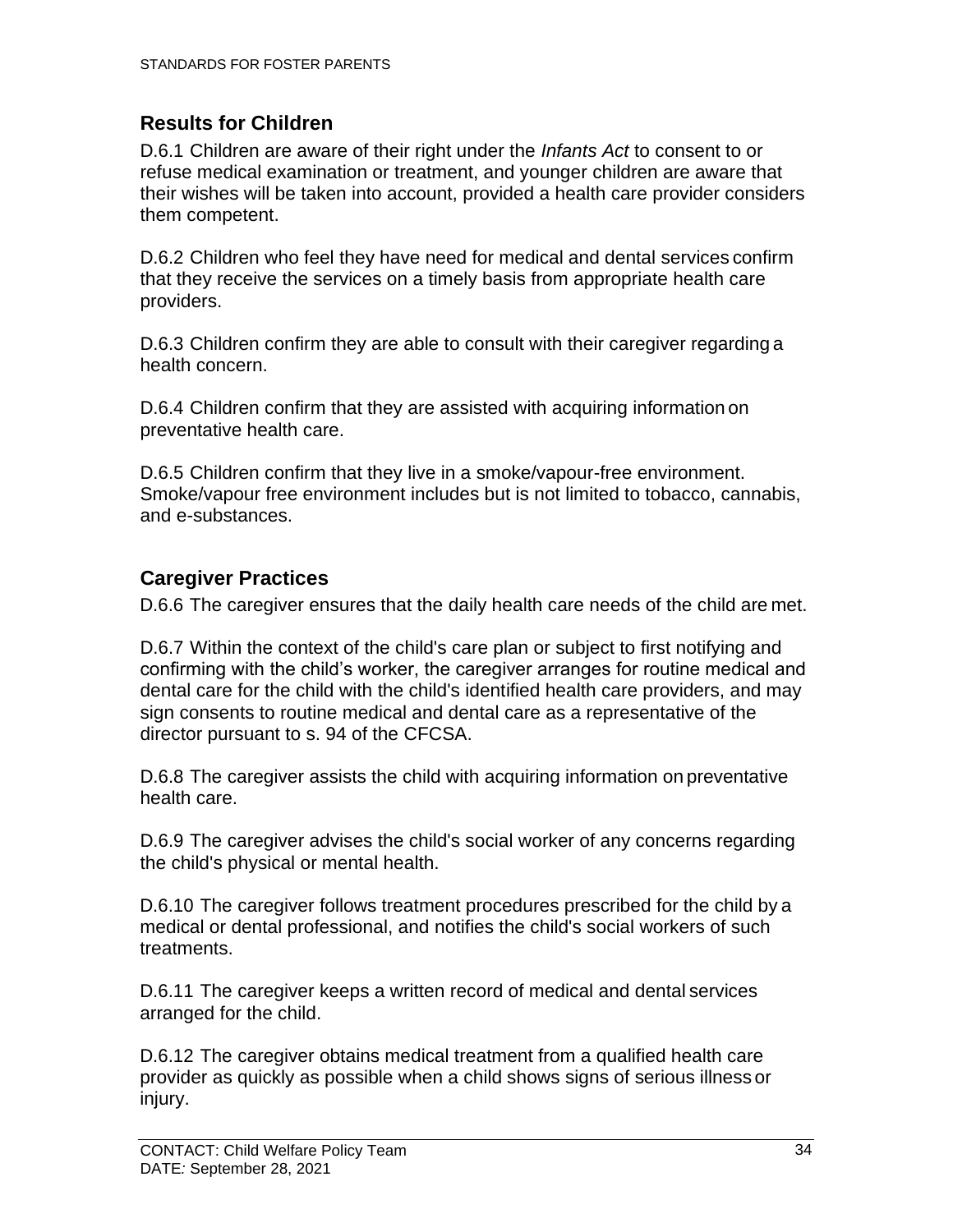## Results for Children

D.6.1 Children are aware of their right under the *Infants Act* to consent to or refuse medical examination or treatment, and younger children are aware that their wishes will be taken into account, provided a health care provider considers them competent.

D.6.2 Children who feel they have need for medical and dental services confirm that they receive the services on a timely basis from appropriate health care providers.

D.6.3 Children confirm they are able to consult with their caregiver regarding a health concern.

D.6.4 Children confirm that they are assisted with acquiring information on preventative health care.

D.6.5 Children confirm that they live in a smoke/vapour-free environment. Smoke/vapour free environment includes but is not limited to tobacco, cannabis, and e-substances.

## Caregiver Practices

D.6.6 The caregiver ensures that the daily health care needs of the child are met.

D.6.7 Within the context of the child's care plan or subject to first notifying and confirming with the child's worker, the caregiver arranges for routine medical and dental care for the child with the child's identified health care providers, and may sign consents to routine medical and dental care as a representative of the director pursuant to s. 94 of the CFCSA.

D.6.8 The caregiver assists the child with acquiring information on preventative health care.

D.6.9 The caregiver advises the child's social worker of any concerns regarding the child's physical or mental health.

D.6.10 The caregiver follows treatment procedures prescribed for the child by a medical or dental professional, and notifies the child's social workers of such treatments.

D.6.11 The caregiver keeps a written record of medical and dental services arranged for the child.

D.6.12 The caregiver obtains medical treatment from a qualified health care provider as quickly as possible when a child shows signs of serious illness or injury.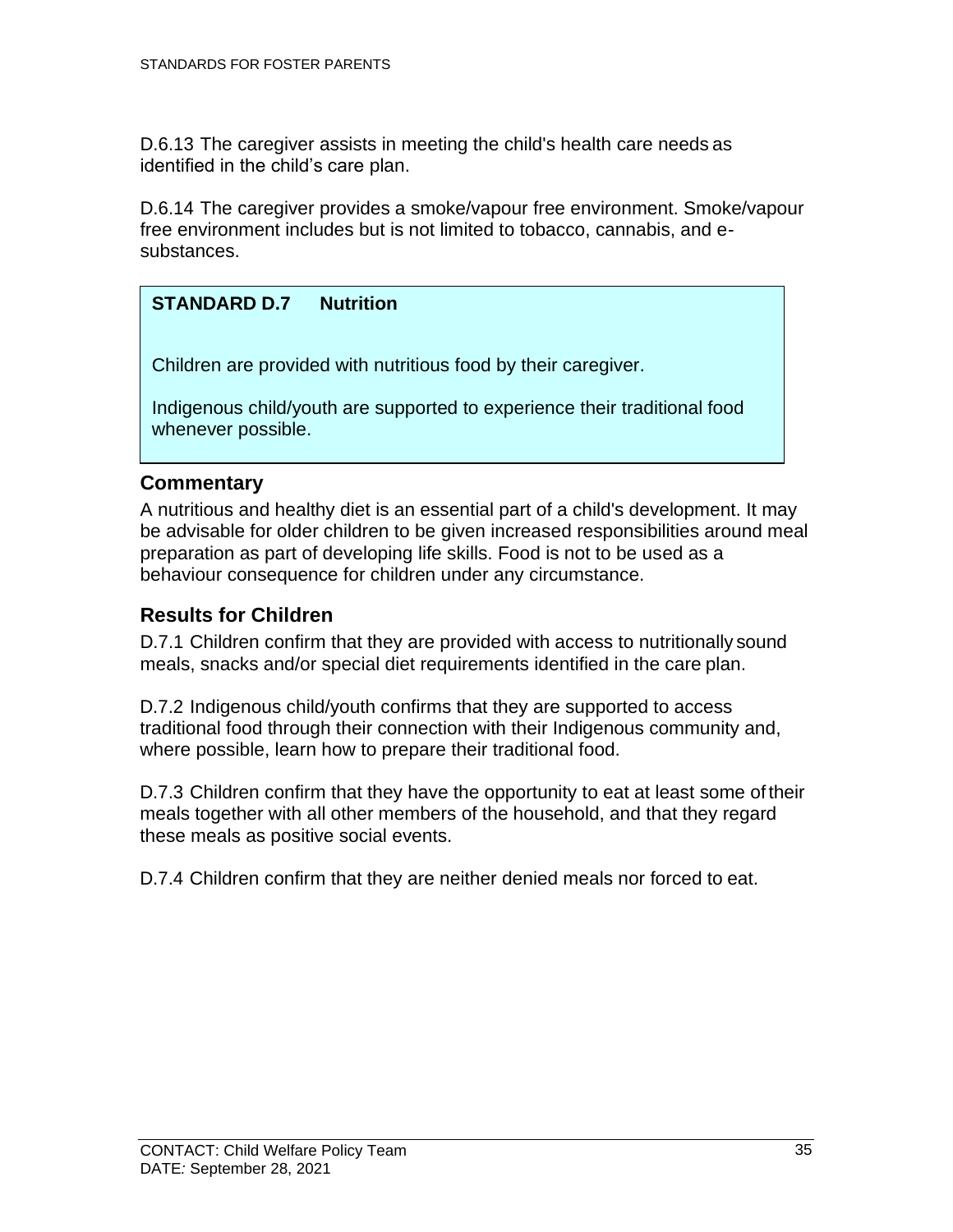D.6.13 The caregiver assists in meeting the child's health care needs as identified in the child's care plan.

D.6.14 The caregiver provides a smoke/vapour free environment. Smoke/vapour free environment includes but is not limited to tobacco, cannabis, and e-substances.

**STANDARD D.7 Nutrition**

Children are provided with nutritious food by their caregiver.

Indigenous child/youth are supported to experience their traditional food whenever possible.

## Commentary

A nutritious and healthy diet is an essential part of a child's development. It may be advisable for older children to be given increased responsibilities around meal preparation as part of developing life skills. Food is not to be used as a behaviour consequence for children under any circumstance.

## Results for Children

D.7.1 Children confirm that they are provided with access to nutritionally sound meals, snacks and/or special diet requirements identified in the care plan.

D.7.2 Indigenous child/youth confirms that they are supported to access traditional food through their connection with their Indigenous community and, where possible, learn how to prepare their traditional food.

D.7.3 Children confirm that they have the opportunity to eat at least some of their meals together with all other members of the household, and that they regard these meals as positive social events.

D.7.4 Children confirm that they are neither denied meals nor forced to eat.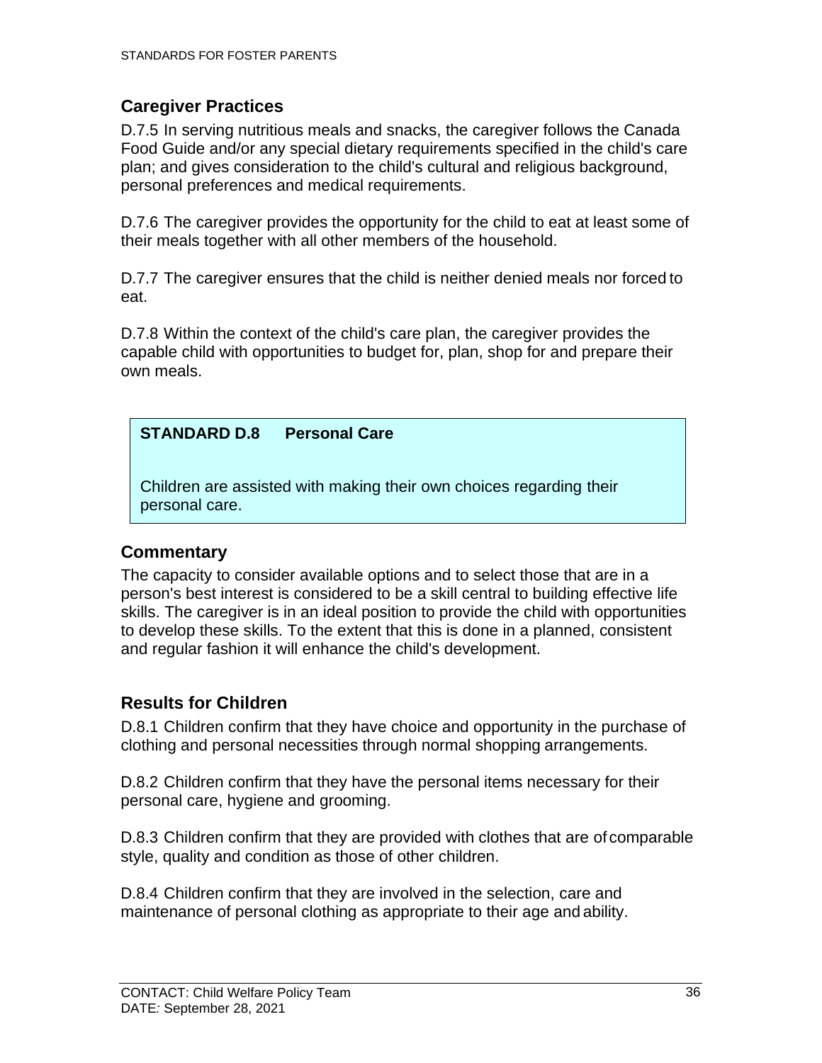## Caregiver Practices

D.7.5 In serving nutritious meals and snacks, the caregiver follows the Canada Food Guide and/or any special dietary requirements specified in the child's care plan; and gives consideration to the child's cultural and religious background, personal preferences and medical requirements.

D.7.6 The caregiver provides the opportunity for the child to eat at least some of their meals together with all other members of the household.

D.7.7 The caregiver ensures that the child is neither denied meals nor forced to eat.

D.7.8 Within the context of the child's care plan, the caregiver provides the capable child with opportunities to budget for, plan, shop for and prepare their own meals.

**STANDARD D.8 Personal Care**

Children are assisted with making their own choices regarding their personal care.

## Commentary

The capacity to consider available options and to select those that are in a person's best interest is considered to be a skill central to building effective life skills. The caregiver is in an ideal position to provide the child with opportunities to develop these skills. To the extent that this is done in a planned, consistent and regular fashion it will enhance the child's development.

## Results for Children

D.8.1 Children confirm that they have choice and opportunity in the purchase of clothing and personal necessities through normal shopping arrangements.

D.8.2 Children confirm that they have the personal items necessary for their personal care, hygiene and grooming.

D.8.3 Children confirm that they are provided with clothes that are of comparable style, quality and condition as those of other children.

D.8.4 Children confirm that they are involved in the selection, care and maintenance of personal clothing as appropriate to their age and ability.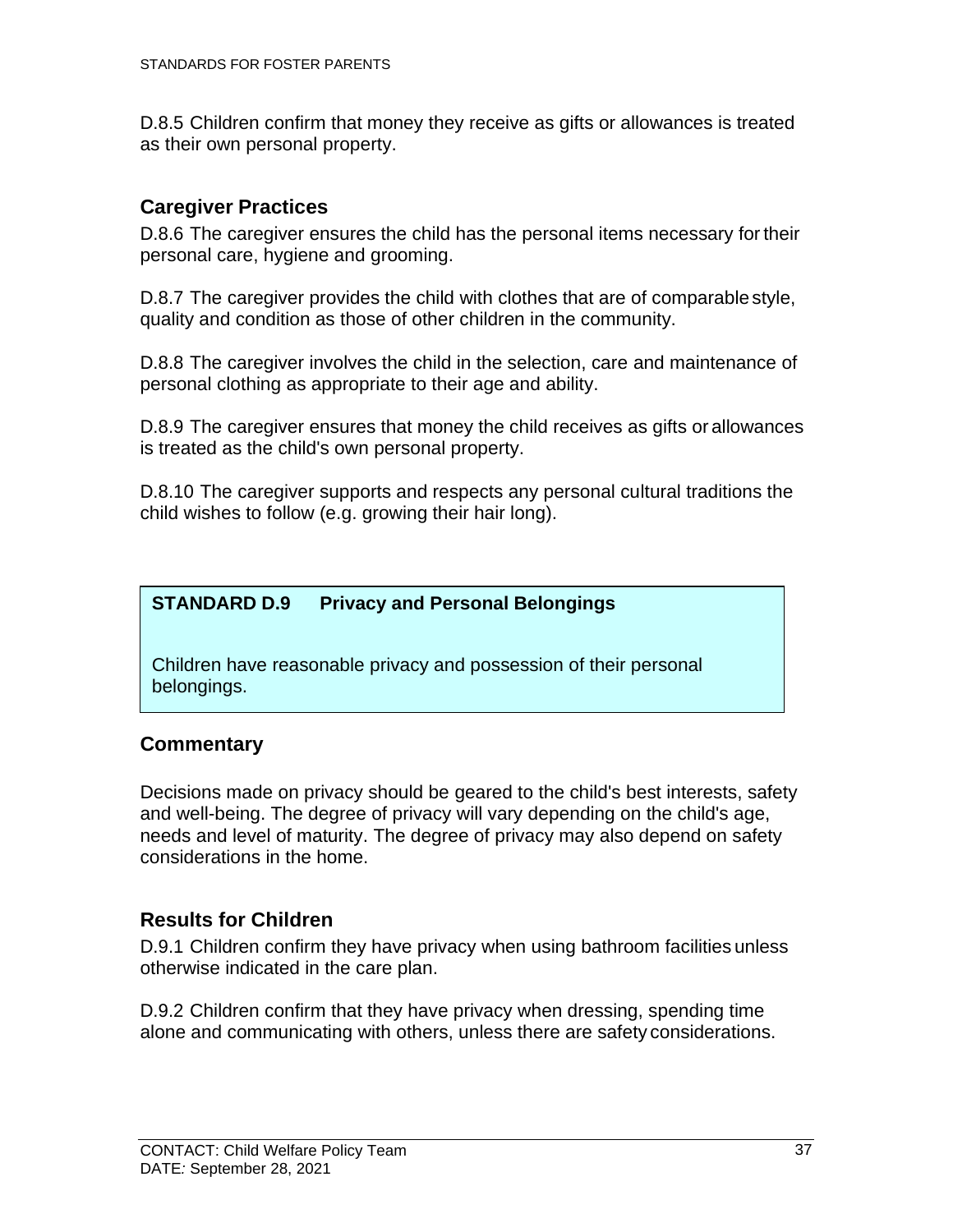D.8.5 Children confirm that money they receive as gifts or allowances is treated as their own personal property.

## Caregiver Practices

D.8.6 The caregiver ensures the child has the personal items necessary for their personal care, hygiene and grooming.

D.8.7 The caregiver provides the child with clothes that are of comparable style, quality and condition as those of other children in the community.

D.8.8 The caregiver involves the child in the selection, care and maintenance of personal clothing as appropriate to their age and ability.

D.8.9 The caregiver ensures that money the child receives as gifts or allowances is treated as the child's own personal property.

D.8.10 The caregiver supports and respects any personal cultural traditions the child wishes to follow (e.g. growing their hair long).

**STANDARD D.9 Privacy and Personal Belongings**

Children have reasonable privacy and possession of their personal belongings.

## Commentary

Decisions made on privacy should be geared to the child's best interests, safety and well-being. The degree of privacy will vary depending on the child's age, needs and level of maturity. The degree of privacy may also depend on safety considerations in the home.

## Results for Children

D.9.1 Children confirm they have privacy when using bathroom facilities unless otherwise indicated in the care plan.

D.9.2 Children confirm that they have privacy when dressing, spending time alone and communicating with others, unless there are safety considerations.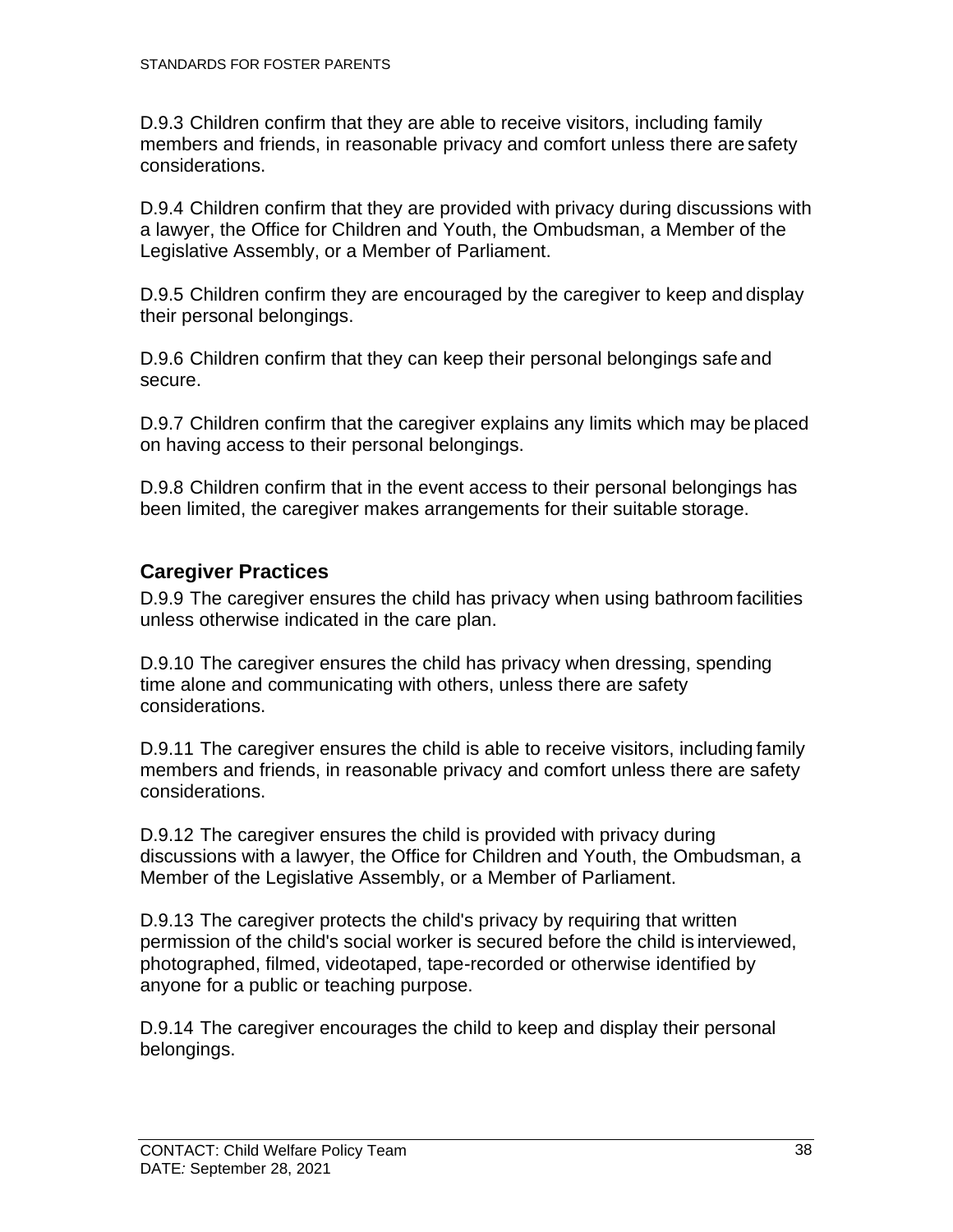D.9.3 Children confirm that they are able to receive visitors, including family members and friends, in reasonable privacy and comfort unless there are safety considerations.

D.9.4 Children confirm that they are provided with privacy during discussions with a lawyer, the Office for Children and Youth, the Ombudsman, a Member of the Legislative Assembly, or a Member of Parliament.

D.9.5 Children confirm they are encouraged by the caregiver to keep and display their personal belongings.

D.9.6 Children confirm that they can keep their personal belongings safe and secure.

D.9.7 Children confirm that the caregiver explains any limits which may be placed on having access to their personal belongings.

D.9.8 Children confirm that in the event access to their personal belongings has been limited, the caregiver makes arrangements for their suitable storage.

### Caregiver Practices

D.9.9 The caregiver ensures the child has privacy when using bathroom facilities unless otherwise indicated in the care plan.

D.9.10 The caregiver ensures the child has privacy when dressing, spending time alone and communicating with others, unless there are safety considerations.

D.9.11 The caregiver ensures the child is able to receive visitors, including family members and friends, in reasonable privacy and comfort unless there are safety considerations.

D.9.12 The caregiver ensures the child is provided with privacy during discussions with a lawyer, the Office for Children and Youth, the Ombudsman, a Member of the Legislative Assembly, or a Member of Parliament.

D.9.13 The caregiver protects the child's privacy by requiring that written permission of the child's social worker is secured before the child is interviewed, photographed, filmed, videotaped, tape-recorded or otherwise identified by anyone for a public or teaching purpose.

D.9.14 The caregiver encourages the child to keep and display their personal belongings.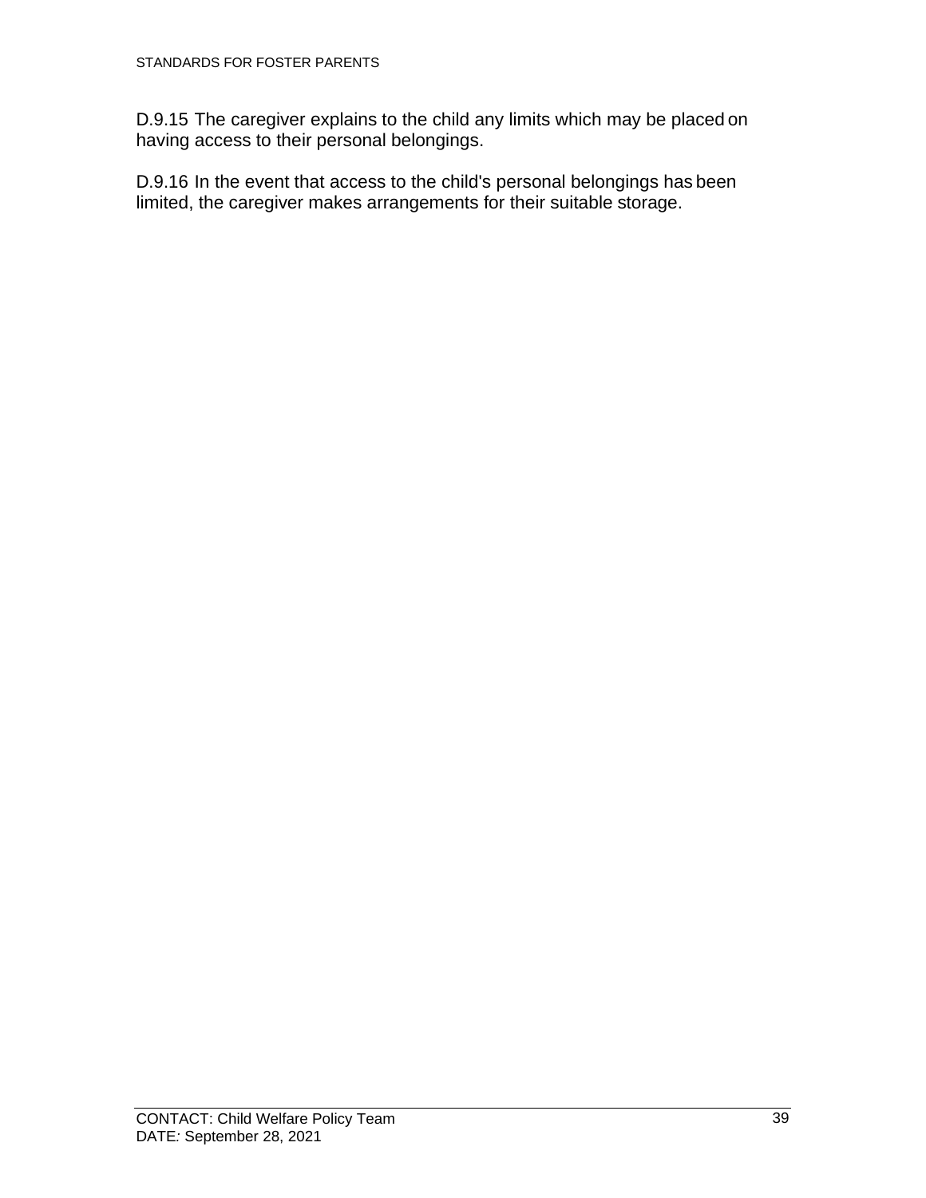D.9.15 The caregiver explains to the child any limits which may be placed on having access to their personal belongings.

D.9.16 In the event that access to the child's personal belongings has been limited, the caregiver makes arrangements for their suitable storage.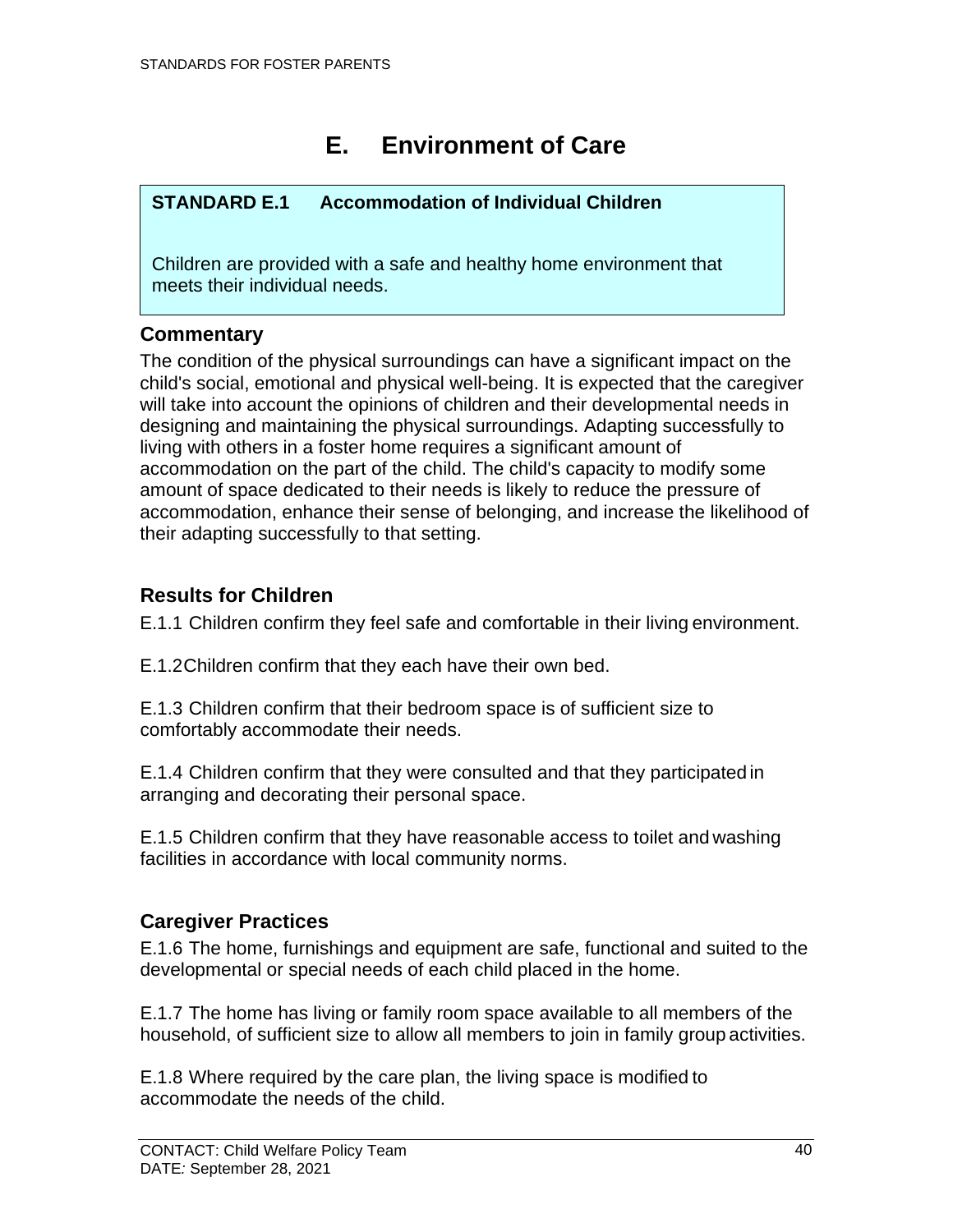# E. Environment of Care

**STANDARD E.1 Accommodation of Individual Children**

Children are provided with a safe and healthy home environment that meets their individual needs.

### Commentary

The condition of the physical surroundings can have a significant impact on the child's social, emotional and physical well-being. It is expected that the caregiver will take into account the opinions of children and their developmental needs in designing and maintaining the physical surroundings. Adapting successfully to living with others in a foster home requires a significant amount of accommodation on the part of the child. The child's capacity to modify some amount of space dedicated to their needs is likely to reduce the pressure of accommodation, enhance their sense of belonging, and increase the likelihood of their adapting successfully to that setting.

### Results for Children

E.1.1 Children confirm they feel safe and comfortable in their living environment.

E.1.2 Children confirm that they each have their own bed.

E.1.3 Children confirm that their bedroom space is of sufficient size to comfortably accommodate their needs.

E.1.4 Children confirm that they were consulted and that they participated in arranging and decorating their personal space.

E.1.5 Children confirm that they have reasonable access to toilet and washing facilities in accordance with local community norms.

### Caregiver Practices

E.1.6 The home, furnishings and equipment are safe, functional and suited to the developmental or special needs of each child placed in the home.

E.1.7 The home has living or family room space available to all members of the household, of sufficient size to allow all members to join in family group activities.

E.1.8 Where required by the care plan, the living space is modified to accommodate the needs of the child.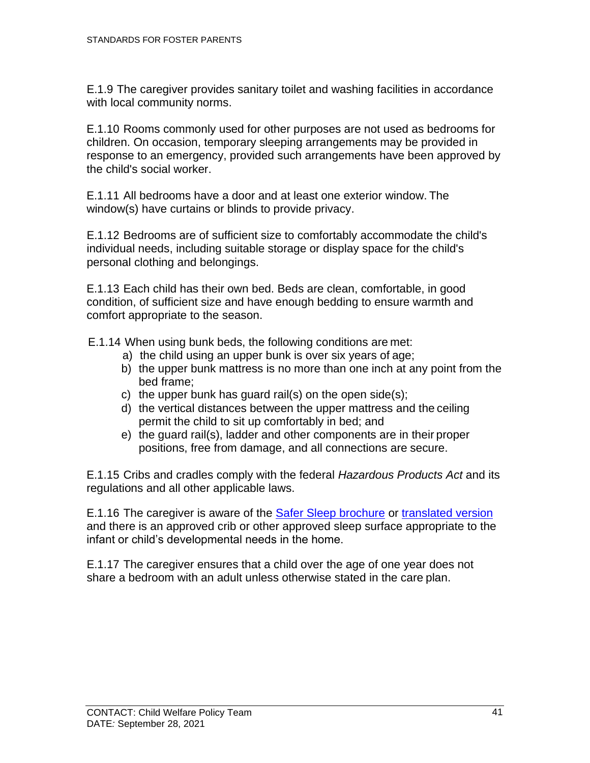E.1.9 The caregiver provides sanitary toilet and washing facilities in accordance with local community norms.

E.1.10 Rooms commonly used for other purposes are not used as bedrooms for children. On occasion, temporary sleeping arrangements may be provided in response to an emergency, provided such arrangements have been approved by the child's social worker.

E.1.11 All bedrooms have a door and at least one exterior window. The window(s) have curtains or blinds to provide privacy.

E.1.12 Bedrooms are of sufficient size to comfortably accommodate the child's individual needs, including suitable storage or display space for the child's personal clothing and belongings.

E.1.13 Each child has their own bed. Beds are clean, comfortable, in good condition, of sufficient size and have enough bedding to ensure warmth and comfort appropriate to the season.

E.1.14 When using bunk beds, the following conditions are met:

a) the child using an upper bunk is over six years of age;
b) the upper bunk mattress is no more than one inch at any point from the bed frame;
c) the upper bunk has guard rail(s) on the open side(s);
d) the vertical distances between the upper mattress and the ceiling permit the child to sit up comfortably in bed; and
e) the guard rail(s), ladder and other components are in their proper positions, free from damage, and all connections are secure.

E.1.15 Cribs and cradles comply with the federal *Hazardous Products Act* and its regulations and all other applicable laws.

E.1.16 The caregiver is aware of the Safer Sleep brochure or translated version and there is an approved crib or other approved sleep surface appropriate to the infant or child's developmental needs in the home.

E.1.17 The caregiver ensures that a child over the age of one year does not share a bedroom with an adult unless otherwise stated in the care plan.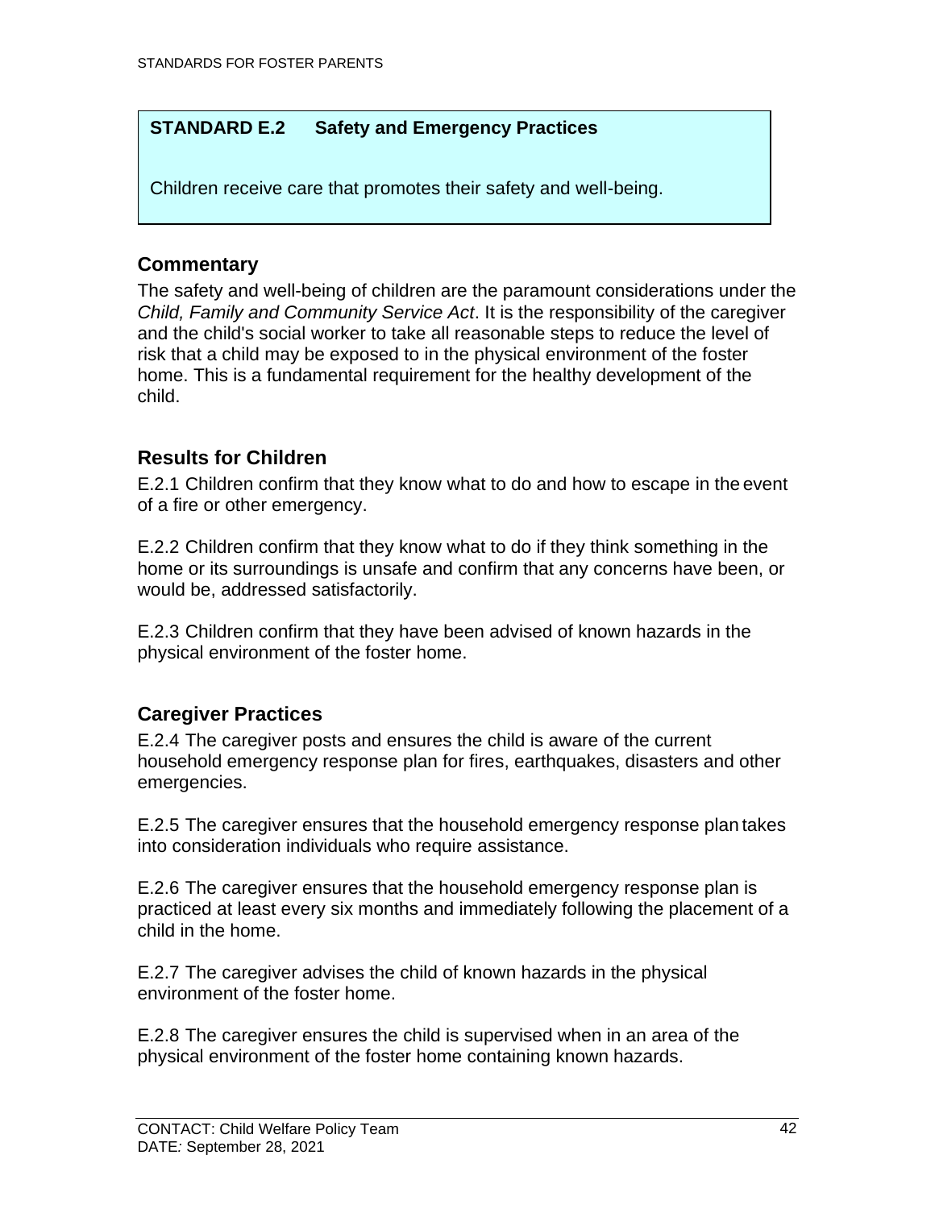**STANDARD E.2 Safety and Emergency Practices**

Children receive care that promotes their safety and well-being.

## Commentary

The safety and well-being of children are the paramount considerations under the *Child, Family and Community Service Act*. It is the responsibility of the caregiver and the child's social worker to take all reasonable steps to reduce the level of risk that a child may be exposed to in the physical environment of the foster home. This is a fundamental requirement for the healthy development of the child.

## Results for Children

E.2.1 Children confirm that they know what to do and how to escape in the event of a fire or other emergency.

E.2.2 Children confirm that they know what to do if they think something in the home or its surroundings is unsafe and confirm that any concerns have been, or would be, addressed satisfactorily.

E.2.3 Children confirm that they have been advised of known hazards in the physical environment of the foster home.

## Caregiver Practices

E.2.4 The caregiver posts and ensures the child is aware of the current household emergency response plan for fires, earthquakes, disasters and other emergencies.

E.2.5 The caregiver ensures that the household emergency response plan takes into consideration individuals who require assistance.

E.2.6 The caregiver ensures that the household emergency response plan is practiced at least every six months and immediately following the placement of a child in the home.

E.2.7 The caregiver advises the child of known hazards in the physical environment of the foster home.

E.2.8 The caregiver ensures the child is supervised when in an area of the physical environment of the foster home containing known hazards.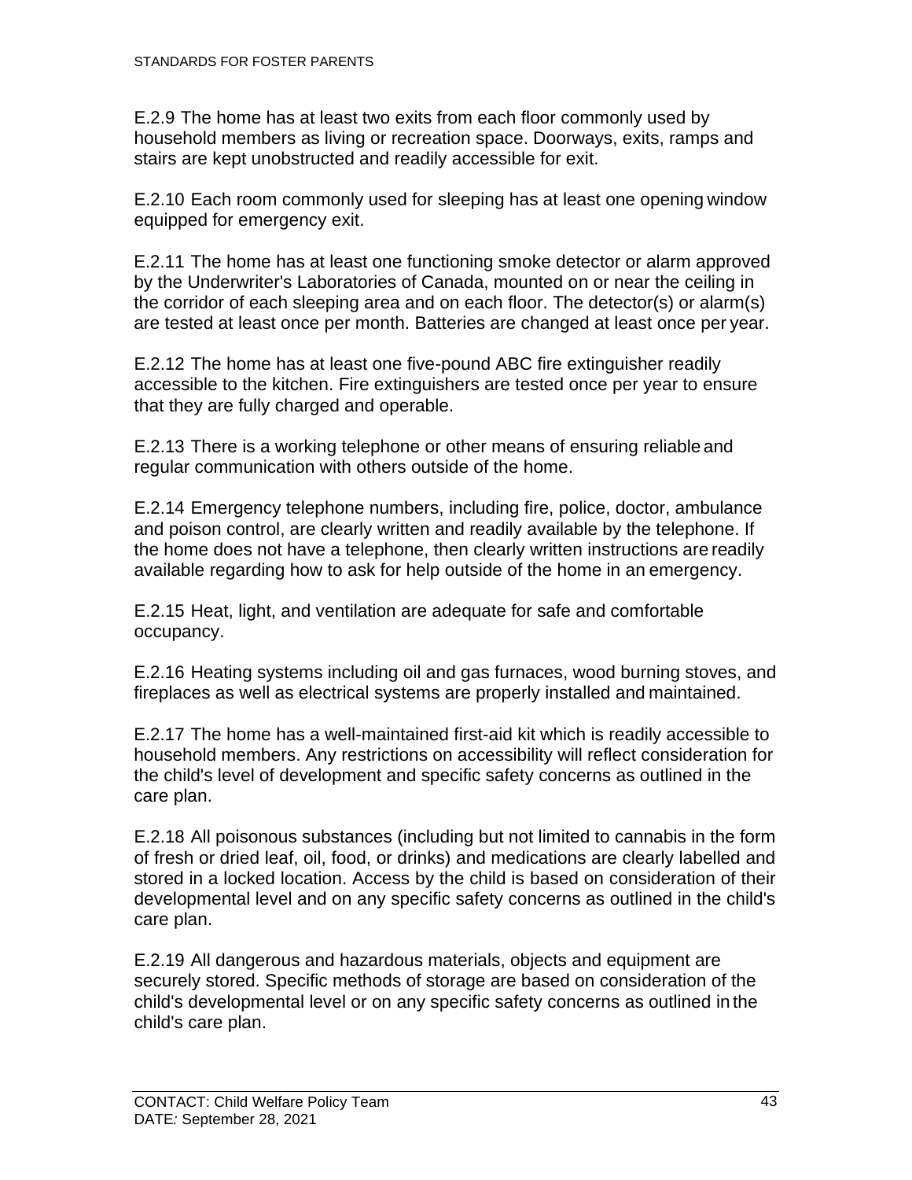E.2.9 The home has at least two exits from each floor commonly used by household members as living or recreation space. Doorways, exits, ramps and stairs are kept unobstructed and readily accessible for exit.

E.2.10 Each room commonly used for sleeping has at least one opening window equipped for emergency exit.

E.2.11 The home has at least one functioning smoke detector or alarm approved by the Underwriter's Laboratories of Canada, mounted on or near the ceiling in the corridor of each sleeping area and on each floor. The detector(s) or alarm(s) are tested at least once per month. Batteries are changed at least once per year.

E.2.12 The home has at least one five-pound ABC fire extinguisher readily accessible to the kitchen. Fire extinguishers are tested once per year to ensure that they are fully charged and operable.

E.2.13 There is a working telephone or other means of ensuring reliable and regular communication with others outside of the home.

E.2.14 Emergency telephone numbers, including fire, police, doctor, ambulance and poison control, are clearly written and readily available by the telephone. If the home does not have a telephone, then clearly written instructions are readily available regarding how to ask for help outside of the home in an emergency.

E.2.15 Heat, light, and ventilation are adequate for safe and comfortable occupancy.

E.2.16 Heating systems including oil and gas furnaces, wood burning stoves, and fireplaces as well as electrical systems are properly installed and maintained.

E.2.17 The home has a well-maintained first-aid kit which is readily accessible to household members. Any restrictions on accessibility will reflect consideration for the child's level of development and specific safety concerns as outlined in the care plan.

E.2.18 All poisonous substances (including but not limited to cannabis in the form of fresh or dried leaf, oil, food, or drinks) and medications are clearly labelled and stored in a locked location. Access by the child is based on consideration of their developmental level and on any specific safety concerns as outlined in the child's care plan.

E.2.19 All dangerous and hazardous materials, objects and equipment are securely stored. Specific methods of storage are based on consideration of the child's developmental level or on any specific safety concerns as outlined in the child's care plan.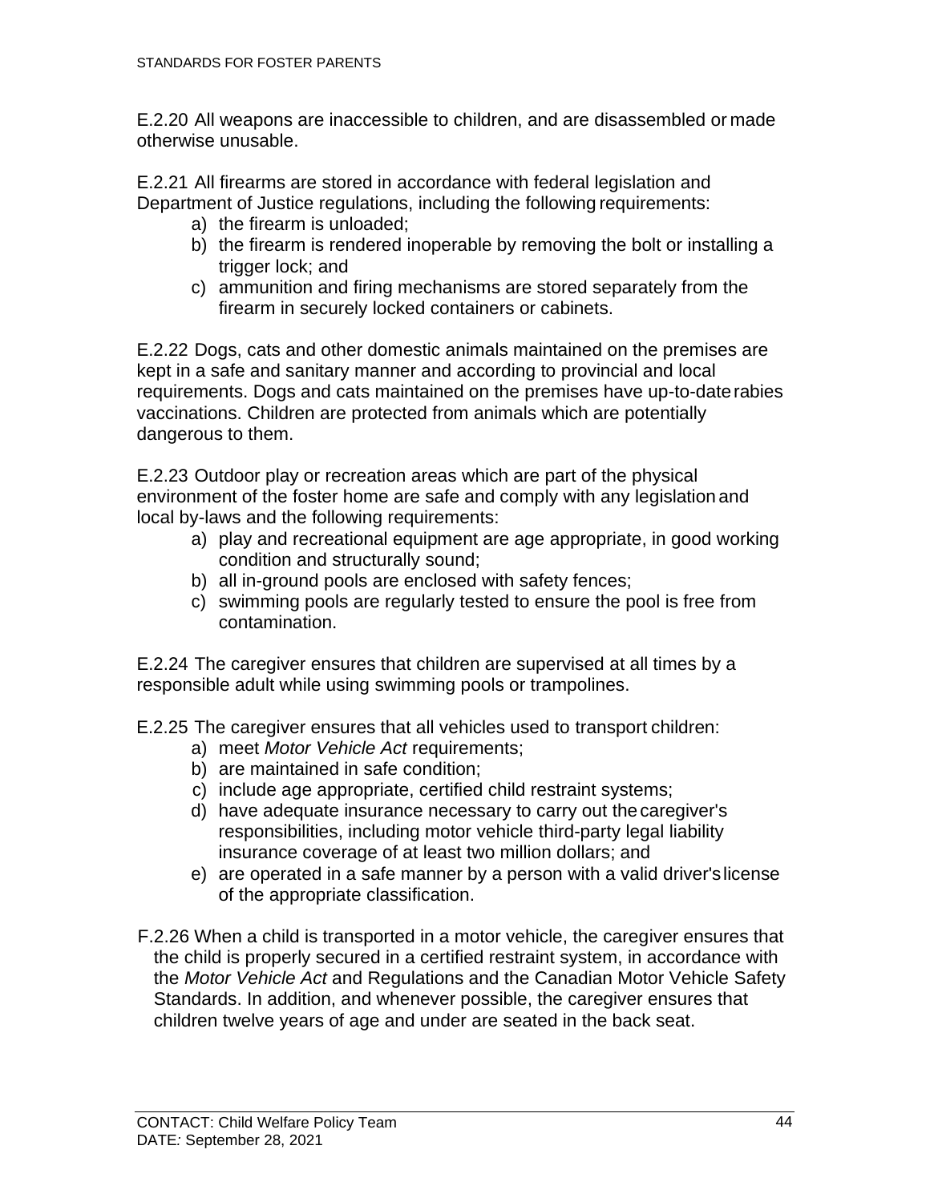E.2.20 All weapons are inaccessible to children, and are disassembled or made otherwise unusable.

E.2.21 All firearms are stored in accordance with federal legislation and Department of Justice regulations, including the following requirements:

a) the firearm is unloaded;
b) the firearm is rendered inoperable by removing the bolt or installing a trigger lock; and
c) ammunition and firing mechanisms are stored separately from the firearm in securely locked containers or cabinets.

E.2.22 Dogs, cats and other domestic animals maintained on the premises are kept in a safe and sanitary manner and according to provincial and local requirements. Dogs and cats maintained on the premises have up-to-date rabies vaccinations. Children are protected from animals which are potentially dangerous to them.

E.2.23 Outdoor play or recreation areas which are part of the physical environment of the foster home are safe and comply with any legislation and local by-laws and the following requirements:

a) play and recreational equipment are age appropriate, in good working condition and structurally sound;
b) all in-ground pools are enclosed with safety fences;
c) swimming pools are regularly tested to ensure the pool is free from contamination.

E.2.24 The caregiver ensures that children are supervised at all times by a responsible adult while using swimming pools or trampolines.

E.2.25 The caregiver ensures that all vehicles used to transport children:

a) meet *Motor Vehicle Act* requirements;
b) are maintained in safe condition;
c) include age appropriate, certified child restraint systems;
d) have adequate insurance necessary to carry out the caregiver's responsibilities, including motor vehicle third-party legal liability insurance coverage of at least two million dollars; and
e) are operated in a safe manner by a person with a valid driver's license of the appropriate classification.

F.2.26 When a child is transported in a motor vehicle, the caregiver ensures that the child is properly secured in a certified restraint system, in accordance with the *Motor Vehicle Act* and Regulations and the Canadian Motor Vehicle Safety Standards. In addition, and whenever possible, the caregiver ensures that children twelve years of age and under are seated in the back seat.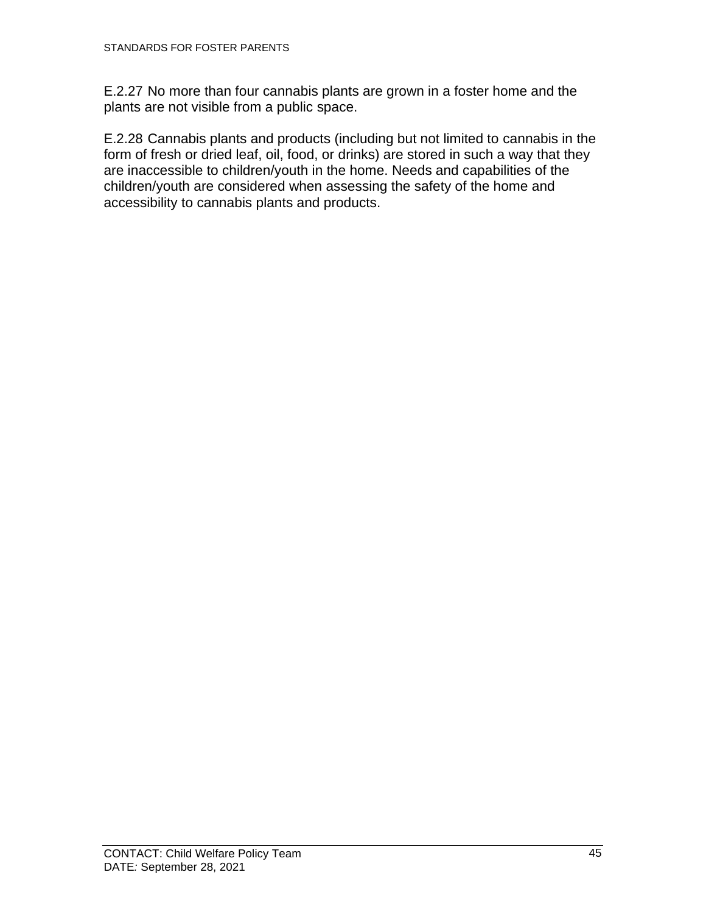E.2.27 No more than four cannabis plants are grown in a foster home and the plants are not visible from a public space.

E.2.28 Cannabis plants and products (including but not limited to cannabis in the form of fresh or dried leaf, oil, food, or drinks) are stored in such a way that they are inaccessible to children/youth in the home. Needs and capabilities of the children/youth are considered when assessing the safety of the home and accessibility to cannabis plants and products.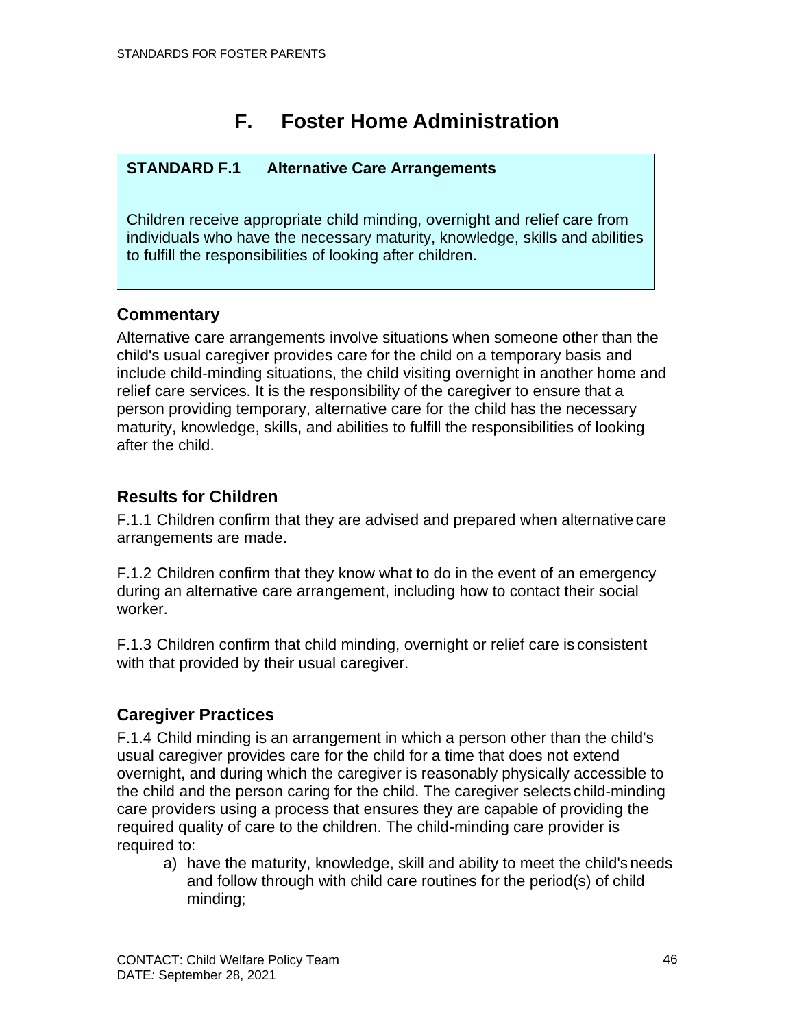# F. Foster Home Administration

**STANDARD F.1 Alternative Care Arrangements**

Children receive appropriate child minding, overnight and relief care from individuals who have the necessary maturity, knowledge, skills and abilities to fulfill the responsibilities of looking after children.

### Commentary

Alternative care arrangements involve situations when someone other than the child's usual caregiver provides care for the child on a temporary basis and include child-minding situations, the child visiting overnight in another home and relief care services. It is the responsibility of the caregiver to ensure that a person providing temporary, alternative care for the child has the necessary maturity, knowledge, skills, and abilities to fulfill the responsibilities of looking after the child.

### Results for Children

F.1.1 Children confirm that they are advised and prepared when alternative care arrangements are made.

F.1.2 Children confirm that they know what to do in the event of an emergency during an alternative care arrangement, including how to contact their social worker.

F.1.3 Children confirm that child minding, overnight or relief care is consistent with that provided by their usual caregiver.

### Caregiver Practices

F.1.4 Child minding is an arrangement in which a person other than the child's usual caregiver provides care for the child for a time that does not extend overnight, and during which the caregiver is reasonably physically accessible to the child and the person caring for the child. The caregiver selects child-minding care providers using a process that ensures they are capable of providing the required quality of care to the children. The child-minding care provider is required to:

a) have the maturity, knowledge, skill and ability to meet the child's needs and follow through with child care routines for the period(s) of child minding;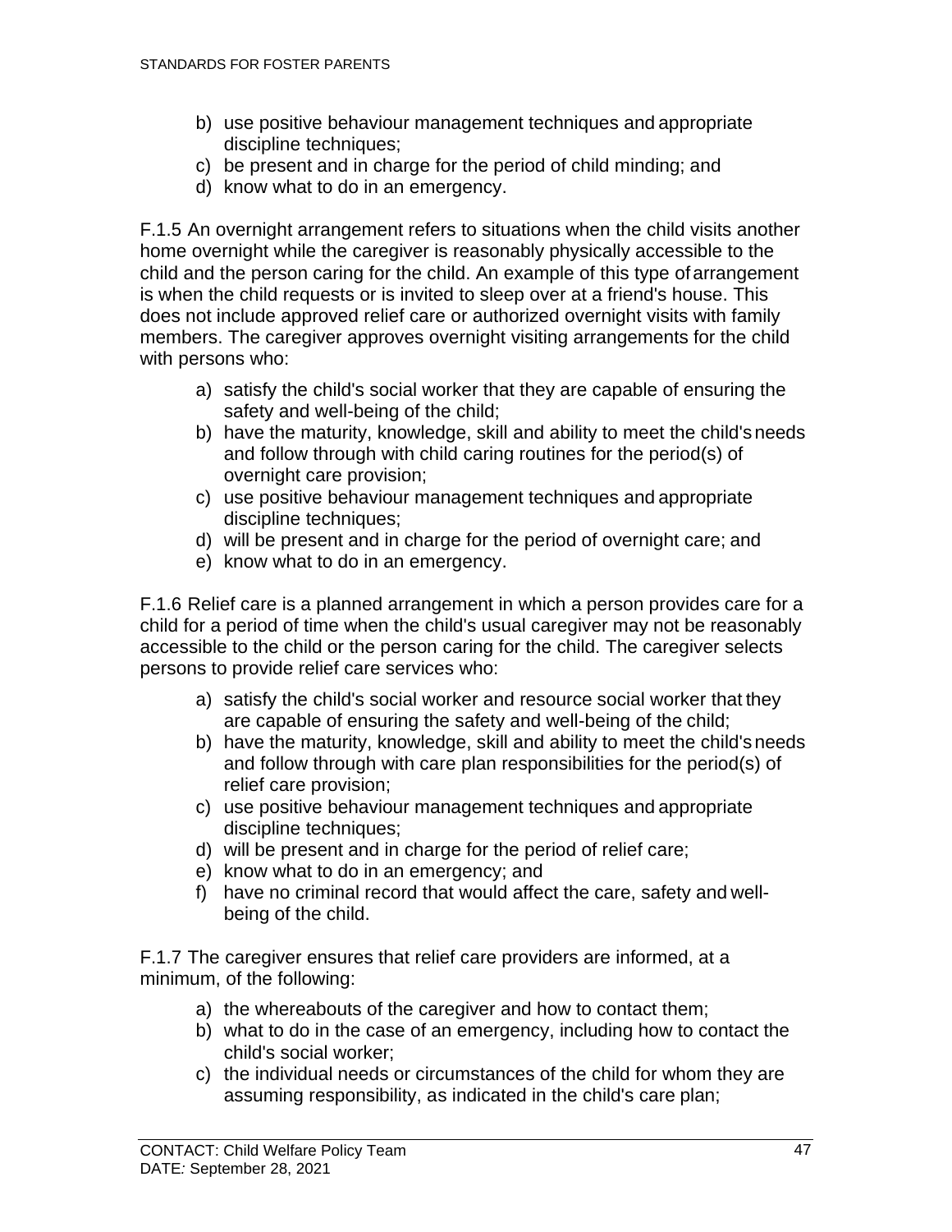b) use positive behaviour management techniques and appropriate discipline techniques;
c) be present and in charge for the period of child minding; and
d) know what to do in an emergency.

F.1.5 An overnight arrangement refers to situations when the child visits another home overnight while the caregiver is reasonably physically accessible to the child and the person caring for the child. An example of this type of arrangement is when the child requests or is invited to sleep over at a friend's house. This does not include approved relief care or authorized overnight visits with family members. The caregiver approves overnight visiting arrangements for the child with persons who:

a) satisfy the child's social worker that they are capable of ensuring the safety and well-being of the child;
b) have the maturity, knowledge, skill and ability to meet the child's needs and follow through with child caring routines for the period(s) of overnight care provision;
c) use positive behaviour management techniques and appropriate discipline techniques;
d) will be present and in charge for the period of overnight care; and
e) know what to do in an emergency.

F.1.6 Relief care is a planned arrangement in which a person provides care for a child for a period of time when the child's usual caregiver may not be reasonably accessible to the child or the person caring for the child. The caregiver selects persons to provide relief care services who:

a) satisfy the child's social worker and resource social worker that they are capable of ensuring the safety and well-being of the child;
b) have the maturity, knowledge, skill and ability to meet the child's needs and follow through with care plan responsibilities for the period(s) of relief care provision;
c) use positive behaviour management techniques and appropriate discipline techniques;
d) will be present and in charge for the period of relief care;
e) know what to do in an emergency; and
f) have no criminal record that would affect the care, safety and well-being of the child.

F.1.7 The caregiver ensures that relief care providers are informed, at a minimum, of the following:

a) the whereabouts of the caregiver and how to contact them;
b) what to do in the case of an emergency, including how to contact the child's social worker;
c) the individual needs or circumstances of the child for whom they are assuming responsibility, as indicated in the child's care plan;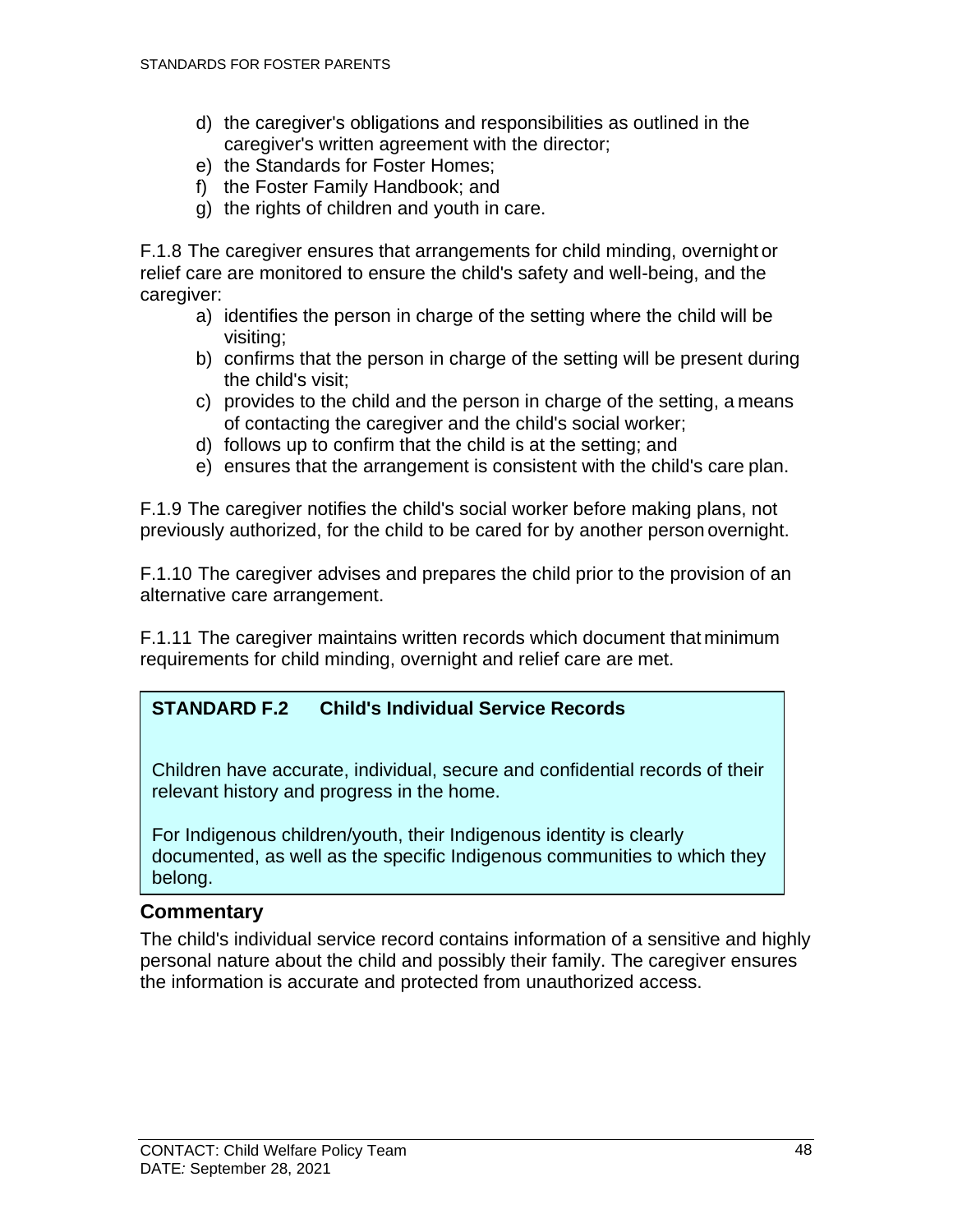d) the caregiver's obligations and responsibilities as outlined in the caregiver's written agreement with the director;
e) the Standards for Foster Homes;
f) the Foster Family Handbook; and
g) the rights of children and youth in care.

F.1.8 The caregiver ensures that arrangements for child minding, overnight or relief care are monitored to ensure the child's safety and well-being, and the caregiver:

a) identifies the person in charge of the setting where the child will be visiting;
b) confirms that the person in charge of the setting will be present during the child's visit;
c) provides to the child and the person in charge of the setting, a means of contacting the caregiver and the child's social worker;
d) follows up to confirm that the child is at the setting; and
e) ensures that the arrangement is consistent with the child's care plan.

F.1.9 The caregiver notifies the child's social worker before making plans, not previously authorized, for the child to be cared for by another person overnight.

F.1.10 The caregiver advises and prepares the child prior to the provision of an alternative care arrangement.

F.1.11 The caregiver maintains written records which document that minimum requirements for child minding, overnight and relief care are met.

**STANDARD F.2 Child's Individual Service Records**

Children have accurate, individual, secure and confidential records of their relevant history and progress in the home.

For Indigenous children/youth, their Indigenous identity is clearly documented, as well as the specific Indigenous communities to which they belong.

### Commentary

The child's individual service record contains information of a sensitive and highly personal nature about the child and possibly their family. The caregiver ensures the information is accurate and protected from unauthorized access.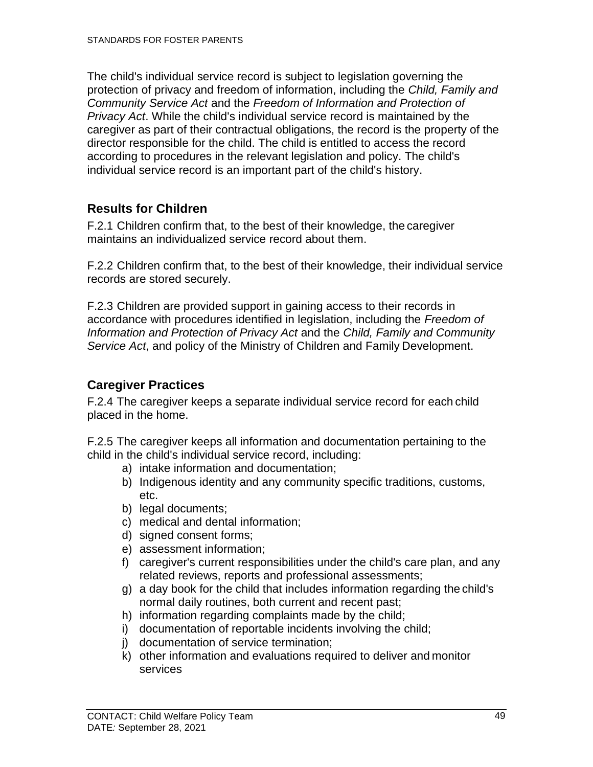The child's individual service record is subject to legislation governing the protection of privacy and freedom of information, including the *Child, Family and Community Service Act* and the *Freedom of Information and Protection of Privacy Act*. While the child's individual service record is maintained by the caregiver as part of their contractual obligations, the record is the property of the director responsible for the child. The child is entitled to access the record according to procedures in the relevant legislation and policy. The child's individual service record is an important part of the child's history.

## Results for Children

F.2.1 Children confirm that, to the best of their knowledge, the caregiver maintains an individualized service record about them.

F.2.2 Children confirm that, to the best of their knowledge, their individual service records are stored securely.

F.2.3 Children are provided support in gaining access to their records in accordance with procedures identified in legislation, including the *Freedom of Information and Protection of Privacy Act* and the *Child, Family and Community Service Act*, and policy of the Ministry of Children and Family Development.

## Caregiver Practices

F.2.4 The caregiver keeps a separate individual service record for each child placed in the home.

F.2.5 The caregiver keeps all information and documentation pertaining to the child in the child's individual service record, including:

a) intake information and documentation;
b) Indigenous identity and any community specific traditions, customs, etc.
b) legal documents;
c) medical and dental information;
d) signed consent forms;
e) assessment information;
f) caregiver's current responsibilities under the child's care plan, and any related reviews, reports and professional assessments;
g) a day book for the child that includes information regarding the child's normal daily routines, both current and recent past;
h) information regarding complaints made by the child;
i) documentation of reportable incidents involving the child;
j) documentation of service termination;
k) other information and evaluations required to deliver and monitor services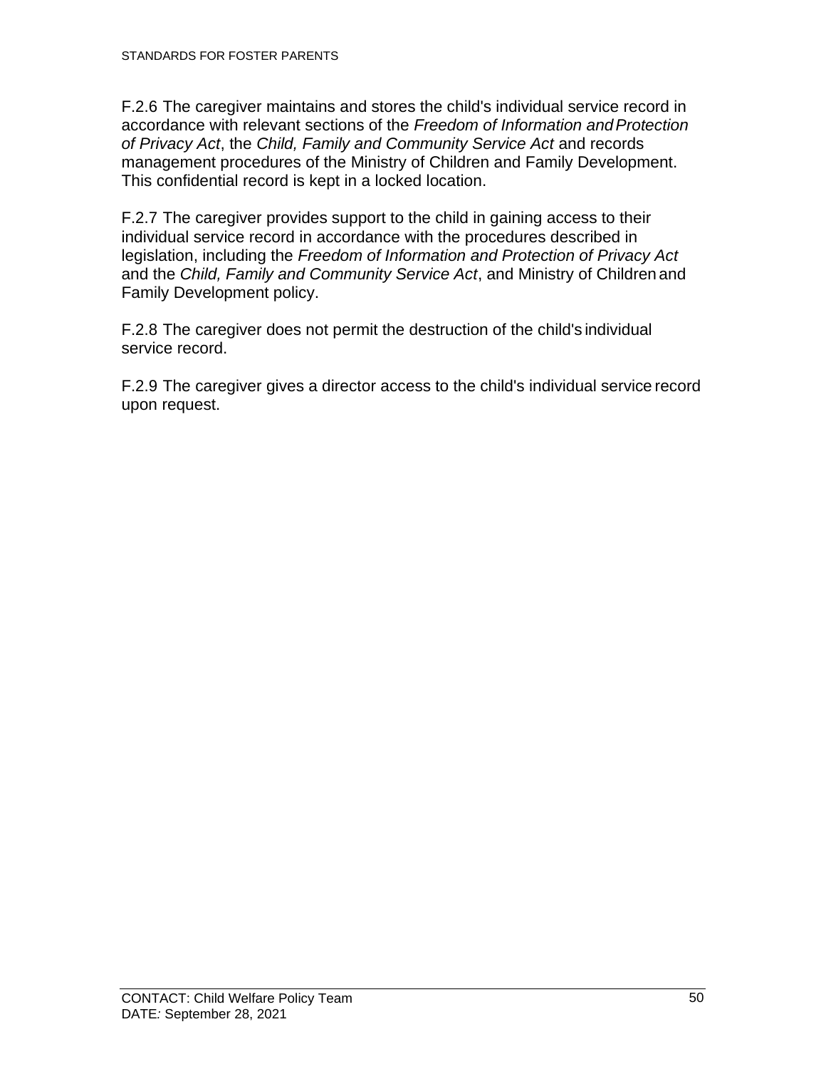F.2.6 The caregiver maintains and stores the child's individual service record in accordance with relevant sections of the *Freedom of Information and Protection of Privacy Act*, the *Child, Family and Community Service Act* and records management procedures of the Ministry of Children and Family Development. This confidential record is kept in a locked location.

F.2.7 The caregiver provides support to the child in gaining access to their individual service record in accordance with the procedures described in legislation, including the *Freedom of Information and Protection of Privacy Act* and the *Child, Family and Community Service Act*, and Ministry of Children and Family Development policy.

F.2.8 The caregiver does not permit the destruction of the child's individual service record.

F.2.9 The caregiver gives a director access to the child's individual service record upon request.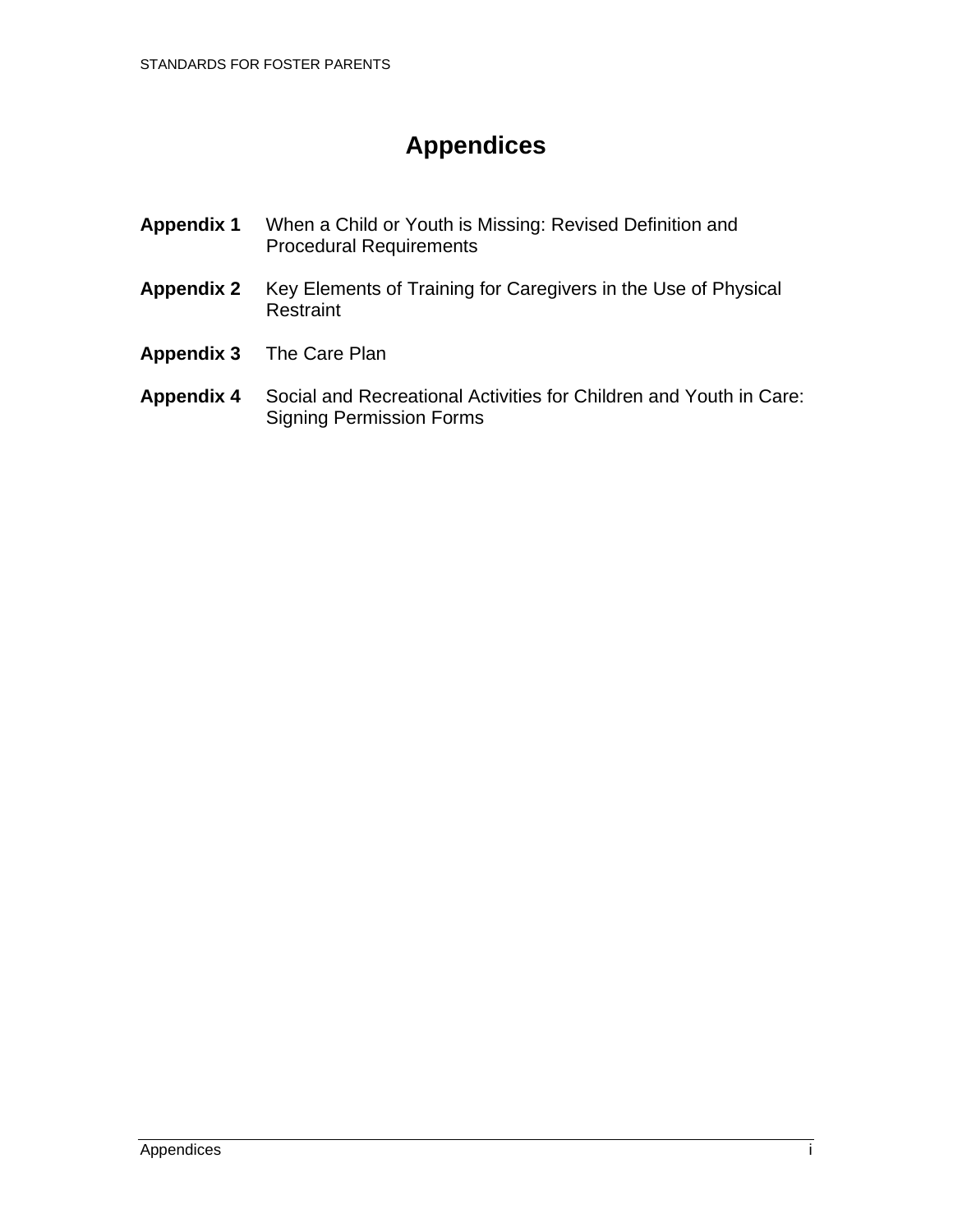# Appendices

**Appendix 1** When a Child or Youth is Missing: Revised Definition and Procedural Requirements

**Appendix 2** Key Elements of Training for Caregivers in the Use of Physical Restraint

**Appendix 3** The Care Plan

**Appendix 4** Social and Recreational Activities for Children and Youth in Care: Signing Permission Forms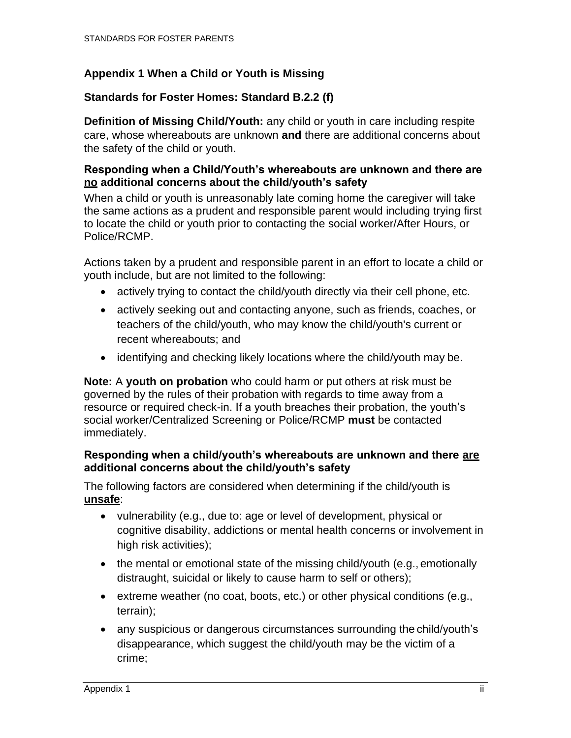## Appendix 1 When a Child or Youth is Missing

### Standards for Foster Homes: Standard B.2.2 (f)

**Definition of Missing Child/Youth:** any child or youth in care including respite care, whose whereabouts are unknown **and** there are additional concerns about the safety of the child or youth.

**Responding when a Child/Youth's whereabouts are unknown and there are <u>no</u> additional concerns about the child/youth's safety**

When a child or youth is unreasonably late coming home the caregiver will take the same actions as a prudent and responsible parent would including trying first to locate the child or youth prior to contacting the social worker/After Hours, or Police/RCMP.

Actions taken by a prudent and responsible parent in an effort to locate a child or youth include, but are not limited to the following:

- actively trying to contact the child/youth directly via their cell phone, etc.
- actively seeking out and contacting anyone, such as friends, coaches, or teachers of the child/youth, who may know the child/youth's current or recent whereabouts; and
- identifying and checking likely locations where the child/youth may be.

**Note:** A **youth on probation** who could harm or put others at risk must be governed by the rules of their probation with regards to time away from a resource or required check-in. If a youth breaches their probation, the youth's social worker/Centralized Screening or Police/RCMP **must** be contacted immediately.

**Responding when a child/youth's whereabouts are unknown and there <u>are</u> additional concerns about the child/youth's safety**

The following factors are considered when determining if the child/youth is **<u>unsafe</u>**:

- vulnerability (e.g., due to: age or level of development, physical or cognitive disability, addictions or mental health concerns or involvement in high risk activities);
- the mental or emotional state of the missing child/youth (e.g., emotionally distraught, suicidal or likely to cause harm to self or others);
- extreme weather (no coat, boots, etc.) or other physical conditions (e.g., terrain);
- any suspicious or dangerous circumstances surrounding the child/youth's disappearance, which suggest the child/youth may be the victim of a crime;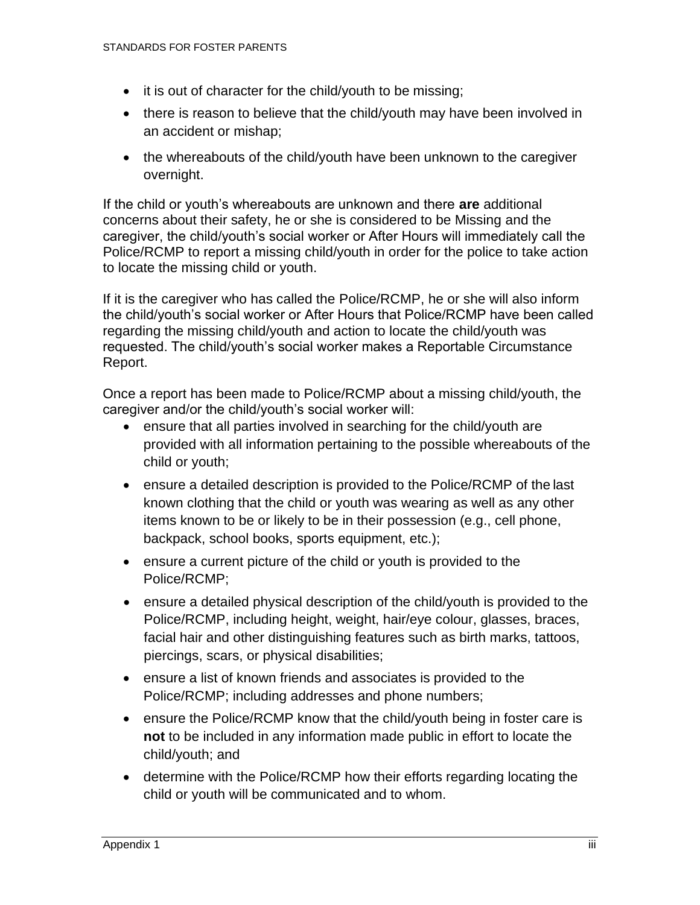- it is out of character for the child/youth to be missing;
- there is reason to believe that the child/youth may have been involved in an accident or mishap;
- the whereabouts of the child/youth have been unknown to the caregiver overnight.

If the child or youth's whereabouts are unknown and there **are** additional concerns about their safety, he or she is considered to be Missing and the caregiver, the child/youth's social worker or After Hours will immediately call the Police/RCMP to report a missing child/youth in order for the police to take action to locate the missing child or youth.

If it is the caregiver who has called the Police/RCMP, he or she will also inform the child/youth's social worker or After Hours that Police/RCMP have been called regarding the missing child/youth and action to locate the child/youth was requested. The child/youth's social worker makes a Reportable Circumstance Report.

Once a report has been made to Police/RCMP about a missing child/youth, the caregiver and/or the child/youth's social worker will:

- ensure that all parties involved in searching for the child/youth are provided with all information pertaining to the possible whereabouts of the child or youth;
- ensure a detailed description is provided to the Police/RCMP of the last known clothing that the child or youth was wearing as well as any other items known to be or likely to be in their possession (e.g., cell phone, backpack, school books, sports equipment, etc.);
- ensure a current picture of the child or youth is provided to the Police/RCMP;
- ensure a detailed physical description of the child/youth is provided to the Police/RCMP, including height, weight, hair/eye colour, glasses, braces, facial hair and other distinguishing features such as birth marks, tattoos, piercings, scars, or physical disabilities;
- ensure a list of known friends and associates is provided to the Police/RCMP; including addresses and phone numbers;
- ensure the Police/RCMP know that the child/youth being in foster care is **not** to be included in any information made public in effort to locate the child/youth; and
- determine with the Police/RCMP how their efforts regarding locating the child or youth will be communicated and to whom.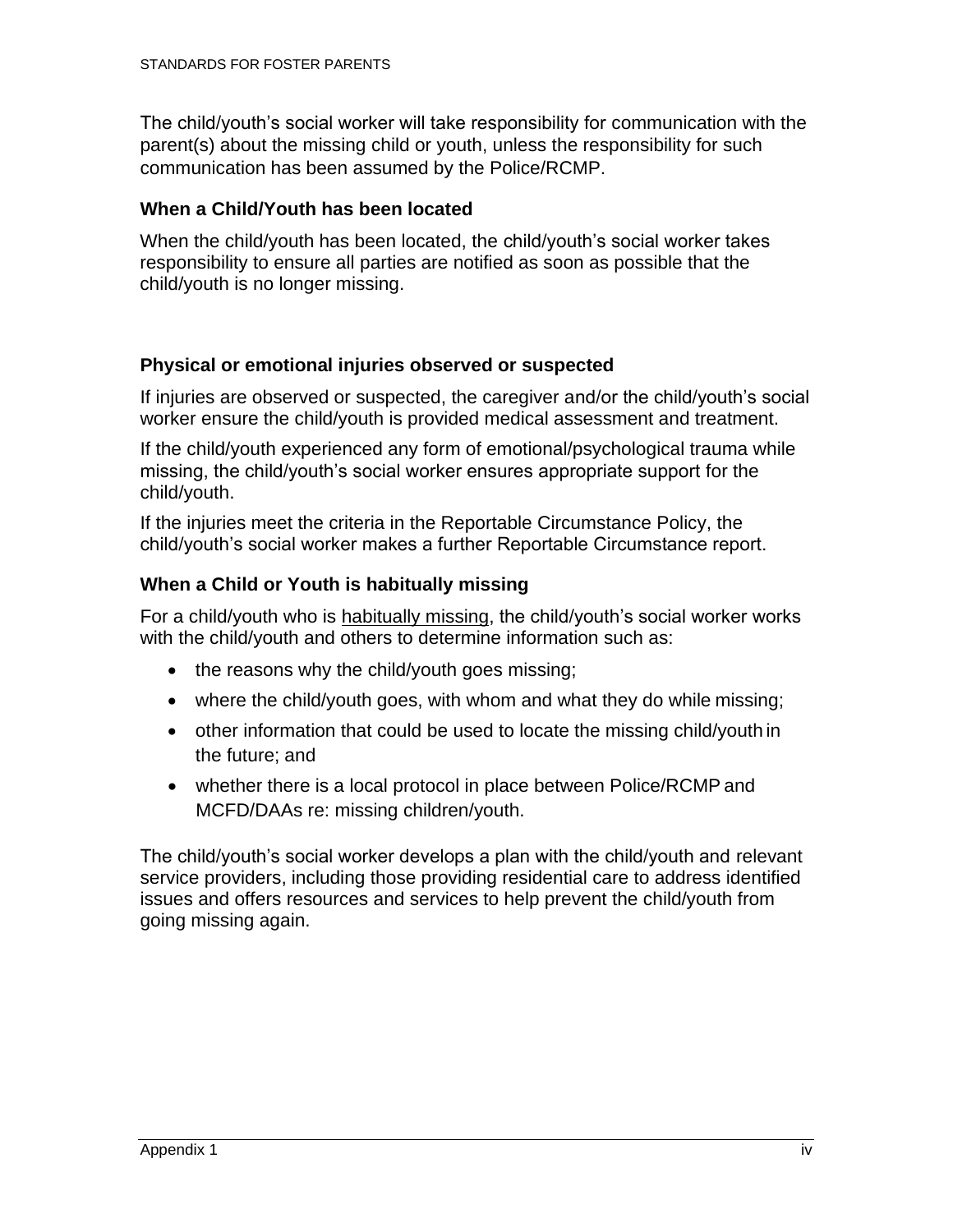The child/youth's social worker will take responsibility for communication with the parent(s) about the missing child or youth, unless the responsibility for such communication has been assumed by the Police/RCMP.

### When a Child/Youth has been located

When the child/youth has been located, the child/youth's social worker takes responsibility to ensure all parties are notified as soon as possible that the child/youth is no longer missing.

### Physical or emotional injuries observed or suspected

If injuries are observed or suspected, the caregiver and/or the child/youth's social worker ensure the child/youth is provided medical assessment and treatment.

If the child/youth experienced any form of emotional/psychological trauma while missing, the child/youth's social worker ensures appropriate support for the child/youth.

If the injuries meet the criteria in the Reportable Circumstance Policy, the child/youth's social worker makes a further Reportable Circumstance report.

### When a Child or Youth is habitually missing

For a child/youth who is habitually missing, the child/youth's social worker works with the child/youth and others to determine information such as:

- the reasons why the child/youth goes missing;
- where the child/youth goes, with whom and what they do while missing;
- other information that could be used to locate the missing child/youth in the future; and
- whether there is a local protocol in place between Police/RCMP and MCFD/DAAs re: missing children/youth.

The child/youth's social worker develops a plan with the child/youth and relevant service providers, including those providing residential care to address identified issues and offers resources and services to help prevent the child/youth from going missing again.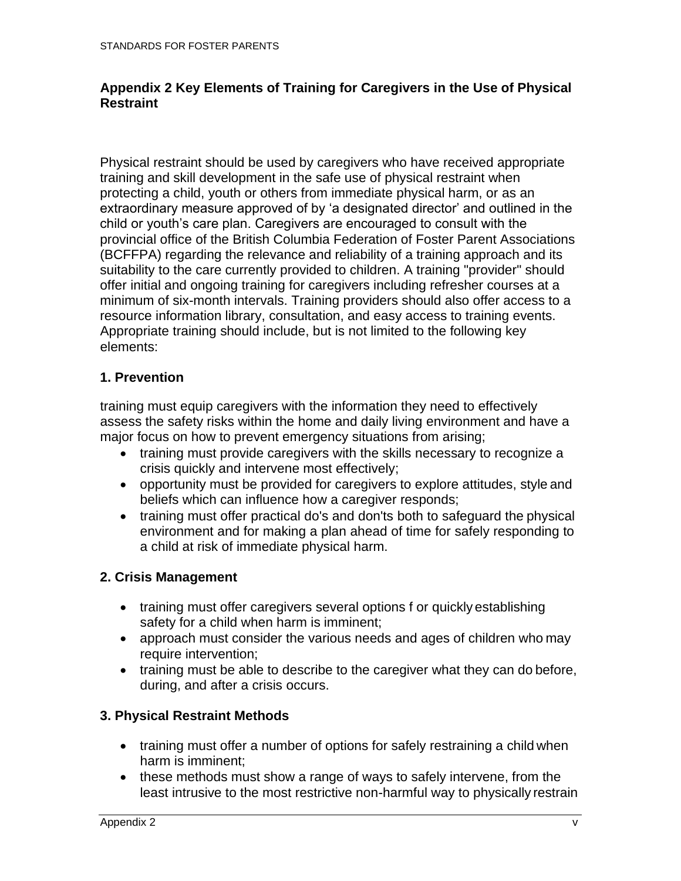## Appendix 2 Key Elements of Training for Caregivers in the Use of Physical Restraint

Physical restraint should be used by caregivers who have received appropriate training and skill development in the safe use of physical restraint when protecting a child, youth or others from immediate physical harm, or as an extraordinary measure approved of by 'a designated director' and outlined in the child or youth's care plan. Caregivers are encouraged to consult with the provincial office of the British Columbia Federation of Foster Parent Associations (BCFFPA) regarding the relevance and reliability of a training approach and its suitability to the care currently provided to children. A training "provider" should offer initial and ongoing training for caregivers including refresher courses at a minimum of six-month intervals. Training providers should also offer access to a resource information library, consultation, and easy access to training events. Appropriate training should include, but is not limited to the following key elements:

### 1. Prevention

training must equip caregivers with the information they need to effectively assess the safety risks within the home and daily living environment and have a major focus on how to prevent emergency situations from arising;

- training must provide caregivers with the skills necessary to recognize a crisis quickly and intervene most effectively;
- opportunity must be provided for caregivers to explore attitudes, style and beliefs which can influence how a caregiver responds;
- training must offer practical do's and don'ts both to safeguard the physical environment and for making a plan ahead of time for safely responding to a child at risk of immediate physical harm.

### 2. Crisis Management

- training must offer caregivers several options f or quickly establishing safety for a child when harm is imminent;
- approach must consider the various needs and ages of children who may require intervention;
- training must be able to describe to the caregiver what they can do before, during, and after a crisis occurs.

### 3. Physical Restraint Methods

- training must offer a number of options for safely restraining a child when harm is imminent;
- these methods must show a range of ways to safely intervene, from the least intrusive to the most restrictive non-harmful way to physically restrain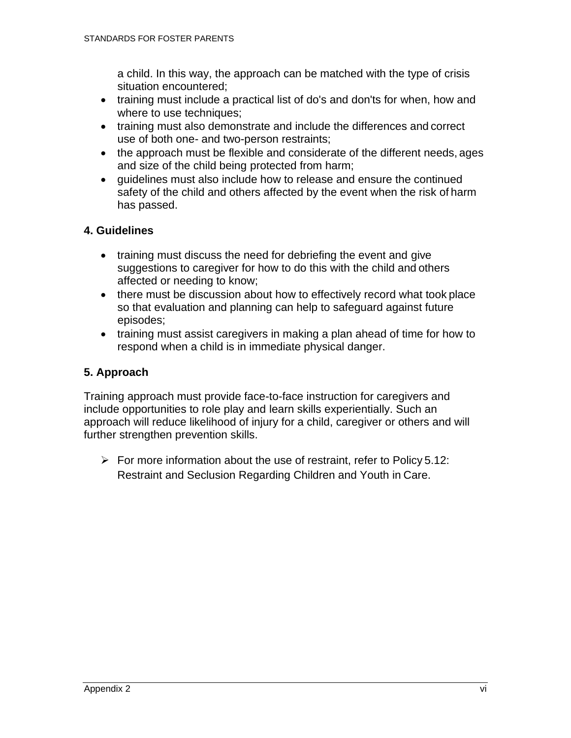a child. In this way, the approach can be matched with the type of crisis situation encountered;

- training must include a practical list of do's and don'ts for when, how and where to use techniques;
- training must also demonstrate and include the differences and correct use of both one- and two-person restraints;
- the approach must be flexible and considerate of the different needs, ages and size of the child being protected from harm;
- guidelines must also include how to release and ensure the continued safety of the child and others affected by the event when the risk of harm has passed.

### 4. Guidelines

- training must discuss the need for debriefing the event and give suggestions to caregiver for how to do this with the child and others affected or needing to know;
- there must be discussion about how to effectively record what took place so that evaluation and planning can help to safeguard against future episodes;
- training must assist caregivers in making a plan ahead of time for how to respond when a child is in immediate physical danger.

### 5. Approach

Training approach must provide face-to-face instruction for caregivers and include opportunities to role play and learn skills experientially. Such an approach will reduce likelihood of injury for a child, caregiver or others and will further strengthen prevention skills.

- ➢ For more information about the use of restraint, refer to Policy 5.12: Restraint and Seclusion Regarding Children and Youth in Care.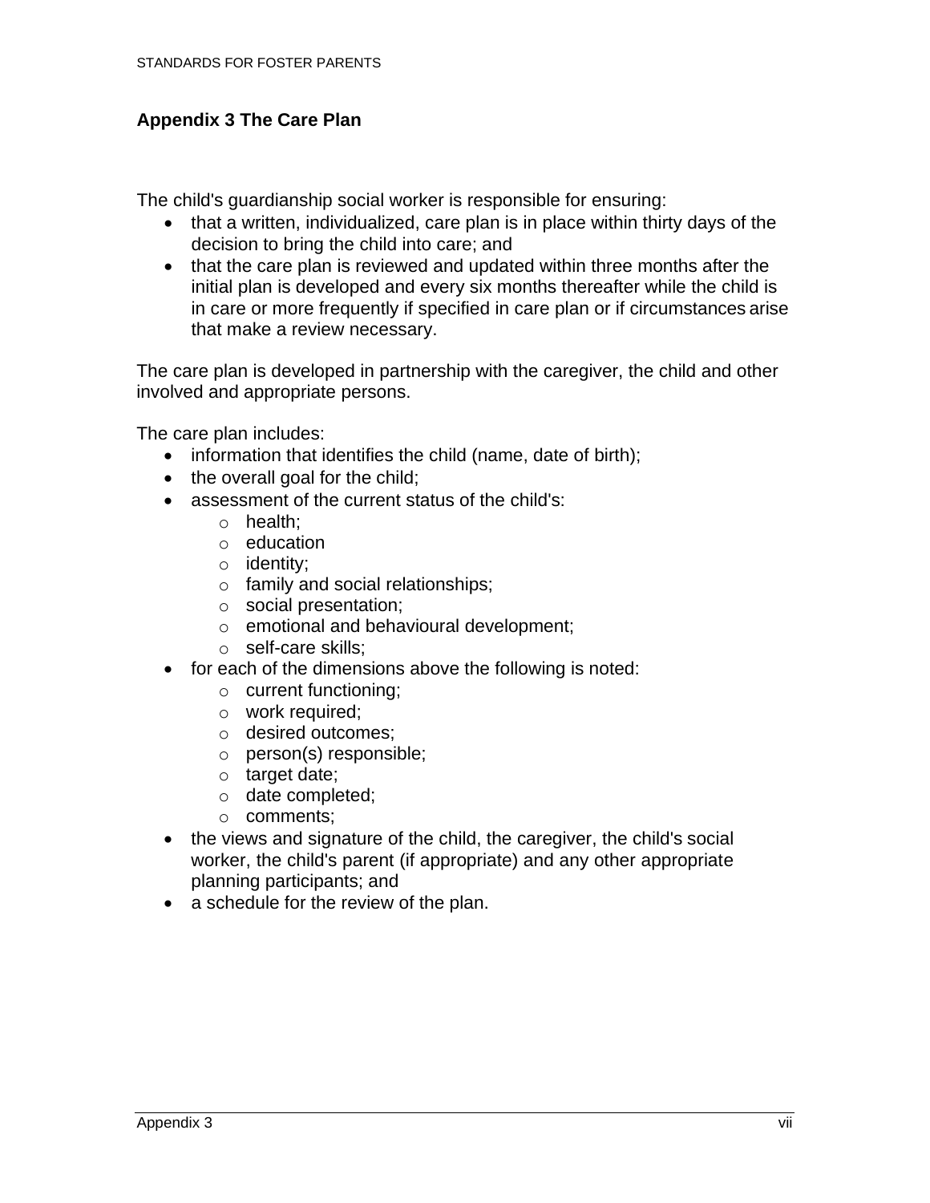## Appendix 3 The Care Plan

The child's guardianship social worker is responsible for ensuring:

- that a written, individualized, care plan is in place within thirty days of the decision to bring the child into care; and
- that the care plan is reviewed and updated within three months after the initial plan is developed and every six months thereafter while the child is in care or more frequently if specified in care plan or if circumstances arise that make a review necessary.

The care plan is developed in partnership with the caregiver, the child and other involved and appropriate persons.

The care plan includes:

- information that identifies the child (name, date of birth);
- the overall goal for the child;
- assessment of the current status of the child's:
  - health;
  - education
  - identity;
  - family and social relationships;
  - social presentation;
  - emotional and behavioural development;
  - self-care skills;
- for each of the dimensions above the following is noted:
  - current functioning;
  - work required;
  - desired outcomes;
  - person(s) responsible;
  - target date;
  - date completed;
  - comments;
- the views and signature of the child, the caregiver, the child's social worker, the child's parent (if appropriate) and any other appropriate planning participants; and
- a schedule for the review of the plan.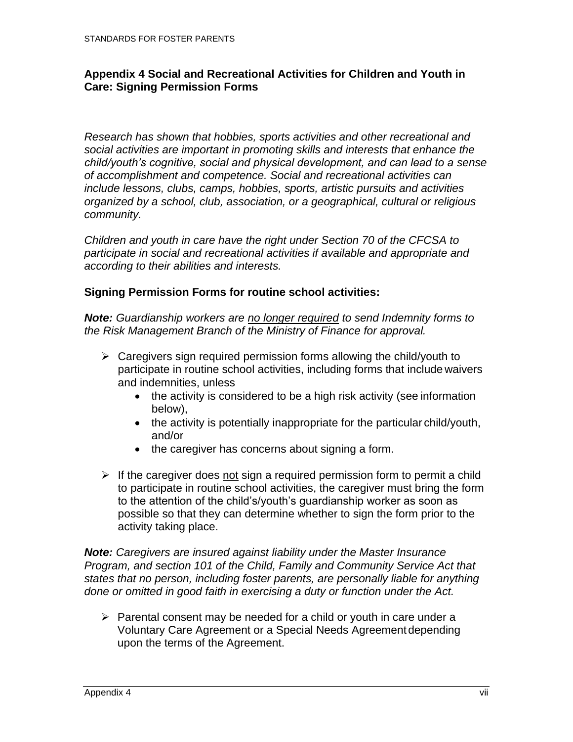## Appendix 4 Social and Recreational Activities for Children and Youth in Care: Signing Permission Forms

*Research has shown that hobbies, sports activities and other recreational and social activities are important in promoting skills and interests that enhance the child/youth's cognitive, social and physical development, and can lead to a sense of accomplishment and competence. Social and recreational activities can include lessons, clubs, camps, hobbies, sports, artistic pursuits and activities organized by a school, club, association, or a geographical, cultural or religious community.*

*Children and youth in care have the right under Section 70 of the CFCSA to participate in social and recreational activities if available and appropriate and according to their abilities and interests.*

### Signing Permission Forms for routine school activities:

***Note:*** *Guardianship workers are <u>no longer required</u> to send Indemnity forms to the Risk Management Branch of the Ministry of Finance for approval.*

- Caregivers sign required permission forms allowing the child/youth to participate in routine school activities, including forms that include waivers and indemnities, unless
  - the activity is considered to be a high risk activity (see information below),
  - the activity is potentially inappropriate for the particular child/youth, and/or
  - the caregiver has concerns about signing a form.
- If the caregiver does <u>not</u> sign a required permission form to permit a child to participate in routine school activities, the caregiver must bring the form to the attention of the child's/youth's guardianship worker as soon as possible so that they can determine whether to sign the form prior to the activity taking place.

***Note:*** *Caregivers are insured against liability under the Master Insurance Program, and section 101 of the Child, Family and Community Service Act that states that no person, including foster parents, are personally liable for anything done or omitted in good faith in exercising a duty or function under the Act.*

- Parental consent may be needed for a child or youth in care under a Voluntary Care Agreement or a Special Needs Agreement depending upon the terms of the Agreement.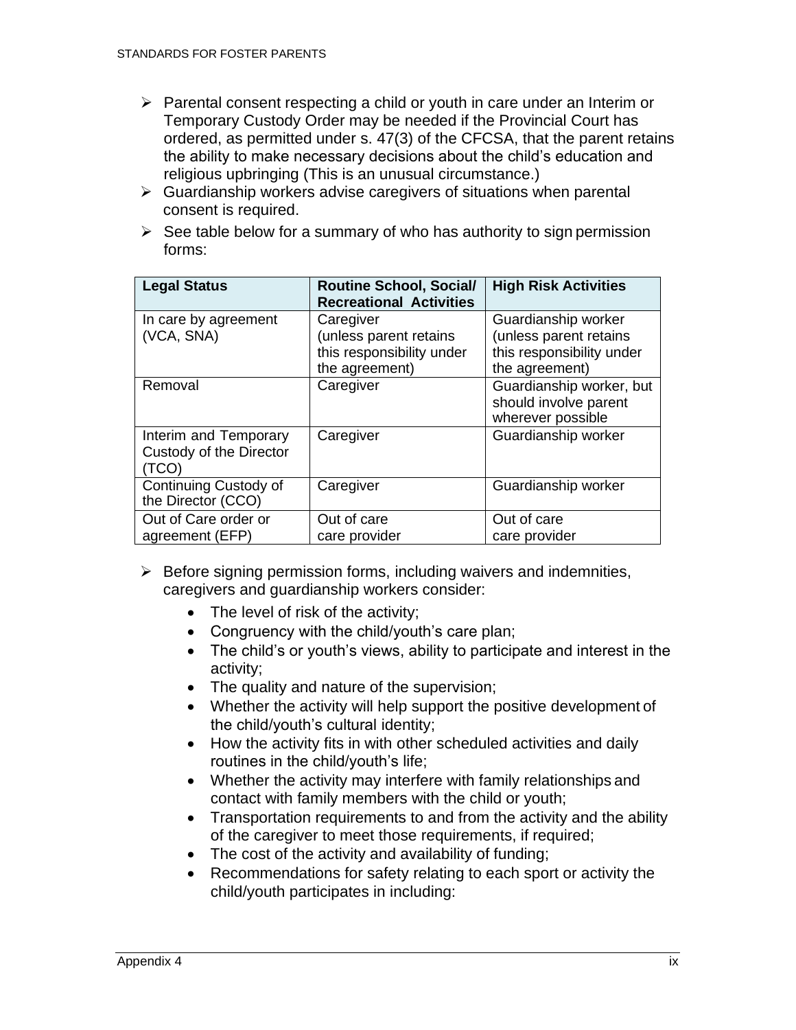- Parental consent respecting a child or youth in care under an Interim or Temporary Custody Order may be needed if the Provincial Court has ordered, as permitted under s. 47(3) of the CFCSA, that the parent retains the ability to make necessary decisions about the child's education and religious upbringing (This is an unusual circumstance.)
- Guardianship workers advise caregivers of situations when parental consent is required.
- See table below for a summary of who has authority to sign permission forms:

| Legal Status | Routine School, Social/ Recreational Activities | High Risk Activities |
|---|---|---|
| In care by agreement (VCA, SNA) | Caregiver (unless parent retains this responsibility under the agreement) | Guardianship worker (unless parent retains this responsibility under the agreement) |
| Removal | Caregiver | Guardianship worker, but should involve parent wherever possible |
| Interim and Temporary Custody of the Director (TCO) | Caregiver | Guardianship worker |
| Continuing Custody of the Director (CCO) | Caregiver | Guardianship worker |
| Out of Care order or agreement (EFP) | Out of care care provider | Out of care care provider |

- Before signing permission forms, including waivers and indemnities, caregivers and guardianship workers consider:
  - The level of risk of the activity;
  - Congruency with the child/youth's care plan;
  - The child's or youth's views, ability to participate and interest in the activity;
  - The quality and nature of the supervision;
  - Whether the activity will help support the positive development of the child/youth's cultural identity;
  - How the activity fits in with other scheduled activities and daily routines in the child/youth's life;
  - Whether the activity may interfere with family relationships and contact with family members with the child or youth;
  - Transportation requirements to and from the activity and the ability of the caregiver to meet those requirements, if required;
  - The cost of the activity and availability of funding;
  - Recommendations for safety relating to each sport or activity the child/youth participates in including: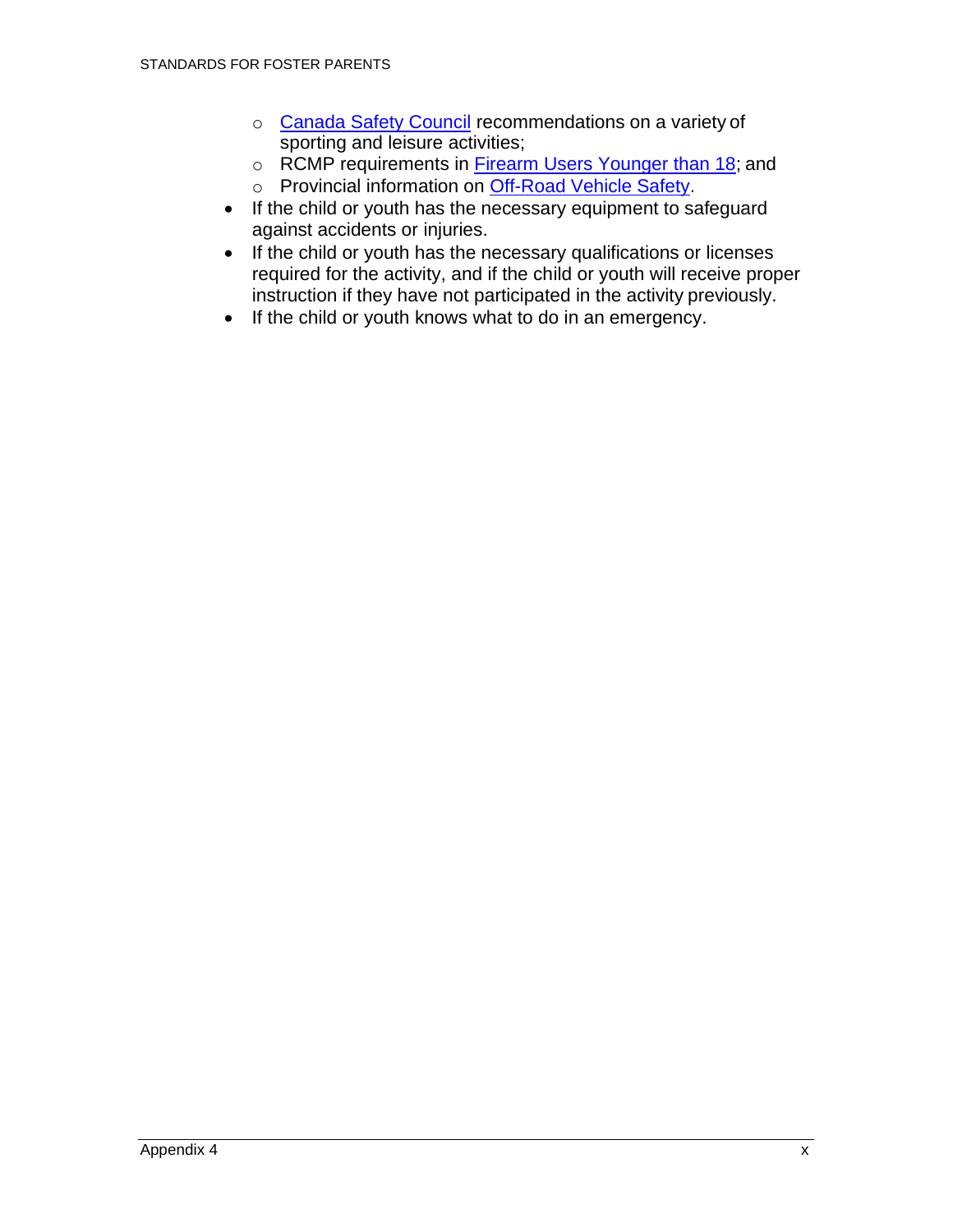- Canada Safety Council recommendations on a variety of sporting and leisure activities;
    - RCMP requirements in Firearm Users Younger than 18; and
    - Provincial information on Off-Road Vehicle Safety.
- If the child or youth has the necessary equipment to safeguard against accidents or injuries.
- If the child or youth has the necessary qualifications or licenses required for the activity, and if the child or youth will receive proper instruction if they have not participated in the activity previously.
- If the child or youth knows what to do in an emergency.